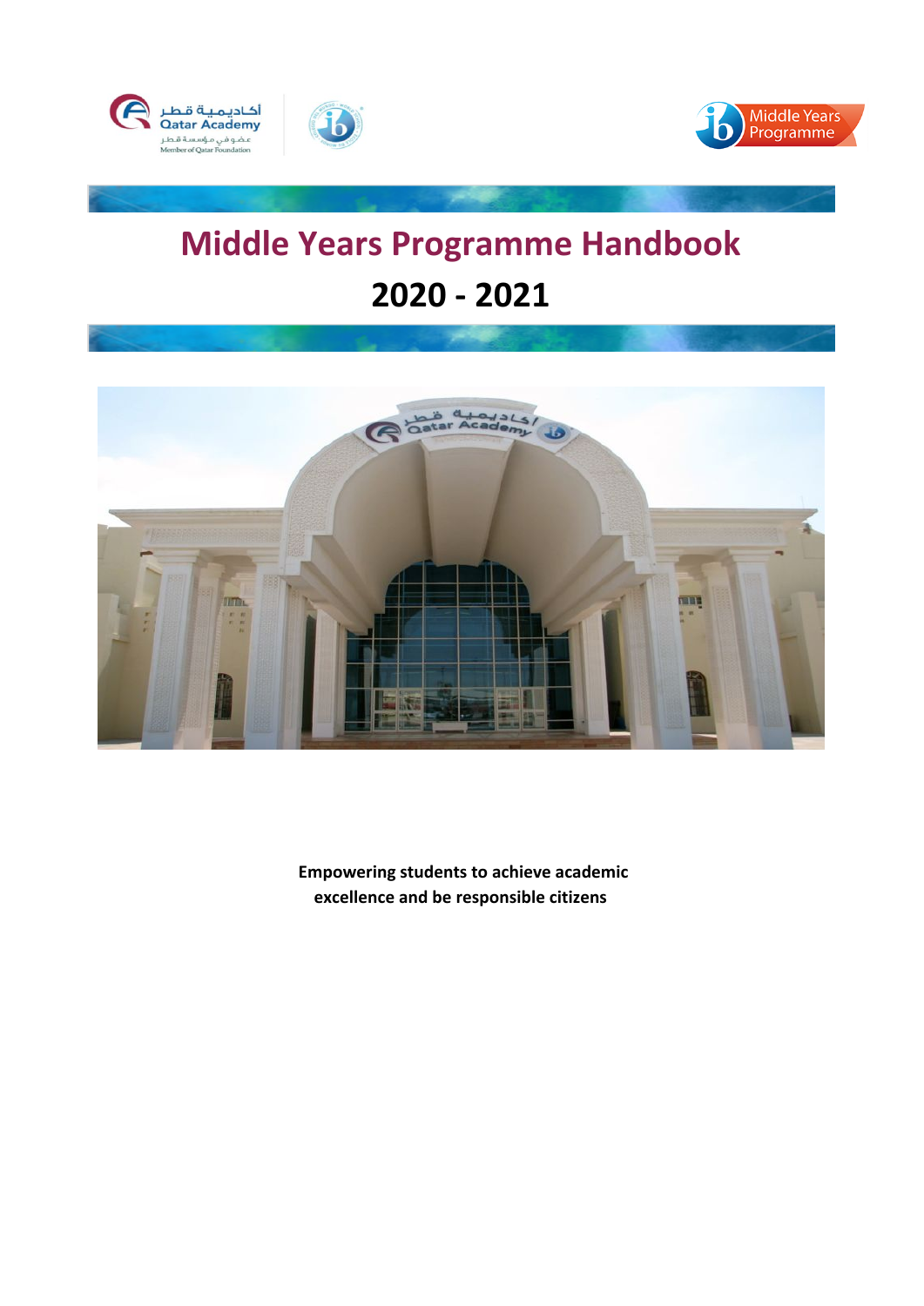# Middle Years Programme Handbook

## 2020 - 2021

**Empowering students to achieve academic excellence and be responsible citizens**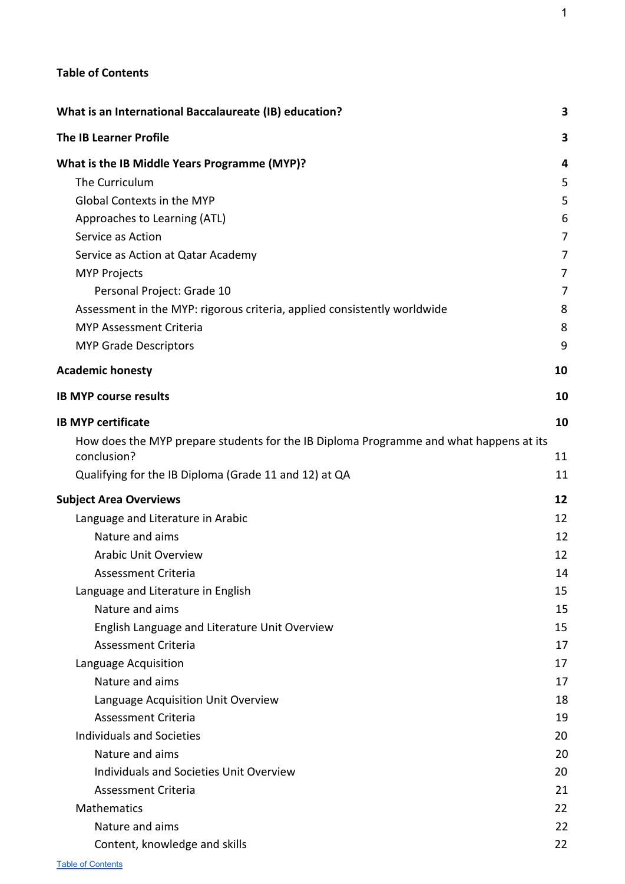**Table of Contents**

| | |
|---|---|
| **What is an International Baccalaureate (IB) education?** | **3** |
| **The IB Learner Profile** | **3** |
| **What is the IB Middle Years Programme (MYP)?** | **4** |
| The Curriculum | 5 |
| Global Contexts in the MYP | 5 |
| Approaches to Learning (ATL) | 6 |
| Service as Action | 7 |
| Service as Action at Qatar Academy | 7 |
| MYP Projects | 7 |
| Personal Project: Grade 10 | 7 |
| Assessment in the MYP: rigorous criteria, applied consistently worldwide | 8 |
| MYP Assessment Criteria | 8 |
| MYP Grade Descriptors | 9 |
| **Academic honesty** | **10** |
| **IB MYP course results** | **10** |
| **IB MYP certificate** | **10** |
| How does the MYP prepare students for the IB Diploma Programme and what happens at its conclusion? | 11 |
| Qualifying for the IB Diploma (Grade 11 and 12) at QA | 11 |
| **Subject Area Overviews** | **12** |
| Language and Literature in Arabic | 12 |
| Nature and aims | 12 |
| Arabic Unit Overview | 12 |
| Assessment Criteria | 14 |
| Language and Literature in English | 15 |
| Nature and aims | 15 |
| English Language and Literature Unit Overview | 15 |
| Assessment Criteria | 17 |
| Language Acquisition | 17 |
| Nature and aims | 17 |
| Language Acquisition Unit Overview | 18 |
| Assessment Criteria | 19 |
| Individuals and Societies | 20 |
| Nature and aims | 20 |
| Individuals and Societies Unit Overview | 20 |
| Assessment Criteria | 21 |
| Mathematics | 22 |
| Nature and aims | 22 |
| Content, knowledge and skills | 22 |

Table of Contents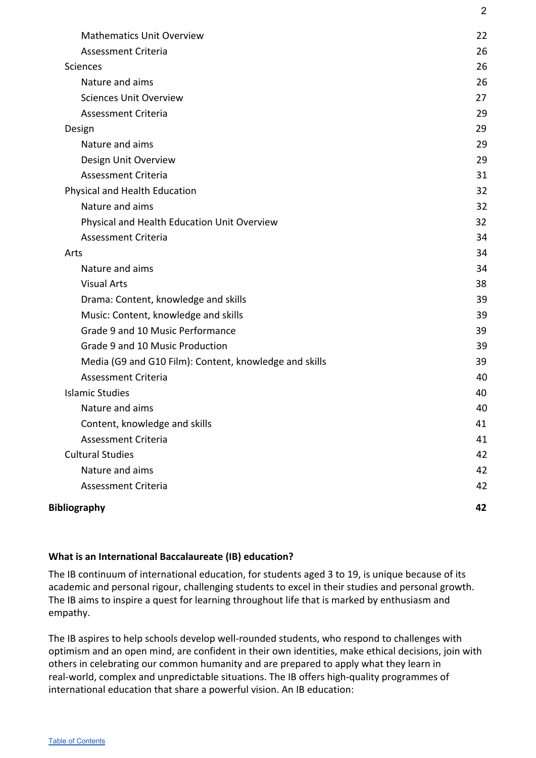- Mathematics Unit Overview 22
- Assessment Criteria 26

Sciences 26

- Nature and aims 26
- Sciences Unit Overview 27
- Assessment Criteria 29

Design 29

- Nature and aims 29
- Design Unit Overview 29
- Assessment Criteria 31

Physical and Health Education 32

- Nature and aims 32
- Physical and Health Education Unit Overview 32
- Assessment Criteria 34

Arts 34

- Nature and aims 34
- Visual Arts 38
- Drama: Content, knowledge and skills 39
- Music: Content, knowledge and skills 39
- Grade 9 and 10 Music Performance 39
- Grade 9 and 10 Music Production 39
- Media (G9 and G10 Film): Content, knowledge and skills 39
- Assessment Criteria 40

Islamic Studies 40

- Nature and aims 40
- Content, knowledge and skills 41
- Assessment Criteria 41

Cultural Studies 42

- Nature and aims 42
- Assessment Criteria 42

**Bibliography** **42**

### What is an International Baccalaureate (IB) education?

The IB continuum of international education, for students aged 3 to 19, is unique because of its academic and personal rigour, challenging students to excel in their studies and personal growth. The IB aims to inspire a quest for learning throughout life that is marked by enthusiasm and empathy.

The IB aspires to help schools develop well-rounded students, who respond to challenges with optimism and an open mind, are confident in their own identities, make ethical decisions, join with others in celebrating our common humanity and are prepared to apply what they learn in real-world, complex and unpredictable situations. The IB offers high-quality programmes of international education that share a powerful vision. An IB education: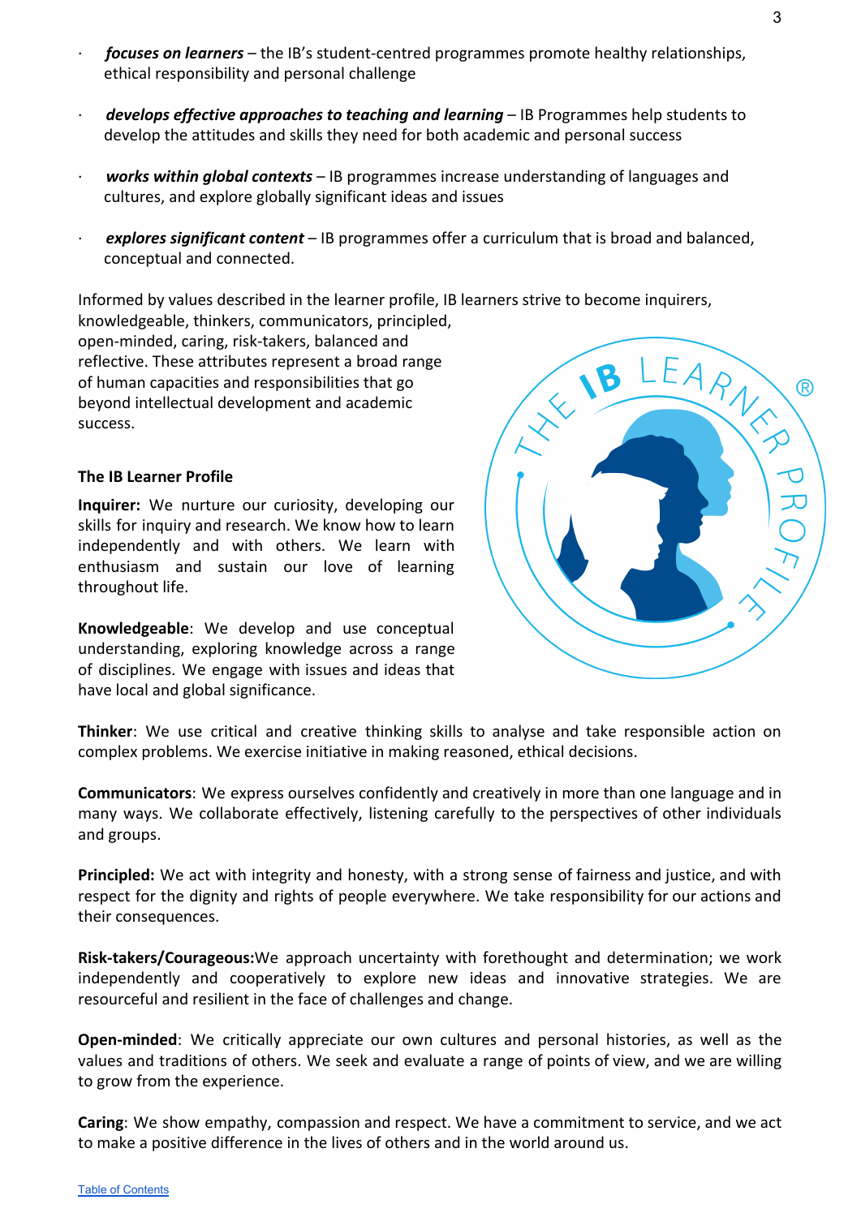- ***focuses on learners*** – the IB's student-centred programmes promote healthy relationships, ethical responsibility and personal challenge
- ***develops effective approaches to teaching and learning*** – IB Programmes help students to develop the attitudes and skills they need for both academic and personal success
- ***works within global contexts*** – IB programmes increase understanding of languages and cultures, and explore globally significant ideas and issues
- ***explores significant content*** – IB programmes offer a curriculum that is broad and balanced, conceptual and connected.

Informed by values described in the learner profile, IB learners strive to become inquirers, knowledgeable, thinkers, communicators, principled, open-minded, caring, risk-takers, balanced and reflective. These attributes represent a broad range of human capacities and responsibilities that go beyond intellectual development and academic success.

**The IB Learner Profile**

**Inquirer:** We nurture our curiosity, developing our skills for inquiry and research. We know how to learn independently and with others. We learn with enthusiasm and sustain our love of learning throughout life.

**Knowledgeable**: We develop and use conceptual understanding, exploring knowledge across a range of disciplines. We engage with issues and ideas that have local and global significance.

**Thinker**: We use critical and creative thinking skills to analyse and take responsible action on complex problems. We exercise initiative in making reasoned, ethical decisions.

**Communicators**: We express ourselves confidently and creatively in more than one language and in many ways. We collaborate effectively, listening carefully to the perspectives of other individuals and groups.

**Principled:** We act with integrity and honesty, with a strong sense of fairness and justice, and with respect for the dignity and rights of people everywhere. We take responsibility for our actions and their consequences.

**Risk-takers/Courageous:**We approach uncertainty with forethought and determination; we work independently and cooperatively to explore new ideas and innovative strategies. We are resourceful and resilient in the face of challenges and change.

**Open-minded**: We critically appreciate our own cultures and personal histories, as well as the values and traditions of others. We seek and evaluate a range of points of view, and we are willing to grow from the experience.

**Caring**: We show empathy, compassion and respect. We have a commitment to service, and we act to make a positive difference in the lives of others and in the world around us.

Table of Contents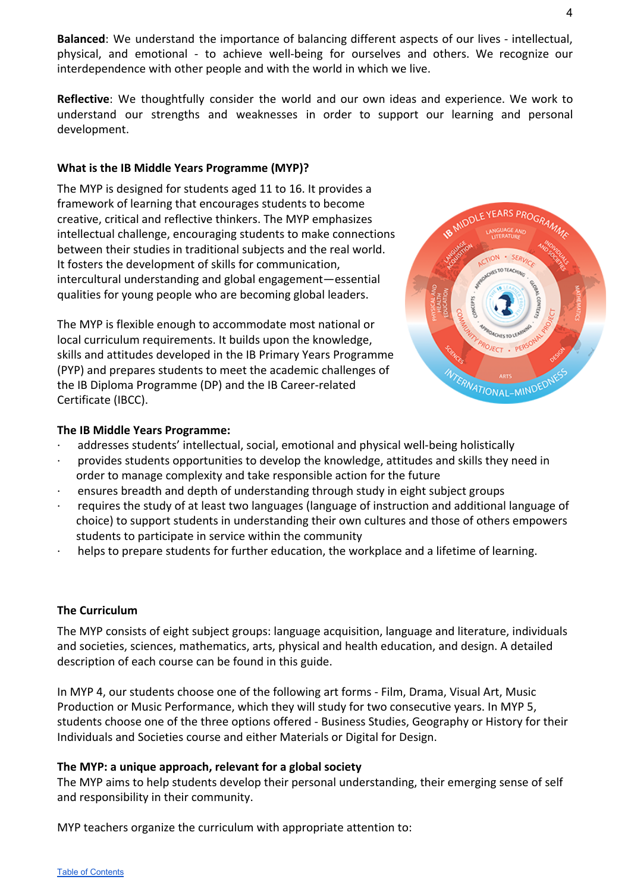**Balanced**: We understand the importance of balancing different aspects of our lives - intellectual, physical, and emotional - to achieve well-being for ourselves and others. We recognize our interdependence with other people and with the world in which we live.

**Reflective**: We thoughtfully consider the world and our own ideas and experience. We work to understand our strengths and weaknesses in order to support our learning and personal development.

### What is the IB Middle Years Programme (MYP)?

The MYP is designed for students aged 11 to 16. It provides a framework of learning that encourages students to become creative, critical and reflective thinkers. The MYP emphasizes intellectual challenge, encouraging students to make connections between their studies in traditional subjects and the real world. It fosters the development of skills for communication, intercultural understanding and global engagement—essential qualities for young people who are becoming global leaders.

The MYP is flexible enough to accommodate most national or local curriculum requirements. It builds upon the knowledge, skills and attitudes developed in the IB Primary Years Programme (PYP) and prepares students to meet the academic challenges of the IB Diploma Programme (DP) and the IB Career-related Certificate (IBCC).

### The IB Middle Years Programme:

- addresses students' intellectual, social, emotional and physical well-being holistically
- provides students opportunities to develop the knowledge, attitudes and skills they need in order to manage complexity and take responsible action for the future
- ensures breadth and depth of understanding through study in eight subject groups
- requires the study of at least two languages (language of instruction and additional language of choice) to support students in understanding their own cultures and those of others empowers students to participate in service within the community
- helps to prepare students for further education, the workplace and a lifetime of learning.

### The Curriculum

The MYP consists of eight subject groups: language acquisition, language and literature, individuals and societies, sciences, mathematics, arts, physical and health education, and design. A detailed description of each course can be found in this guide.

In MYP 4, our students choose one of the following art forms - Film, Drama, Visual Art, Music Production or Music Performance, which they will study for two consecutive years. In MYP 5, students choose one of the three options offered - Business Studies, Geography or History for their Individuals and Societies course and either Materials or Digital for Design.

### The MYP: a unique approach, relevant for a global society

The MYP aims to help students develop their personal understanding, their emerging sense of self and responsibility in their community.

MYP teachers organize the curriculum with appropriate attention to: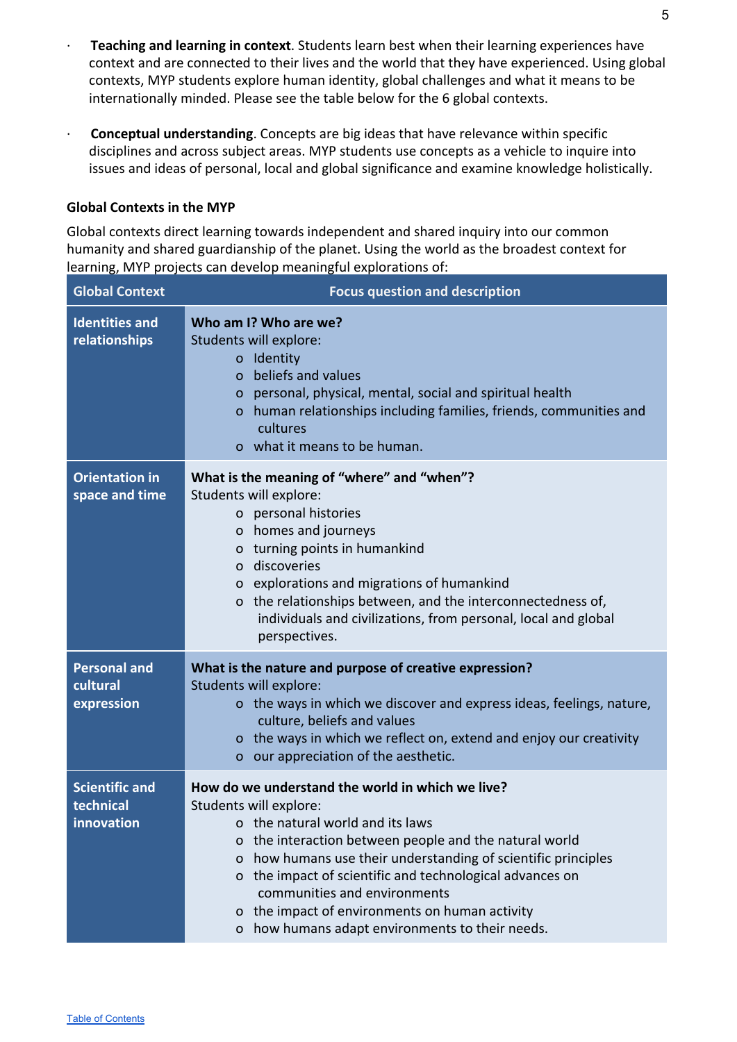- **Teaching and learning in context**. Students learn best when their learning experiences have context and are connected to their lives and the world that they have experienced. Using global contexts, MYP students explore human identity, global challenges and what it means to be internationally minded. Please see the table below for the 6 global contexts.

- **Conceptual understanding**. Concepts are big ideas that have relevance within specific disciplines and across subject areas. MYP students use concepts as a vehicle to inquire into issues and ideas of personal, local and global significance and examine knowledge holistically.

### Global Contexts in the MYP

Global contexts direct learning towards independent and shared inquiry into our common humanity and shared guardianship of the planet. Using the world as the broadest context for learning, MYP projects can develop meaningful explorations of:

| Global Context | Focus question and description |
|---|---|
| **Identities and relationships** | **Who am I? Who are we?**<br>Students will explore:<br>o Identity<br>o beliefs and values<br>o personal, physical, mental, social and spiritual health<br>o human relationships including families, friends, communities and cultures<br>o what it means to be human. |
| **Orientation in space and time** | **What is the meaning of "where" and "when"?**<br>Students will explore:<br>o personal histories<br>o homes and journeys<br>o turning points in humankind<br>o discoveries<br>o explorations and migrations of humankind<br>o the relationships between, and the interconnectedness of, individuals and civilizations, from personal, local and global perspectives. |
| **Personal and cultural expression** | **What is the nature and purpose of creative expression?**<br>Students will explore:<br>o the ways in which we discover and express ideas, feelings, nature, culture, beliefs and values<br>o the ways in which we reflect on, extend and enjoy our creativity<br>o our appreciation of the aesthetic. |
| **Scientific and technical innovation** | **How do we understand the world in which we live?**<br>Students will explore:<br>o the natural world and its laws<br>o the interaction between people and the natural world<br>o how humans use their understanding of scientific principles<br>o the impact of scientific and technological advances on communities and environments<br>o the impact of environments on human activity<br>o how humans adapt environments to their needs. |

[Table of Contents]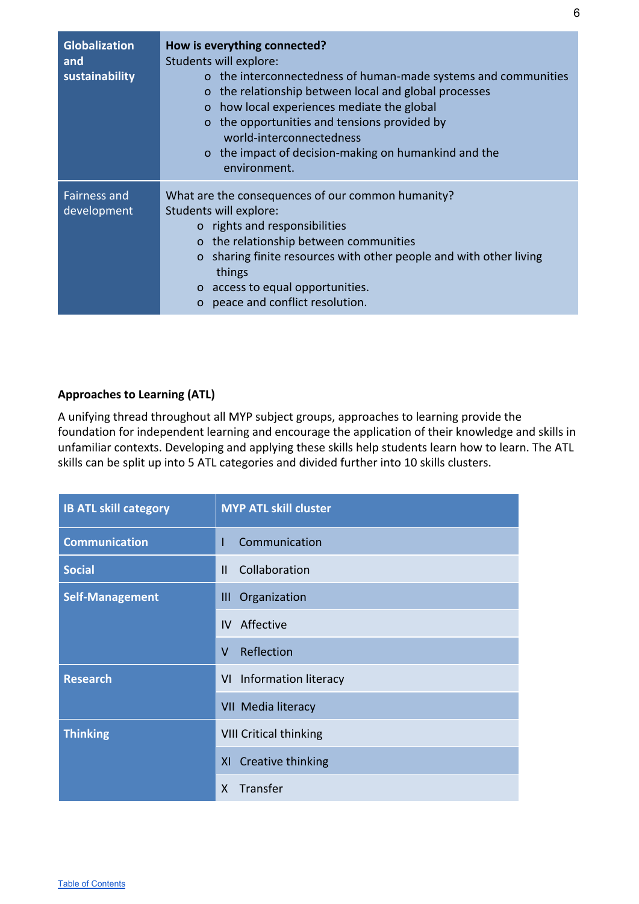| **Globalization and sustainability** | **How is everything connected?**<br>Students will explore:<br>o the interconnectedness of human-made systems and communities<br>o the relationship between local and global processes<br>o how local experiences mediate the global<br>o the opportunities and tensions provided by world-interconnectedness<br>o the impact of decision-making on humankind and the environment. |
|---|---|
| Fairness and development | What are the consequences of our common humanity?<br>Students will explore:<br>o rights and responsibilities<br>o the relationship between communities<br>o sharing finite resources with other people and with other living things<br>o access to equal opportunities.<br>o peace and conflict resolution. |

**Approaches to Learning (ATL)**

A unifying thread throughout all MYP subject groups, approaches to learning provide the foundation for independent learning and encourage the application of their knowledge and skills in unfamiliar contexts. Developing and applying these skills help students learn how to learn. The ATL skills can be split up into 5 ATL categories and divided further into 10 skills clusters.

| IB ATL skill category | MYP ATL skill cluster |
|---|---|
| **Communication** | I Communication |
| **Social** | II Collaboration |
| **Self-Management** | III Organization |
| | IV Affective |
| | V Reflection |
| **Research** | VI Information literacy |
| | VII Media literacy |
| **Thinking** | VIII Critical thinking |
| | XI Creative thinking |
| | X Transfer |

[Table of Contents]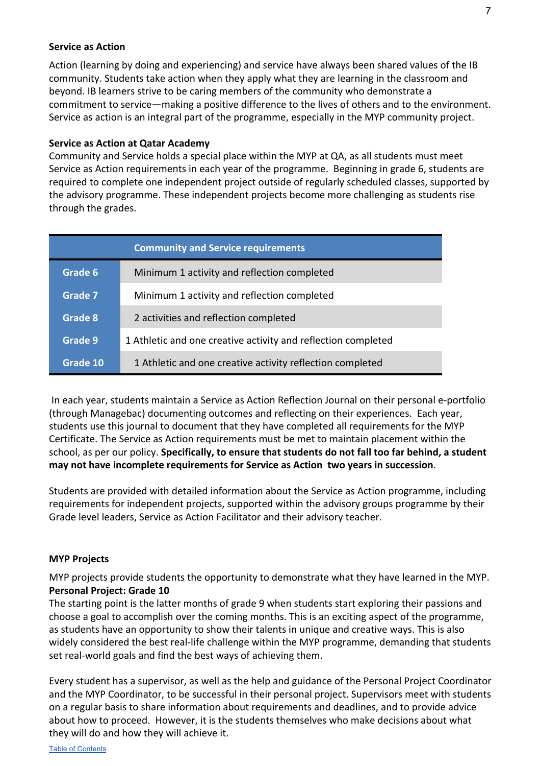### Service as Action

Action (learning by doing and experiencing) and service have always been shared values of the IB community. Students take action when they apply what they are learning in the classroom and beyond. IB learners strive to be caring members of the community who demonstrate a commitment to service—making a positive difference to the lives of others and to the environment. Service as action is an integral part of the programme, especially in the MYP community project.

### Service as Action at Qatar Academy

Community and Service holds a special place within the MYP at QA, as all students must meet Service as Action requirements in each year of the programme. Beginning in grade 6, students are required to complete one independent project outside of regularly scheduled classes, supported by the advisory programme. These independent projects become more challenging as students rise through the grades.

| | Community and Service requirements |
|---|---|
| Grade 6 | Minimum 1 activity and reflection completed |
| Grade 7 | Minimum 1 activity and reflection completed |
| Grade 8 | 2 activities and reflection completed |
| Grade 9 | 1 Athletic and one creative activity and reflection completed |
| Grade 10 | 1 Athletic and one creative activity reflection completed |

In each year, students maintain a Service as Action Reflection Journal on their personal e-portfolio (through Managebac) documenting outcomes and reflecting on their experiences. Each year, students use this journal to document that they have completed all requirements for the MYP Certificate. The Service as Action requirements must be met to maintain placement within the school, as per our policy. **Specifically, to ensure that students do not fall too far behind, a student may not have incomplete requirements for Service as Action two years in succession**.

Students are provided with detailed information about the Service as Action programme, including requirements for independent projects, supported within the advisory groups programme by their Grade level leaders, Service as Action Facilitator and their advisory teacher.

### MYP Projects

MYP projects provide students the opportunity to demonstrate what they have learned in the MYP.

**Personal Project: Grade 10**

The starting point is the latter months of grade 9 when students start exploring their passions and choose a goal to accomplish over the coming months. This is an exciting aspect of the programme, as students have an opportunity to show their talents in unique and creative ways. This is also widely considered the best real-life challenge within the MYP programme, demanding that students set real-world goals and find the best ways of achieving them.

Every student has a supervisor, as well as the help and guidance of the Personal Project Coordinator and the MYP Coordinator, to be successful in their personal project. Supervisors meet with students on a regular basis to share information about requirements and deadlines, and to provide advice about how to proceed. However, it is the students themselves who make decisions about what they will do and how they will achieve it.

Table of Contents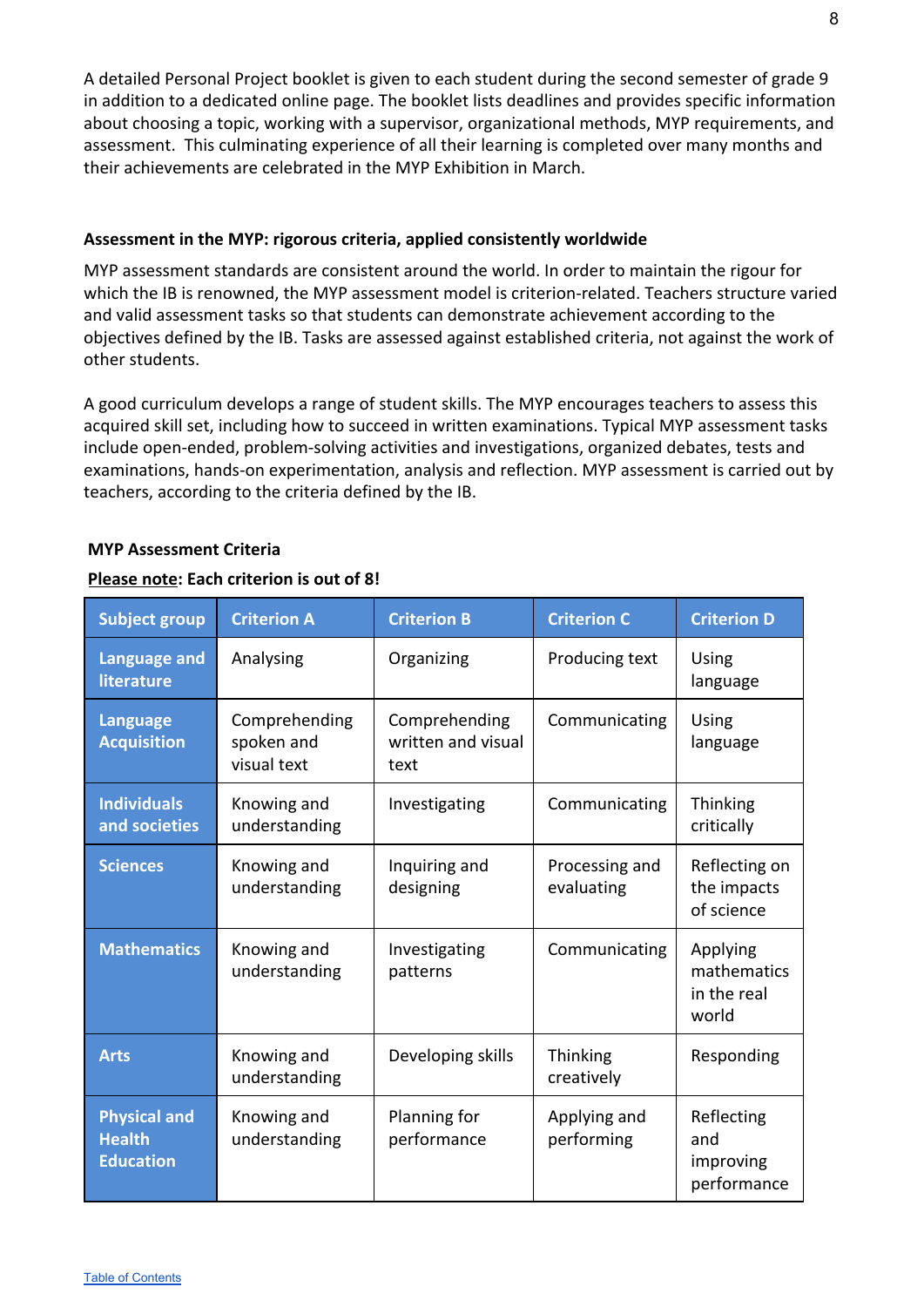A detailed Personal Project booklet is given to each student during the second semester of grade 9 in addition to a dedicated online page. The booklet lists deadlines and provides specific information about choosing a topic, working with a supervisor, organizational methods, MYP requirements, and assessment. This culminating experience of all their learning is completed over many months and their achievements are celebrated in the MYP Exhibition in March.

### Assessment in the MYP: rigorous criteria, applied consistently worldwide

MYP assessment standards are consistent around the world. In order to maintain the rigour for which the IB is renowned, the MYP assessment model is criterion-related. Teachers structure varied and valid assessment tasks so that students can demonstrate achievement according to the objectives defined by the IB. Tasks are assessed against established criteria, not against the work of other students.

A good curriculum develops a range of student skills. The MYP encourages teachers to assess this acquired skill set, including how to succeed in written examinations. Typical MYP assessment tasks include open-ended, problem-solving activities and investigations, organized debates, tests and examinations, hands-on experimentation, analysis and reflection. MYP assessment is carried out by teachers, according to the criteria defined by the IB.

**MYP Assessment Criteria**

**Please note: Each criterion is out of 8!**

| Subject group | Criterion A | Criterion B | Criterion C | Criterion D |
|---|---|---|---|---|
| **Language and literature** | Analysing | Organizing | Producing text | Using language |
| **Language Acquisition** | Comprehending spoken and visual text | Comprehending written and visual text | Communicating | Using language |
| **Individuals and societies** | Knowing and understanding | Investigating | Communicating | Thinking critically |
| **Sciences** | Knowing and understanding | Inquiring and designing | Processing and evaluating | Reflecting on the impacts of science |
| **Mathematics** | Knowing and understanding | Investigating patterns | Communicating | Applying mathematics in the real world |
| **Arts** | Knowing and understanding | Developing skills | Thinking creatively | Responding |
| **Physical and Health Education** | Knowing and understanding | Planning for performance | Applying and performing | Reflecting and improving performance |

Table of Contents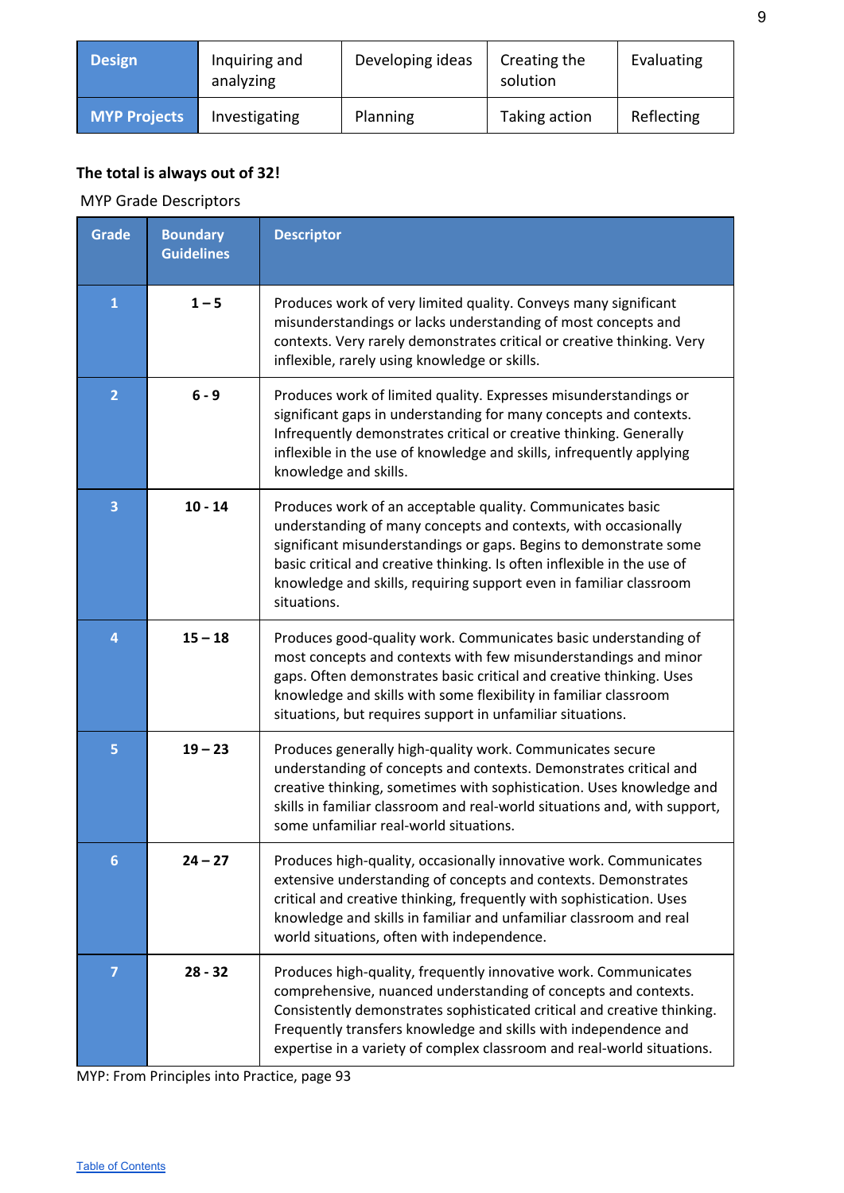| Design | Inquiring and analyzing | Developing ideas | Creating the solution | Evaluating |
|---|---|---|---|---|
| MYP Projects | Investigating | Planning | Taking action | Reflecting |

**The total is always out of 32!**

MYP Grade Descriptors

| Grade | Boundary Guidelines | Descriptor |
|---|---|---|
| 1 | 1 – 5 | Produces work of very limited quality. Conveys many significant misunderstandings or lacks understanding of most concepts and contexts. Very rarely demonstrates critical or creative thinking. Very inflexible, rarely using knowledge or skills. |
| 2 | 6 - 9 | Produces work of limited quality. Expresses misunderstandings or significant gaps in understanding for many concepts and contexts. Infrequently demonstrates critical or creative thinking. Generally inflexible in the use of knowledge and skills, infrequently applying knowledge and skills. |
| 3 | 10 - 14 | Produces work of an acceptable quality. Communicates basic understanding of many concepts and contexts, with occasionally significant misunderstandings or gaps. Begins to demonstrate some basic critical and creative thinking. Is often inflexible in the use of knowledge and skills, requiring support even in familiar classroom situations. |
| 4 | 15 – 18 | Produces good-quality work. Communicates basic understanding of most concepts and contexts with few misunderstandings and minor gaps. Often demonstrates basic critical and creative thinking. Uses knowledge and skills with some flexibility in familiar classroom situations, but requires support in unfamiliar situations. |
| 5 | 19 – 23 | Produces generally high-quality work. Communicates secure understanding of concepts and contexts. Demonstrates critical and creative thinking, sometimes with sophistication. Uses knowledge and skills in familiar classroom and real-world situations and, with support, some unfamiliar real-world situations. |
| 6 | 24 – 27 | Produces high-quality, occasionally innovative work. Communicates extensive understanding of concepts and contexts. Demonstrates critical and creative thinking, frequently with sophistication. Uses knowledge and skills in familiar and unfamiliar classroom and real world situations, often with independence. |
| 7 | 28 - 32 | Produces high-quality, frequently innovative work. Communicates comprehensive, nuanced understanding of concepts and contexts. Consistently demonstrates sophisticated critical and creative thinking. Frequently transfers knowledge and skills with independence and expertise in a variety of complex classroom and real-world situations. |

MYP: From Principles into Practice, page 93

Table of Contents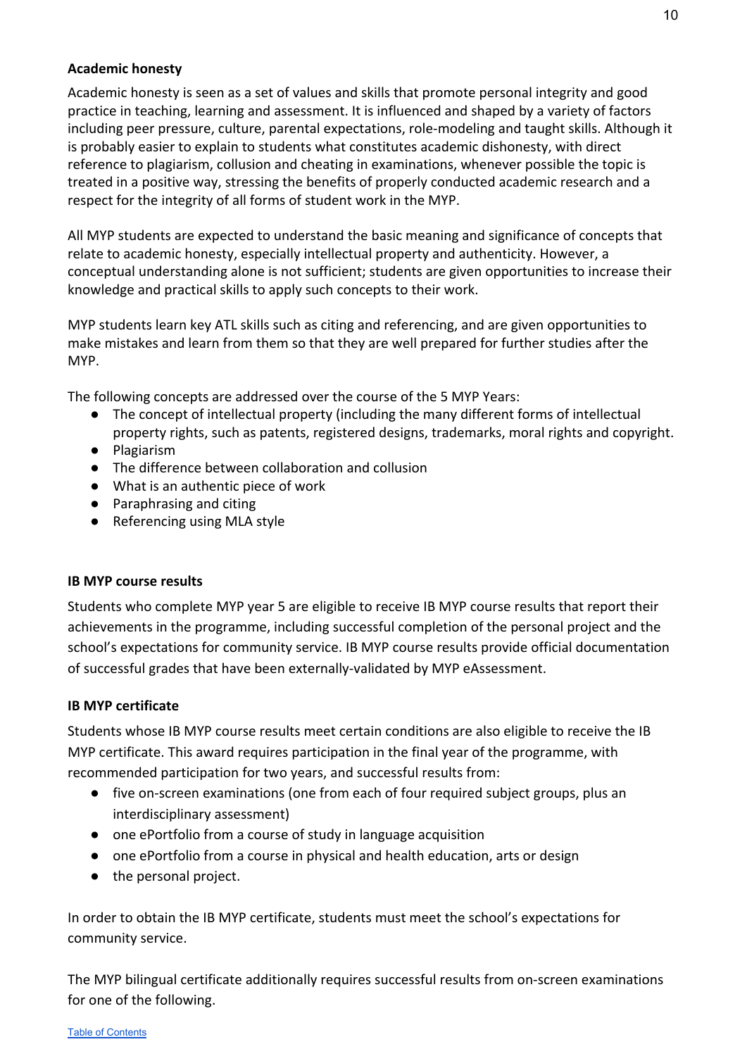### Academic honesty

Academic honesty is seen as a set of values and skills that promote personal integrity and good practice in teaching, learning and assessment. It is influenced and shaped by a variety of factors including peer pressure, culture, parental expectations, role-modeling and taught skills. Although it is probably easier to explain to students what constitutes academic dishonesty, with direct reference to plagiarism, collusion and cheating in examinations, whenever possible the topic is treated in a positive way, stressing the benefits of properly conducted academic research and a respect for the integrity of all forms of student work in the MYP.

All MYP students are expected to understand the basic meaning and significance of concepts that relate to academic honesty, especially intellectual property and authenticity. However, a conceptual understanding alone is not sufficient; students are given opportunities to increase their knowledge and practical skills to apply such concepts to their work.

MYP students learn key ATL skills such as citing and referencing, and are given opportunities to make mistakes and learn from them so that they are well prepared for further studies after the MYP.

The following concepts are addressed over the course of the 5 MYP Years:

- The concept of intellectual property (including the many different forms of intellectual property rights, such as patents, registered designs, trademarks, moral rights and copyright.
- Plagiarism
- The difference between collaboration and collusion
- What is an authentic piece of work
- Paraphrasing and citing
- Referencing using MLA style

### IB MYP course results

Students who complete MYP year 5 are eligible to receive IB MYP course results that report their achievements in the programme, including successful completion of the personal project and the school's expectations for community service. IB MYP course results provide official documentation of successful grades that have been externally-validated by MYP eAssessment.

### IB MYP certificate

Students whose IB MYP course results meet certain conditions are also eligible to receive the IB MYP certificate. This award requires participation in the final year of the programme, with recommended participation for two years, and successful results from:

- five on-screen examinations (one from each of four required subject groups, plus an interdisciplinary assessment)
- one ePortfolio from a course of study in language acquisition
- one ePortfolio from a course in physical and health education, arts or design
- the personal project.

In order to obtain the IB MYP certificate, students must meet the school's expectations for community service.

The MYP bilingual certificate additionally requires successful results from on-screen examinations for one of the following.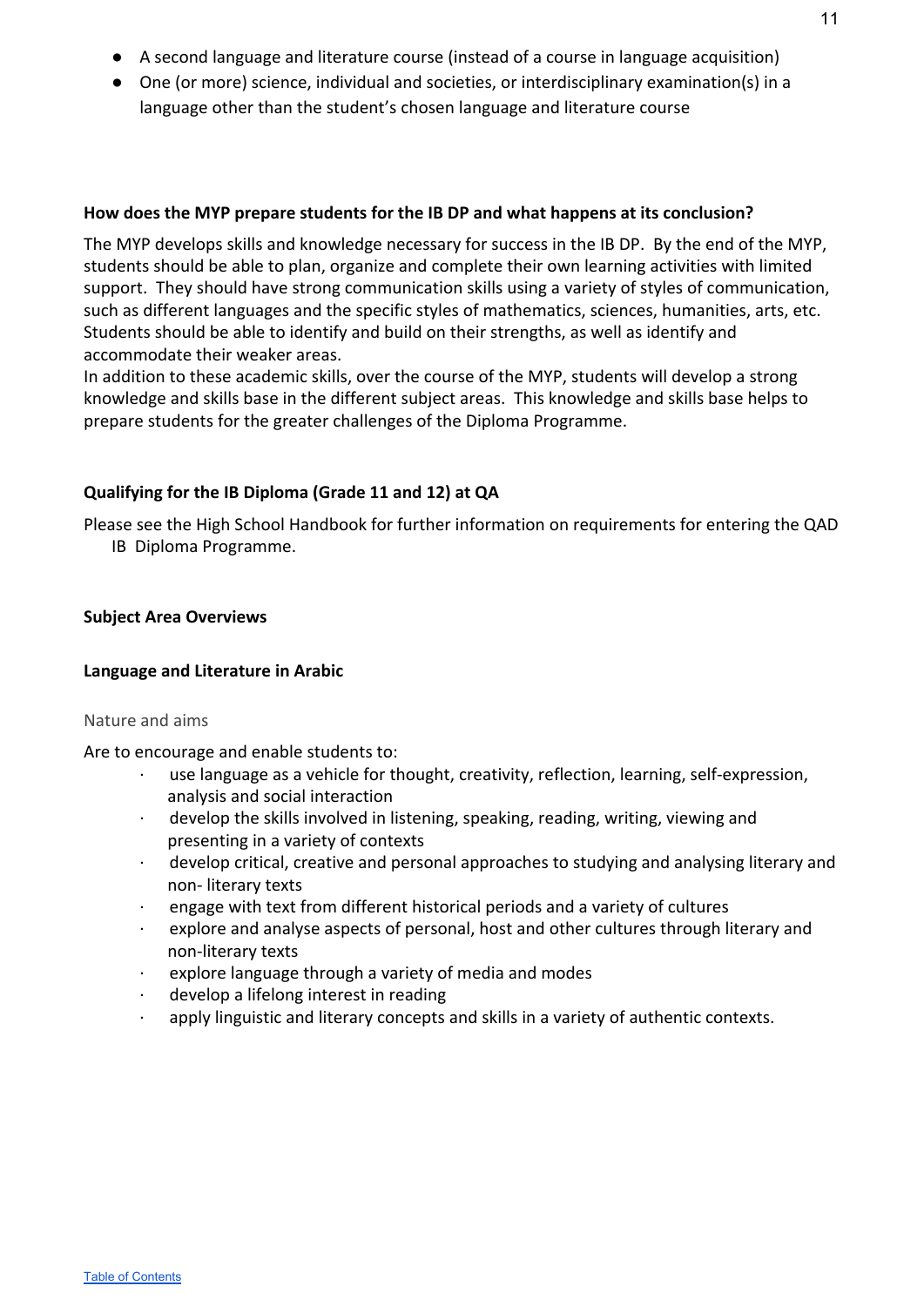- A second language and literature course (instead of a course in language acquisition)
- One (or more) science, individual and societies, or interdisciplinary examination(s) in a language other than the student's chosen language and literature course

**How does the MYP prepare students for the IB DP and what happens at its conclusion?**

The MYP develops skills and knowledge necessary for success in the IB DP. By the end of the MYP, students should be able to plan, organize and complete their own learning activities with limited support. They should have strong communication skills using a variety of styles of communication, such as different languages and the specific styles of mathematics, sciences, humanities, arts, etc. Students should be able to identify and build on their strengths, as well as identify and accommodate their weaker areas.
In addition to these academic skills, over the course of the MYP, students will develop a strong knowledge and skills base in the different subject areas. This knowledge and skills base helps to prepare students for the greater challenges of the Diploma Programme.

**Qualifying for the IB Diploma (Grade 11 and 12) at QA**

Please see the High School Handbook for further information on requirements for entering the QAD IB Diploma Programme.

**Subject Area Overviews**

**Language and Literature in Arabic**

Nature and aims

Are to encourage and enable students to:

- use language as a vehicle for thought, creativity, reflection, learning, self-expression, analysis and social interaction
- develop the skills involved in listening, speaking, reading, writing, viewing and presenting in a variety of contexts
- develop critical, creative and personal approaches to studying and analysing literary and non- literary texts
- engage with text from different historical periods and a variety of cultures
- explore and analyse aspects of personal, host and other cultures through literary and non-literary texts
- explore language through a variety of media and modes
- develop a lifelong interest in reading
- apply linguistic and literary concepts and skills in a variety of authentic contexts.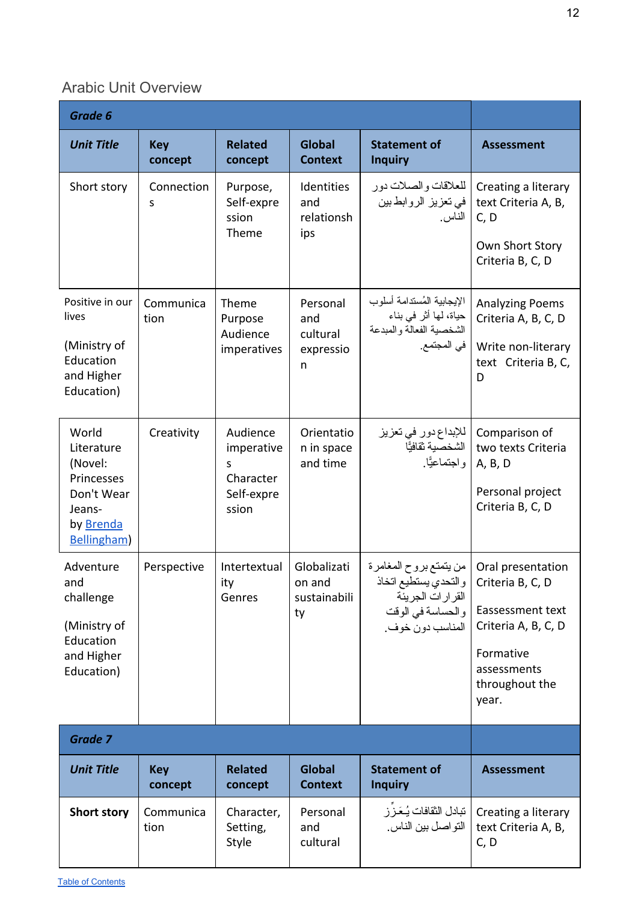## Arabic Unit Overview

| ***Grade 6*** | | | | | |
|---|---|---|---|---|---|
| ***Unit Title*** | **Key concept** | **Related concept** | **Global Context** | **Statement of Inquiry** | **Assessment** |
| Short story | Connections | Purpose, Self-expression Theme | Identities and relationships | للعلاقات والصلات دور في تعزيز الروابط بين الناس. | Creating a literary text Criteria A, B, C, D<br><br>Own Short Story Criteria B, C, D |
| Positive in our lives<br><br>(Ministry of Education and Higher Education) | Communication | Theme Purpose Audience imperatives | Personal and cultural expression | الإيجابية المُستدامة أسلوب حياة، لها أثر في بناء الشخصية الفعالة والمبدعة في المجتمع. | Analyzing Poems Criteria A, B, C, D<br><br>Write non-literary text Criteria B, C, D |
| World Literature (Novel: Princesses Don't Wear Jeans- by Brenda Bellingham) | Creativity | Audience imperatives Character Self-expression | Orientation in space and time | للإبداع دور في تعزيز الشخصية ثقافيًّا واجتماعيًّا. | Comparison of two texts Criteria A, B, D<br><br>Personal project Criteria B, C, D |
| Adventure and challenge<br><br>(Ministry of Education and Higher Education) | Perspective | Intertextuality Genres | Globalization and sustainability | من يتمتع بروح المغامرة والتحدي يستطيع اتخاذ القرارات الجريئة والحساسة في الوقت المناسب دون خوف. | Oral presentation Criteria B, C, D<br><br>Eassessment text Criteria A, B, C, D<br><br>Formative assessments throughout the year. |
| ***Grade 7*** | | | | | |
| ***Unit Title*** | **Key concept** | **Related concept** | **Global Context** | **Statement of Inquiry** | **Assessment** |
| **Short story** | Communication | Character, Setting, Style | Personal and cultural | تبادل الثقافات يُعَزِّز التواصل بين الناس. | Creating a literary text Criteria A, B, C, D |

Table of Contents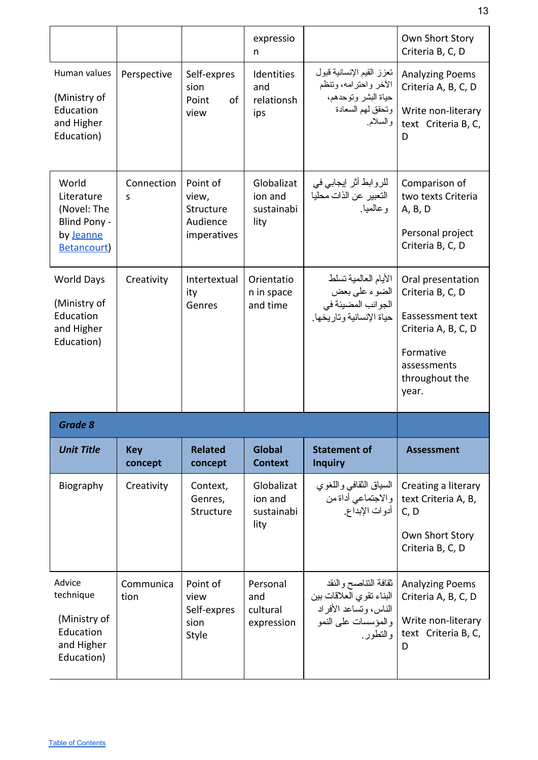|  |  |  | expression |  | Own Short Story Criteria B, C, D |
|---|---|---|---|---|---|
| Human values (Ministry of Education and Higher Education) | Perspective | Self-expression Point of view | Identities and relationships | تعزز القيم الإنسانية قبول الآخر واحترامه، وتنظم حياة البشر وتوحدهم، وتحقق لهم السعادة والسلام. | Analyzing Poems Criteria A, B, C, D<br><br>Write non-literary text Criteria B, C, D |
| World Literature (Novel: The Blind Pony - by [Jeanne Betancourt]) | Connections | Point of view, Structure Audience imperatives | Globalization and sustainability | للروابط أثر إيجابي في التعبير عن الذات محليا وعالميا. | Comparison of two texts Criteria A, B, D<br><br>Personal project Criteria B, C, D |
| World Days (Ministry of Education and Higher Education) | Creativity | Intertextuality Genres | Orientation in space and time | الأيام العالمية تسلط الضوء على بعض الجوانب المضيئة في حياة الإنسانية وتاريخها. | Oral presentation Criteria B, C, D<br><br>Eassessment text Criteria A, B, C, D<br><br>Formative assessments throughout the year. |
| ***Grade 8*** |  |  |  |  |  |
| ***Unit Title*** | **Key concept** | **Related concept** | **Global Context** | **Statement of Inquiry** | **Assessment** |
| Biography | Creativity | Context, Genres, Structure | Globalization and sustainability | السياق الثقافي واللغوي والاجتماعي أداة من أدوات الإبداع. | Creating a literary text Criteria A, B, C, D<br><br>Own Short Story Criteria B, C, D |
| Advice technique (Ministry of Education and Higher Education) | Communication | Point of view Self-expression Style | Personal and cultural expression | ثقافة التناصح والنقد البناء تقوي العلاقات بين الناس، وتساعد الأفراد والمؤسسات على النمو والتطور. | Analyzing Poems Criteria A, B, C, D<br><br>Write non-literary text Criteria B, C, D |

Table of Contents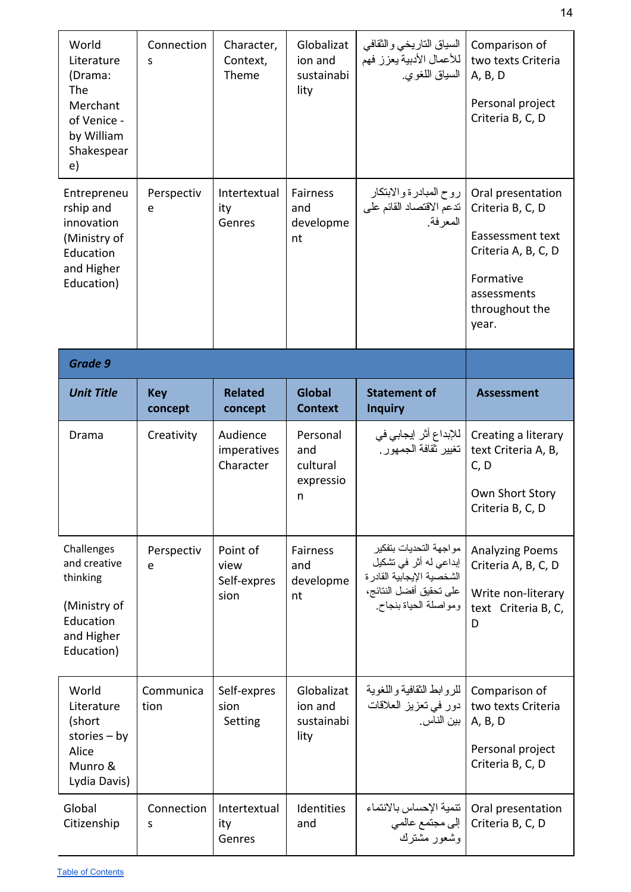| World Literature (Drama: The Merchant of Venice - by William Shakespeare) | Connections | Character, Context, Theme | Globalization and sustainability | السياق التاريخي والثقافي للأعمال الأدبية يعزز فهم السياق اللغوي. | Comparison of two texts Criteria A, B, D<br><br>Personal project Criteria B, C, D |
|---|---|---|---|---|---|
| Entrepreneurship and innovation (Ministry of Education and Higher Education) | Perspective | Intertextuality Genres | Fairness and development | روح المبادرة والابتكار تدعم الاقتصاد القائم على المعرفة. | Oral presentation Criteria B, C, D<br><br>Eassessment text Criteria A, B, C, D<br><br>Formative assessments throughout the year. |
| ***Grade 9*** | | | | | |
| ***Unit Title*** | **Key concept** | **Related concept** | **Global Context** | **Statement of Inquiry** | **Assessment** |
| Drama | Creativity | Audience imperatives Character | Personal and cultural expression | للإبداع أثر إيجابي في تغيير ثقافة الجمهور. | Creating a literary text Criteria A, B, C, D<br><br>Own Short Story Criteria B, C, D |
| Challenges and creative thinking<br><br>(Ministry of Education and Higher Education) | Perspective | Point of view Self-expression | Fairness and development | مواجهة التحديات بتفكير إبداعي له أثر في تشكيل الشخصية الإيجابية القادرة على تحقيق أفضل النتائج، ومواصلة الحياة بنجاح. | Analyzing Poems Criteria A, B, C, D<br><br>Write non-literary text Criteria B, C, D |
| World Literature (short stories – by Alice Munro & Lydia Davis) | Communication | Self-expression Setting | Globalization and sustainability | للروابط الثقافية واللغوية دور في تعزيز العلاقات بين الناس. | Comparison of two texts Criteria A, B, D<br><br>Personal project Criteria B, C, D |
| Global Citizenship | Connections | Intertextuality Genres | Identities and | تنمية الإحساس بالانتماء إلى مجتمع عالمي وشعور مشترك | Oral presentation Criteria B, C, D |

Table of Contents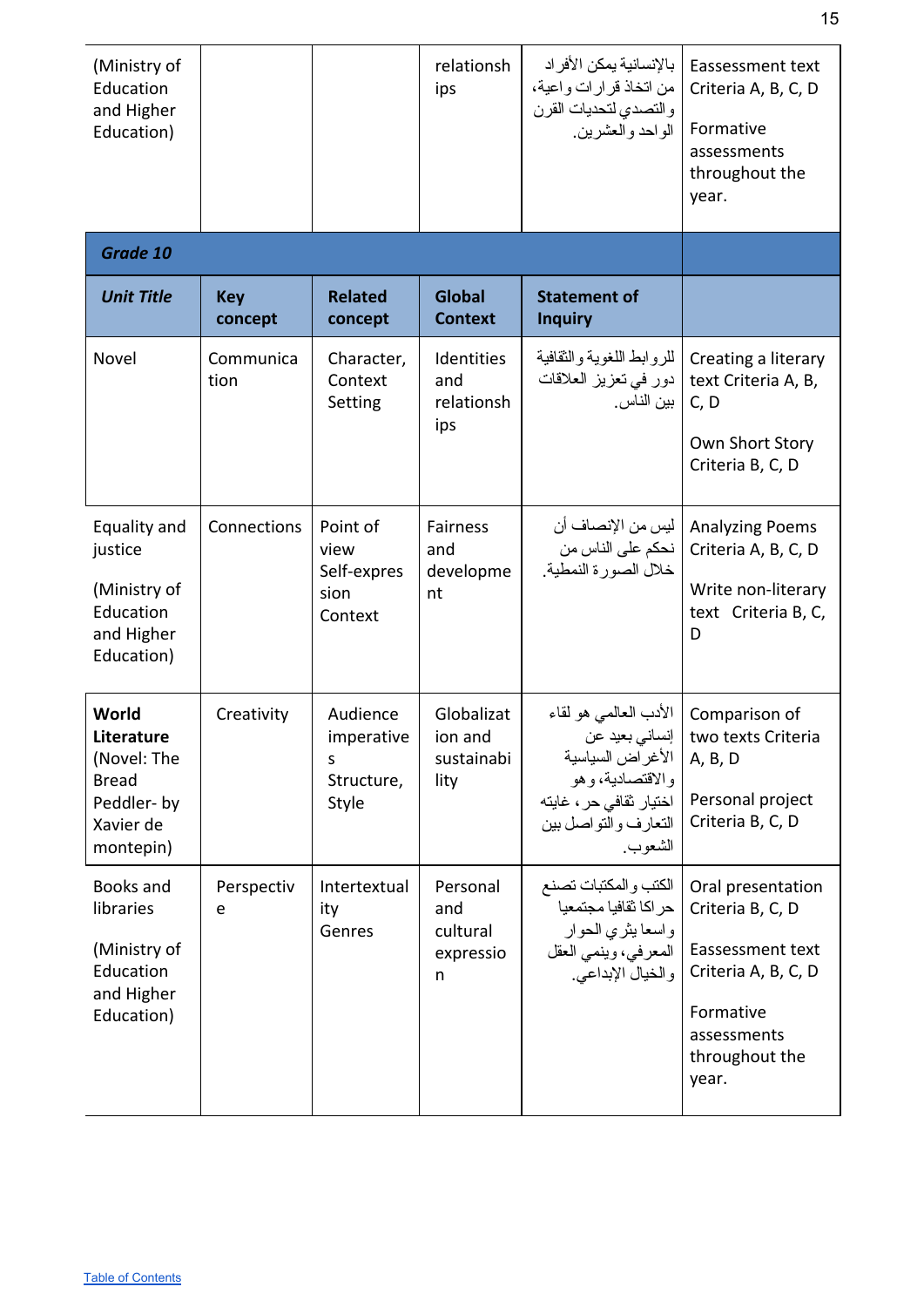| (Ministry of Education and Higher Education) | | | relationships | بالإنسانية يمكن الأفراد من اتخاذ قرارات واعية، والتصدي لتحديات القرن الواحد والعشرين. | Eassessment text Criteria A, B, C, D<br><br>Formative assessments throughout the year. |
|---|---|---|---|---|---|
| ***Grade 10*** | | | | | |
| ***Unit Title*** | **Key concept** | **Related concept** | **Global Context** | **Statement of Inquiry** | |
| Novel | Communication | Character, Context Setting | Identities and relationships | للروابط اللغوية والثقافية دور في تعزيز العلاقات بين الناس. | Creating a literary text Criteria A, B, C, D<br><br>Own Short Story Criteria B, C, D |
| Equality and justice<br><br>(Ministry of Education and Higher Education) | Connections | Point of view Self-expression Context | Fairness and development | ليس من الإنصاف أن نحكم على الناس من خلال الصورة النمطية. | Analyzing Poems Criteria A, B, C, D<br><br>Write non-literary text Criteria B, C, D |
| **World Literature** (Novel: The Bread Peddler- by Xavier de montepin) | Creativity | Audience imperatives Structure, Style | Globalization and sustainability | الأدب العالمي هو لقاء إنساني بعيد عن الأغراض السياسية والاقتصادية، وهو اختيار ثقافي حر، غايته التعارف والتواصل بين الشعوب. | Comparison of two texts Criteria A, B, D<br><br>Personal project Criteria B, C, D |
| Books and libraries<br><br>(Ministry of Education and Higher Education) | Perspective | Intertextuality Genres | Personal and cultural expression | الكتب والمكتبات تصنع حراكا ثقافيا مجتمعيا واسعا يثري الحوار المعرفي، وينمي العقل والخيال الإبداعي. | Oral presentation Criteria B, C, D<br><br>Eassessment text Criteria A, B, C, D<br><br>Formative assessments throughout the year. |

[Table of Contents](#)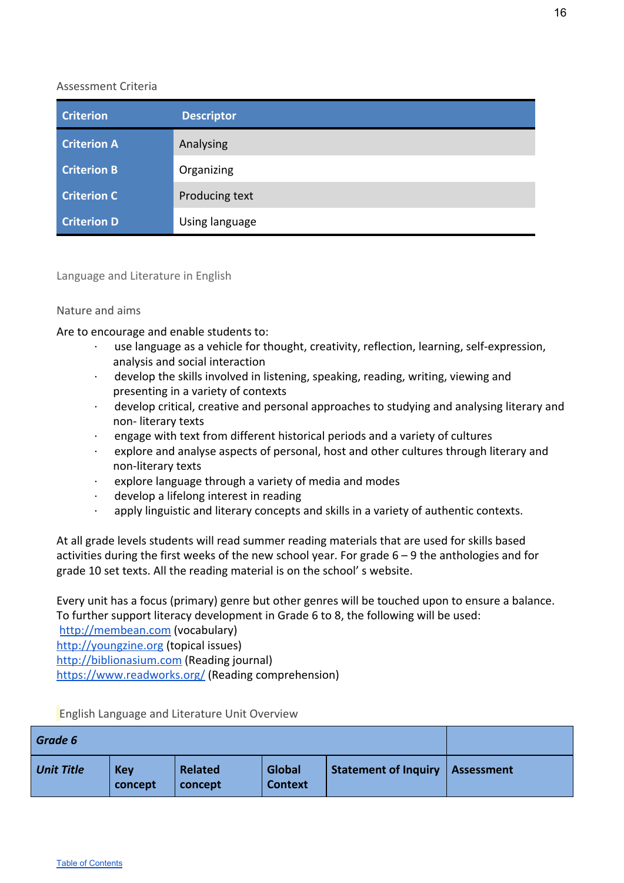Assessment Criteria

| Criterion | Descriptor |
| --- | --- |
| Criterion A | Analysing |
| Criterion B | Organizing |
| Criterion C | Producing text |
| Criterion D | Using language |

## Language and Literature in English

### Nature and aims

Are to encourage and enable students to:

- use language as a vehicle for thought, creativity, reflection, learning, self-expression, analysis and social interaction
- develop the skills involved in listening, speaking, reading, writing, viewing and presenting in a variety of contexts
- develop critical, creative and personal approaches to studying and analysing literary and non- literary texts
- engage with text from different historical periods and a variety of cultures
- explore and analyse aspects of personal, host and other cultures through literary and non-literary texts
- explore language through a variety of media and modes
- develop a lifelong interest in reading
- apply linguistic and literary concepts and skills in a variety of authentic contexts.

At all grade levels students will read summer reading materials that are used for skills based activities during the first weeks of the new school year. For grade 6 – 9 the anthologies and for grade 10 set texts. All the reading material is on the school' s website.

Every unit has a focus (primary) genre but other genres will be touched upon to ensure a balance. To further support literacy development in Grade 6 to 8, the following will be used:
http://membean.com (vocabulary)
http://youngzine.org (topical issues)
http://biblionasium.com (Reading journal)
https://www.readworks.org/ (Reading comprehension)

English Language and Literature Unit Overview

| ***Grade 6*** | | | | | |
| --- | --- | --- | --- | --- | --- |
| ***Unit Title*** | **Key concept** | **Related concept** | **Global Context** | **Statement of Inquiry** | **Assessment** |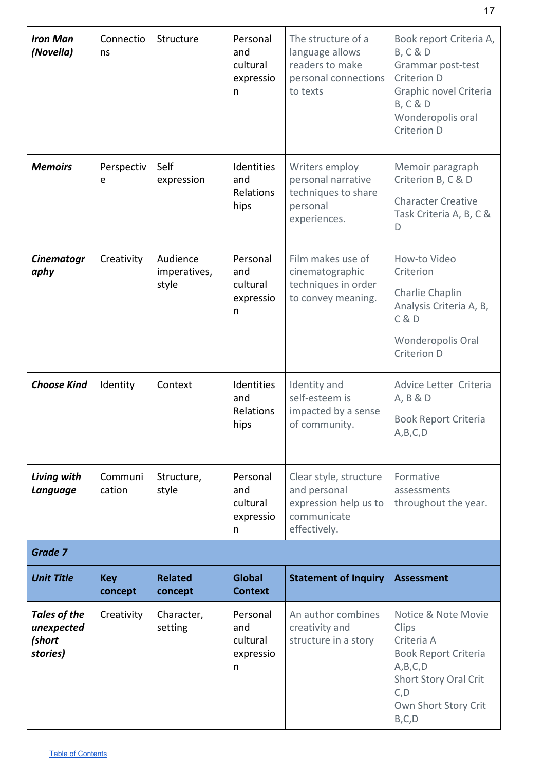| | | | | | |
|---|---|---|---|---|---|
| ***Iron Man (Novella)*** | Connections | Structure | Personal and cultural expression | The structure of a language allows readers to make personal connections to texts | Book report Criteria A, B, C & D<br>Grammar post-test Criterion D<br>Graphic novel Criteria B, C & D<br>Wonderopolis oral Criterion D |
| ***Memoirs*** | Perspective | Self expression | Identities and Relationships | Writers employ personal narrative techniques to share personal experiences. | Memoir paragraph Criterion B, C & D<br>Character Creative Task Criteria A, B, C & D |
| ***Cinematography*** | Creativity | Audience imperatives, style | Personal and cultural expression | Film makes use of cinematographic techniques in order to convey meaning. | How-to Video Criterion<br>Charlie Chaplin Analysis Criteria A, B, C & D<br>Wonderopolis Oral Criterion D |
| ***Choose Kind*** | Identity | Context | Identities and Relationships | Identity and self-esteem is impacted by a sense of community. | Advice Letter Criteria A, B & D<br>Book Report Criteria A,B,C,D |
| ***Living with Language*** | Communication | Structure, style | Personal and cultural expression | Clear style, structure and personal expression help us to communicate effectively. | Formative assessments throughout the year. |
| ***Grade 7*** | | | | | |
| ***Unit Title*** | **Key concept** | **Related concept** | **Global Context** | **Statement of Inquiry** | **Assessment** |
| ***Tales of the unexpected (short stories)*** | Creativity | Character, setting | Personal and cultural expression | An author combines creativity and structure in a story | Notice & Note Movie Clips<br>Criteria A<br>Book Report Criteria A,B,C,D<br>Short Story Oral Crit C,D<br>Own Short Story Crit B,C,D |

Table of Contents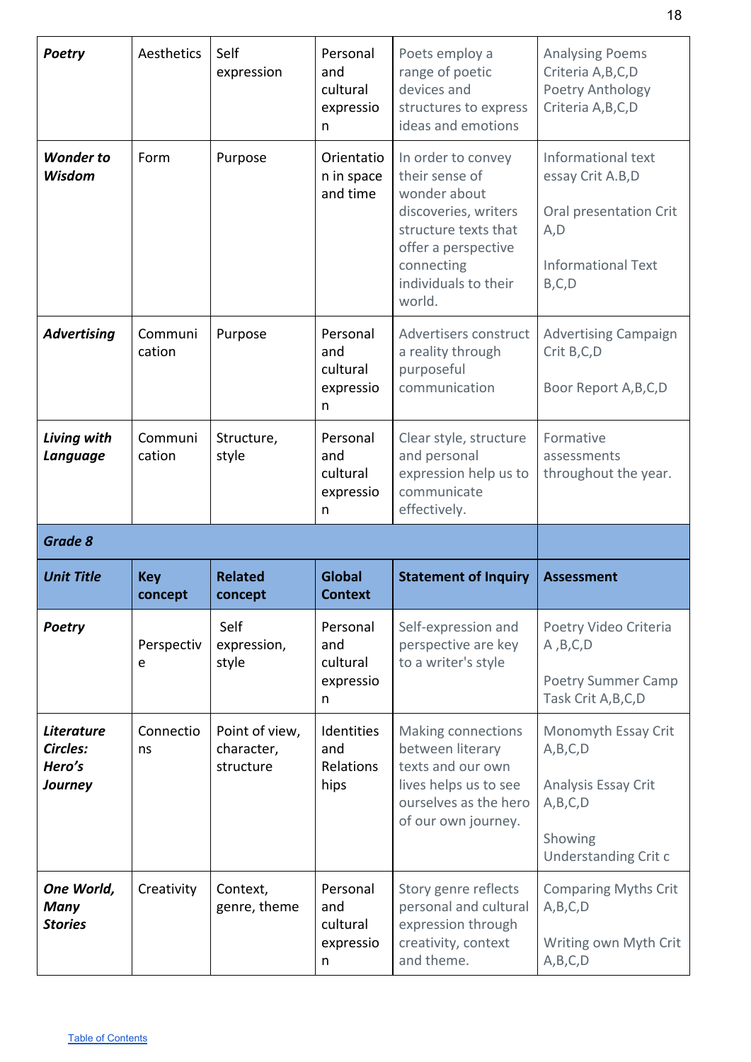| | | | | | |
|---|---|---|---|---|---|
| ***Poetry*** | Aesthetics | Self expression | Personal and cultural expression | Poets employ a range of poetic devices and structures to express ideas and emotions | Analysing Poems Criteria A,B,C,D<br>Poetry Anthology Criteria A,B,C,D |
| ***Wonder to Wisdom*** | Form | Purpose | Orientation in space and time | In order to convey their sense of wonder about discoveries, writers structure texts that offer a perspective connecting individuals to their world. | Informational text essay Crit A.B,D<br><br>Oral presentation Crit A,D<br><br>Informational Text B,C,D |
| ***Advertising*** | Communication | Purpose | Personal and cultural expression | Advertisers construct a reality through purposeful communication | Advertising Campaign Crit B,C,D<br><br>Boor Report A,B,C,D |
| ***Living with Language*** | Communication | Structure, style | Personal and cultural expression | Clear style, structure and personal expression help us to communicate effectively. | Formative assessments throughout the year. |
| ***Grade 8*** | | | | | |
| ***Unit Title*** | **Key concept** | **Related concept** | **Global Context** | **Statement of Inquiry** | **Assessment** |
| ***Poetry*** | Perspective | Self expression, style | Personal and cultural expression | Self-expression and perspective are key to a writer's style | Poetry Video Criteria A ,B,C,D<br><br>Poetry Summer Camp Task Crit A,B,C,D |
| ***Literature Circles: Hero's Journey*** | Connections | Point of view, character, structure | Identities and Relationships | Making connections between literary texts and our own lives helps us to see ourselves as the hero of our own journey. | Monomyth Essay Crit A,B,C,D<br><br>Analysis Essay Crit A,B,C,D<br><br>Showing Understanding Crit c |
| ***One World, Many Stories*** | Creativity | Context, genre, theme | Personal and cultural expression | Story genre reflects personal and cultural expression through creativity, context and theme. | Comparing Myths Crit A,B,C,D<br><br>Writing own Myth Crit A,B,C,D |

Table of Contents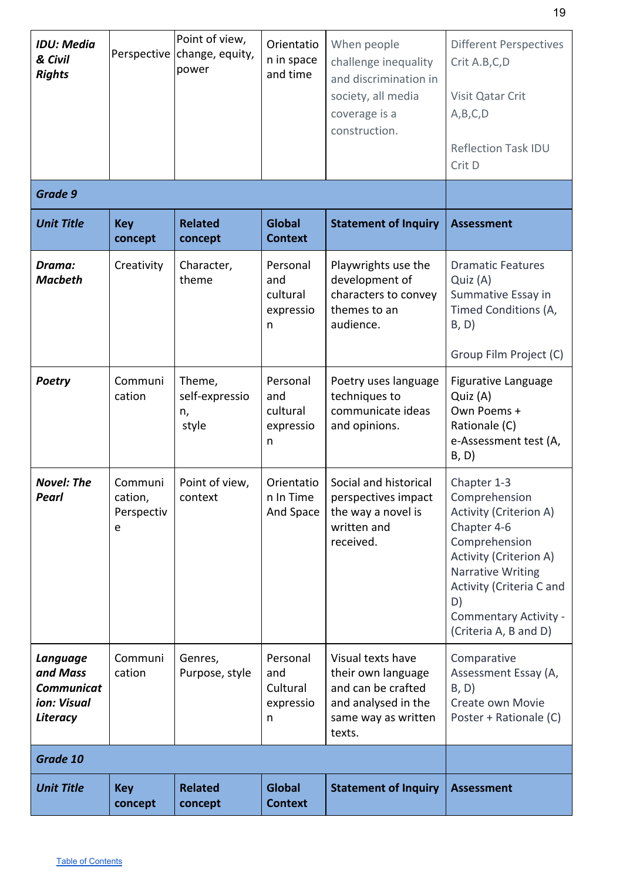| *IDU: Media & Civil Rights* | Perspective | Point of view, change, equity, power | Orientation in space and time | When people challenge inequality and discrimination in society, all media coverage is a construction. | Different Perspectives Crit A.B,C,D<br><br>Visit Qatar Crit A,B,C,D<br><br>Reflection Task IDU Crit D |
|---|---|---|---|---|---|
| ***Grade 9*** | | | | | |
| ***Unit Title*** | **Key concept** | **Related concept** | **Global Context** | **Statement of Inquiry** | **Assessment** |
| ***Drama: Macbeth*** | Creativity | Character, theme | Personal and cultural expression | Playwrights use the development of characters to convey themes to an audience. | Dramatic Features Quiz (A)<br>Summative Essay in Timed Conditions (A, B, D)<br><br>Group Film Project (C) |
| ***Poetry*** | Communication | Theme, self-expression, style | Personal and cultural expression | Poetry uses language techniques to communicate ideas and opinions. | Figurative Language Quiz (A)<br>Own Poems + Rationale (C)<br>e-Assessment test (A, B, D) |
| ***Novel: The Pearl*** | Communication, Perspective | Point of view, context | Orientation In Time And Space | Social and historical perspectives impact the way a novel is written and received. | Chapter 1-3 Comprehension Activity (Criterion A)<br>Chapter 4-6 Comprehension Activity (Criterion A)<br>Narrative Writing Activity (Criteria C and D)<br>Commentary Activity - (Criteria A, B and D) |
| ***Language and Mass Communication: Visual Literacy*** | Communication | Genres, Purpose, style | Personal and Cultural expression | Visual texts have their own language and can be crafted and analysed in the same way as written texts. | Comparative Assessment Essay (A, B, D)<br>Create own Movie Poster + Rationale (C) |
| ***Grade 10*** | | | | | |
| ***Unit Title*** | **Key concept** | **Related concept** | **Global Context** | **Statement of Inquiry** | **Assessment** |

[Table of Contents](#)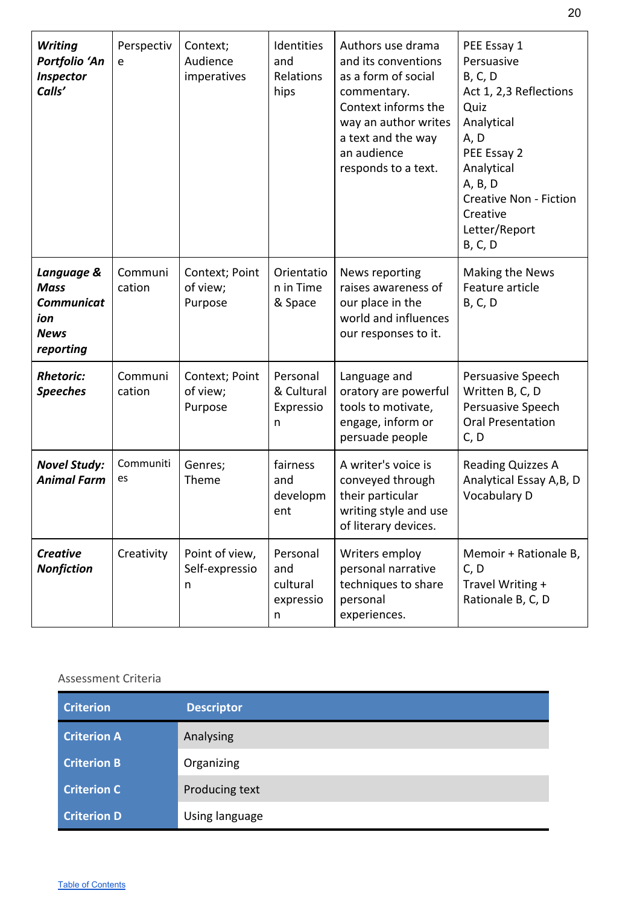| | | | | | |
|---|---|---|---|---|---|
| ***Writing Portfolio 'An Inspector Calls'*** | Perspective | Context; Audience imperatives | Identities and Relationships | Authors use drama and its conventions as a form of social commentary. Context informs the way an author writes a text and the way an audience responds to a text. | PEE Essay 1 Persuasive B, C, D<br>Act 1, 2,3 Reflections Quiz Analytical A, D<br>PEE Essay 2 Analytical A, B, D<br>Creative Non - Fiction Creative Letter/Report B, C, D |
| ***Language & Mass Communication News reporting*** | Communication | Context; Point of view; Purpose | Orientation in Time & Space | News reporting raises awareness of our place in the world and influences our responses to it. | Making the News Feature article B, C, D |
| ***Rhetoric: Speeches*** | Communication | Context; Point of view; Purpose | Personal & Cultural Expression | Language and oratory are powerful tools to motivate, engage, inform or persuade people | Persuasive Speech Written B, C, D<br>Persuasive Speech Oral Presentation C, D |
| ***Novel Study: Animal Farm*** | Communities | Genres; Theme | fairness and development | A writer's voice is conveyed through their particular writing style and use of literary devices. | Reading Quizzes A<br>Analytical Essay A,B, D<br>Vocabulary D |
| ***Creative Nonfiction*** | Creativity | Point of view, Self-expression | Personal and cultural expression | Writers employ personal narrative techniques to share personal experiences. | Memoir + Rationale B, C, D<br>Travel Writing + Rationale B, C, D |

Assessment Criteria

| Criterion | Descriptor |
|---|---|
| Criterion A | Analysing |
| Criterion B | Organizing |
| Criterion C | Producing text |
| Criterion D | Using language |

Table of Contents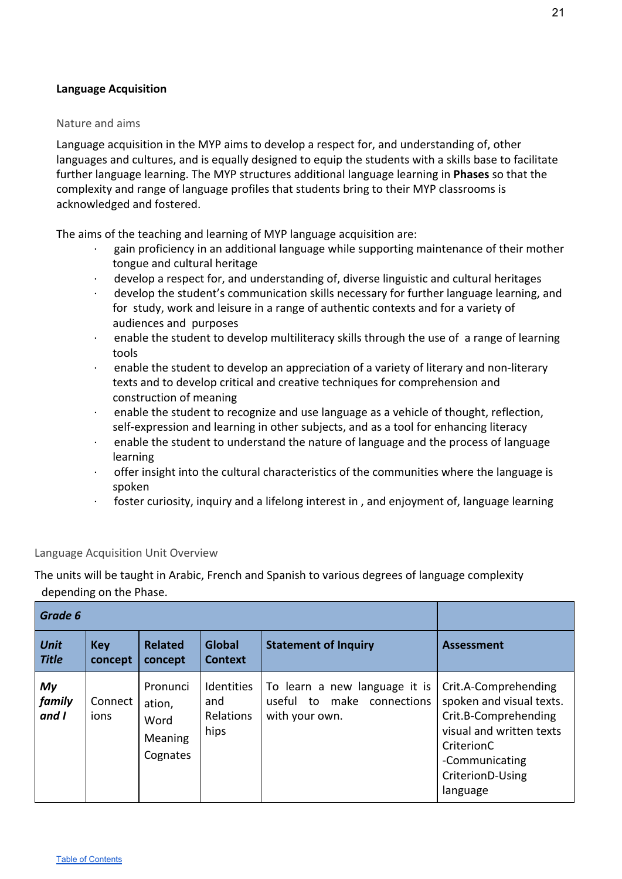**Language Acquisition**

Nature and aims

Language acquisition in the MYP aims to develop a respect for, and understanding of, other languages and cultures, and is equally designed to equip the students with a skills base to facilitate further language learning. The MYP structures additional language learning in **Phases** so that the complexity and range of language profiles that students bring to their MYP classrooms is acknowledged and fostered.

The aims of the teaching and learning of MYP language acquisition are:

- gain proficiency in an additional language while supporting maintenance of their mother tongue and cultural heritage
- develop a respect for, and understanding of, diverse linguistic and cultural heritages
- develop the student's communication skills necessary for further language learning, and for study, work and leisure in a range of authentic contexts and for a variety of audiences and purposes
- enable the student to develop multiliteracy skills through the use of a range of learning tools
- enable the student to develop an appreciation of a variety of literary and non-literary texts and to develop critical and creative techniques for comprehension and construction of meaning
- enable the student to recognize and use language as a vehicle of thought, reflection, self-expression and learning in other subjects, and as a tool for enhancing literacy
- enable the student to understand the nature of language and the process of language learning
- offer insight into the cultural characteristics of the communities where the language is spoken
- foster curiosity, inquiry and a lifelong interest in , and enjoyment of, language learning

Language Acquisition Unit Overview

The units will be taught in Arabic, French and Spanish to various degrees of language complexity depending on the Phase.

| ***Grade 6*** | | | | | |
|---|---|---|---|---|---|
| ***Unit Title*** | **Key concept** | **Related concept** | **Global Context** | **Statement of Inquiry** | **Assessment** |
| ***My family and I*** | Connections | Pronunciation, Word Meaning Cognates | Identities and Relationships | To learn a new language it is useful to make connections with your own. | Crit.A-Comprehending spoken and visual texts. Crit.B-Comprehending visual and written texts CriterionC -Communicating CriterionD-Using language |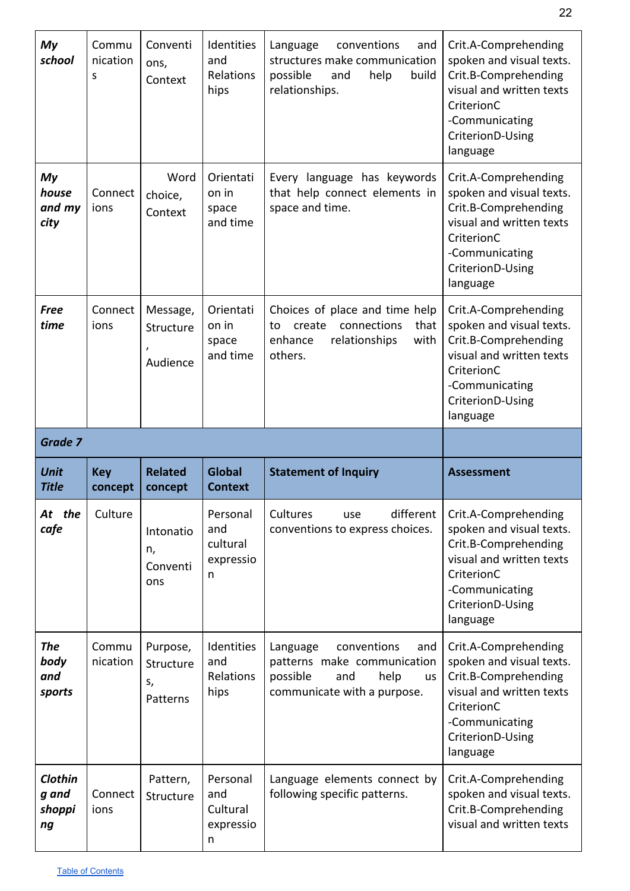| | | | | | |
|---|---|---|---|---|---|
| ***My school*** | Communications | Conventions, Context | Identities and Relationships | Language conventions and structures make communication possible and help build relationships. | Crit.A-Comprehending spoken and visual texts. Crit.B-Comprehending visual and written texts CriterionC -Communicating CriterionD-Using language |
| ***My house and my city*** | Connections | Word choice, Context | Orientation in space and time | Every language has keywords that help connect elements in space and time. | Crit.A-Comprehending spoken and visual texts. Crit.B-Comprehending visual and written texts CriterionC -Communicating CriterionD-Using language |
| ***Free time*** | Connections | Message, Structure, Audience | Orientation in space and time | Choices of place and time help to create connections that enhance relationships with others. | Crit.A-Comprehending spoken and visual texts. Crit.B-Comprehending visual and written texts CriterionC -Communicating CriterionD-Using language |
| ***Grade 7*** | | | | | |
| ***Unit Title*** | **Key concept** | **Related concept** | **Global Context** | **Statement of Inquiry** | **Assessment** |
| ***At the cafe*** | Culture | Intonation, Conventions | Personal and cultural expression | Cultures use different conventions to express choices. | Crit.A-Comprehending spoken and visual texts. Crit.B-Comprehending visual and written texts CriterionC -Communicating CriterionD-Using language |
| ***The body and sports*** | Communication | Purpose, Structures, Patterns | Identities and Relationships | Language conventions and patterns make communication possible and help us communicate with a purpose. | Crit.A-Comprehending spoken and visual texts. Crit.B-Comprehending visual and written texts CriterionC -Communicating CriterionD-Using language |
| ***Clothing and shopping*** | Connections | Pattern, Structure | Personal and Cultural expression | Language elements connect by following specific patterns. | Crit.A-Comprehending spoken and visual texts. Crit.B-Comprehending visual and written texts |

Table of Contents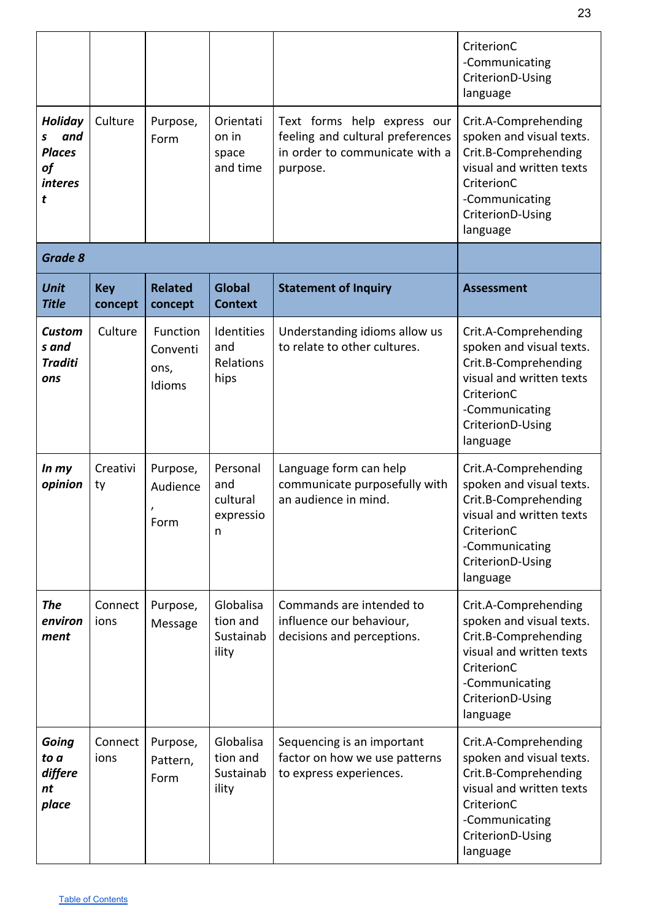| | | | | | CriterionC -Communicating CriterionD-Using language |
|---|---|---|---|---|---|
| ***Holidays and Places of interest*** | Culture | Purpose, Form | Orientation in space and time | Text forms help express our feeling and cultural preferences in order to communicate with a purpose. | Crit.A-Comprehending spoken and visual texts. Crit.B-Comprehending visual and written texts CriterionC -Communicating CriterionD-Using language |
| ***Grade 8*** | | | | | |
| ***Unit Title*** | **Key concept** | **Related concept** | **Global Context** | **Statement of Inquiry** | **Assessment** |
| ***Customs and Traditions*** | Culture | Function Conventions, Idioms | Identities and Relationships | Understanding idioms allow us to relate to other cultures. | Crit.A-Comprehending spoken and visual texts. Crit.B-Comprehending visual and written texts CriterionC -Communicating CriterionD-Using language |
| ***In my opinion*** | Creativity | Purpose, Audience, Form | Personal and cultural expression | Language form can help communicate purposefully with an audience in mind. | Crit.A-Comprehending spoken and visual texts. Crit.B-Comprehending visual and written texts CriterionC -Communicating CriterionD-Using language |
| ***The environment*** | Connections | Purpose, Message | Globalisation and Sustainability | Commands are intended to influence our behaviour, decisions and perceptions. | Crit.A-Comprehending spoken and visual texts. Crit.B-Comprehending visual and written texts CriterionC -Communicating CriterionD-Using language |
| ***Going to a different place*** | Connections | Purpose, Pattern, Form | Globalisation and Sustainability | Sequencing is an important factor on how we use patterns to express experiences. | Crit.A-Comprehending spoken and visual texts. Crit.B-Comprehending visual and written texts CriterionC -Communicating CriterionD-Using language |

[Table of Contents]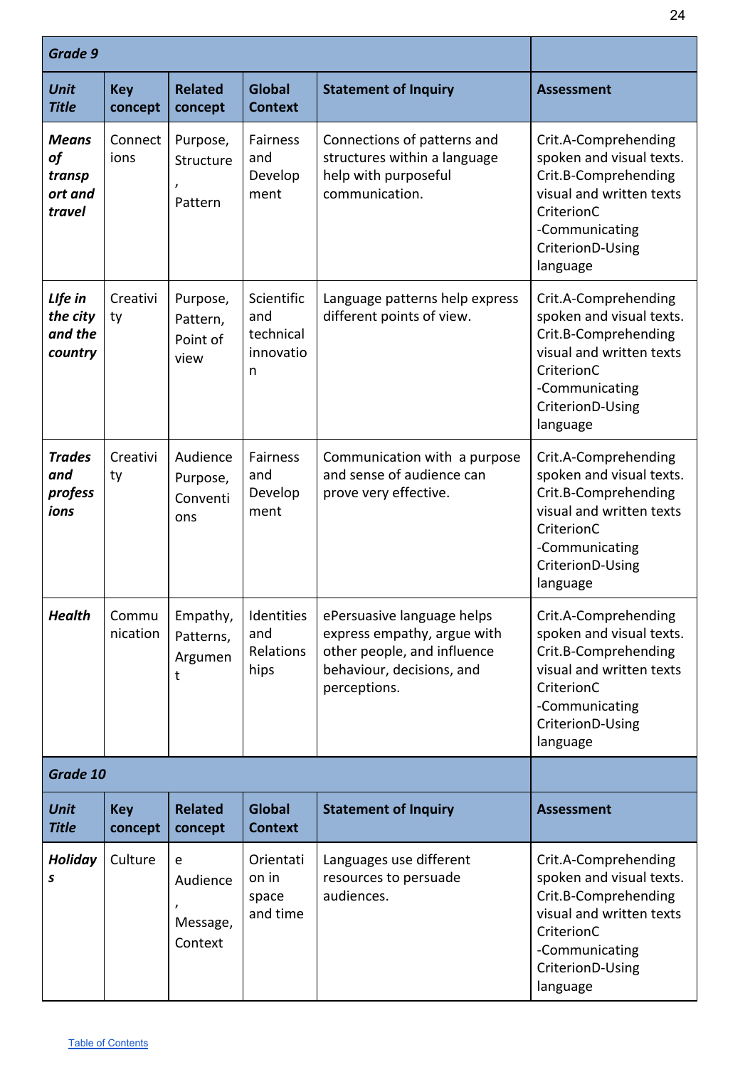| Grade 9 | | | | | |
|---|---|---|---|---|---|
| ***Unit Title*** | **Key concept** | **Related concept** | **Global Context** | **Statement of Inquiry** | **Assessment** |
| ***Means of transport and travel*** | Connections | Purpose, Structure, Pattern | Fairness and Development | Connections of patterns and structures within a language help with purposeful communication. | Crit.A-Comprehending spoken and visual texts. Crit.B-Comprehending visual and written texts CriterionC -Communicating CriterionD-Using language |
| ***LIfe in the city and the country*** | Creativity | Purpose, Pattern, Point of view | Scientific and technical innovation | Language patterns help express different points of view. | Crit.A-Comprehending spoken and visual texts. Crit.B-Comprehending visual and written texts CriterionC -Communicating CriterionD-Using language |
| ***Trades and professions*** | Creativity | Audience Purpose, Conventions | Fairness and Development | Communication with a purpose and sense of audience can prove very effective. | Crit.A-Comprehending spoken and visual texts. Crit.B-Comprehending visual and written texts CriterionC -Communicating CriterionD-Using language |
| ***Health*** | Communication | Empathy, Patterns, Argument | Identities and Relationships | ePersuasive language helps express empathy, argue with other people, and influence behaviour, decisions, and perceptions. | Crit.A-Comprehending spoken and visual texts. Crit.B-Comprehending visual and written texts CriterionC -Communicating CriterionD-Using language |

| Grade 10 | | | | | |
|---|---|---|---|---|---|
| ***Unit Title*** | **Key concept** | **Related concept** | **Global Context** | **Statement of Inquiry** | **Assessment** |
| ***Holidays*** | Culture | e Audience, Message, Context | Orientation in space and time | Languages use different resources to persuade audiences. | Crit.A-Comprehending spoken and visual texts. Crit.B-Comprehending visual and written texts CriterionC -Communicating CriterionD-Using language |

Table of Contents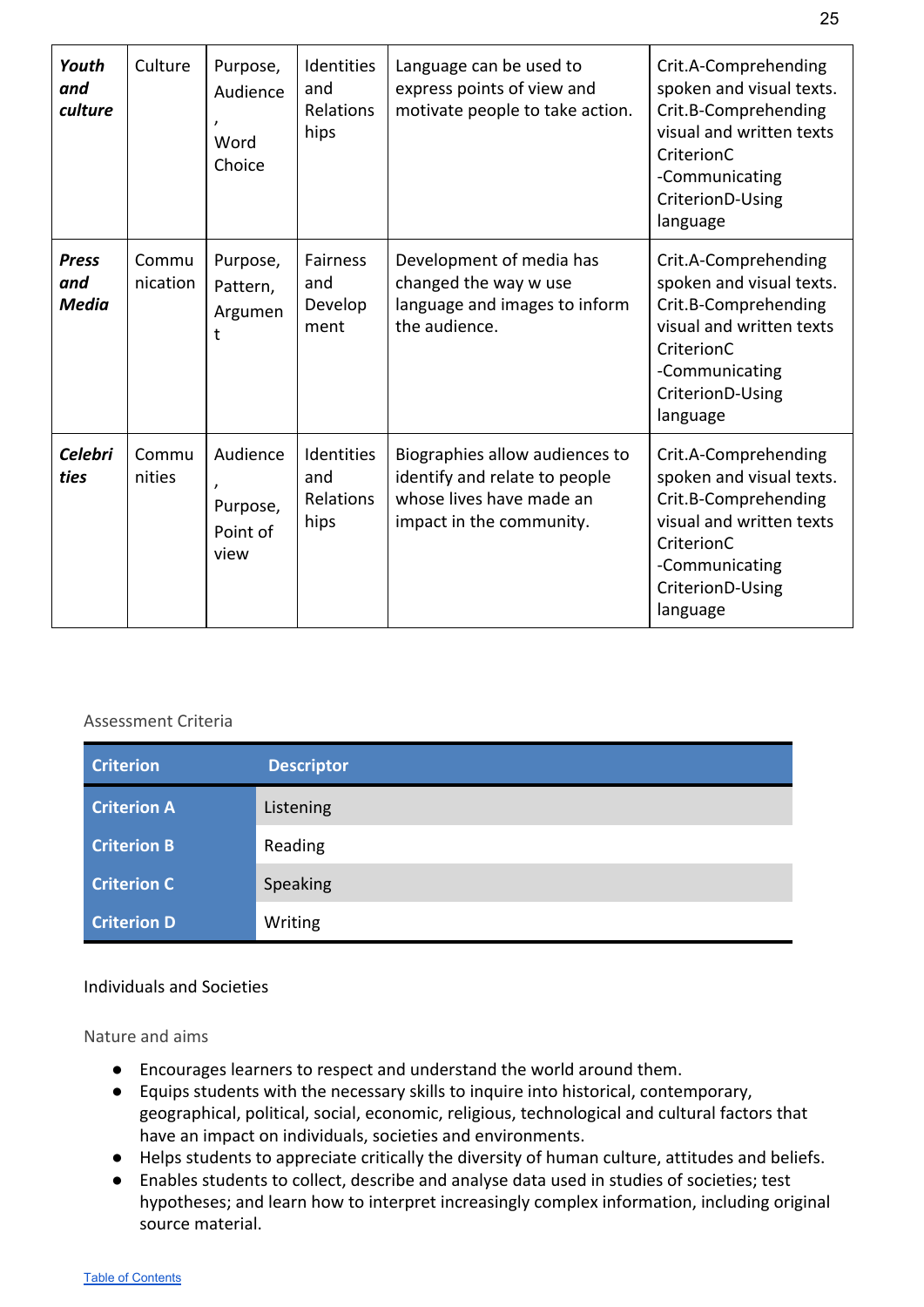| | | | | | |
|---|---|---|---|---|---|
| ***Youth and culture*** | Culture | Purpose, Audience, Word Choice | Identities and Relationships | Language can be used to express points of view and motivate people to take action. | Crit.A-Comprehending spoken and visual texts. Crit.B-Comprehending visual and written texts CriterionC -Communicating CriterionD-Using language |
| ***Press and Media*** | Communication | Purpose, Pattern, Argument | Fairness and Development | Development of media has changed the way w use language and images to inform the audience. | Crit.A-Comprehending spoken and visual texts. Crit.B-Comprehending visual and written texts CriterionC -Communicating CriterionD-Using language |
| ***Celebrities*** | Communities | Audience, Purpose, Point of view | Identities and Relationships | Biographies allow audiences to identify and relate to people whose lives have made an impact in the community. | Crit.A-Comprehending spoken and visual texts. Crit.B-Comprehending visual and written texts CriterionC -Communicating CriterionD-Using language |

Assessment Criteria

| Criterion | Descriptor |
|---|---|
| **Criterion A** | Listening |
| **Criterion B** | Reading |
| **Criterion C** | Speaking |
| **Criterion D** | Writing |

## Individuals and Societies

### Nature and aims

- Encourages learners to respect and understand the world around them.
- Equips students with the necessary skills to inquire into historical, contemporary, geographical, political, social, economic, religious, technological and cultural factors that have an impact on individuals, societies and environments.
- Helps students to appreciate critically the diversity of human culture, attitudes and beliefs.
- Enables students to collect, describe and analyse data used in studies of societies; test hypotheses; and learn how to interpret increasingly complex information, including original source material.

Table of Contents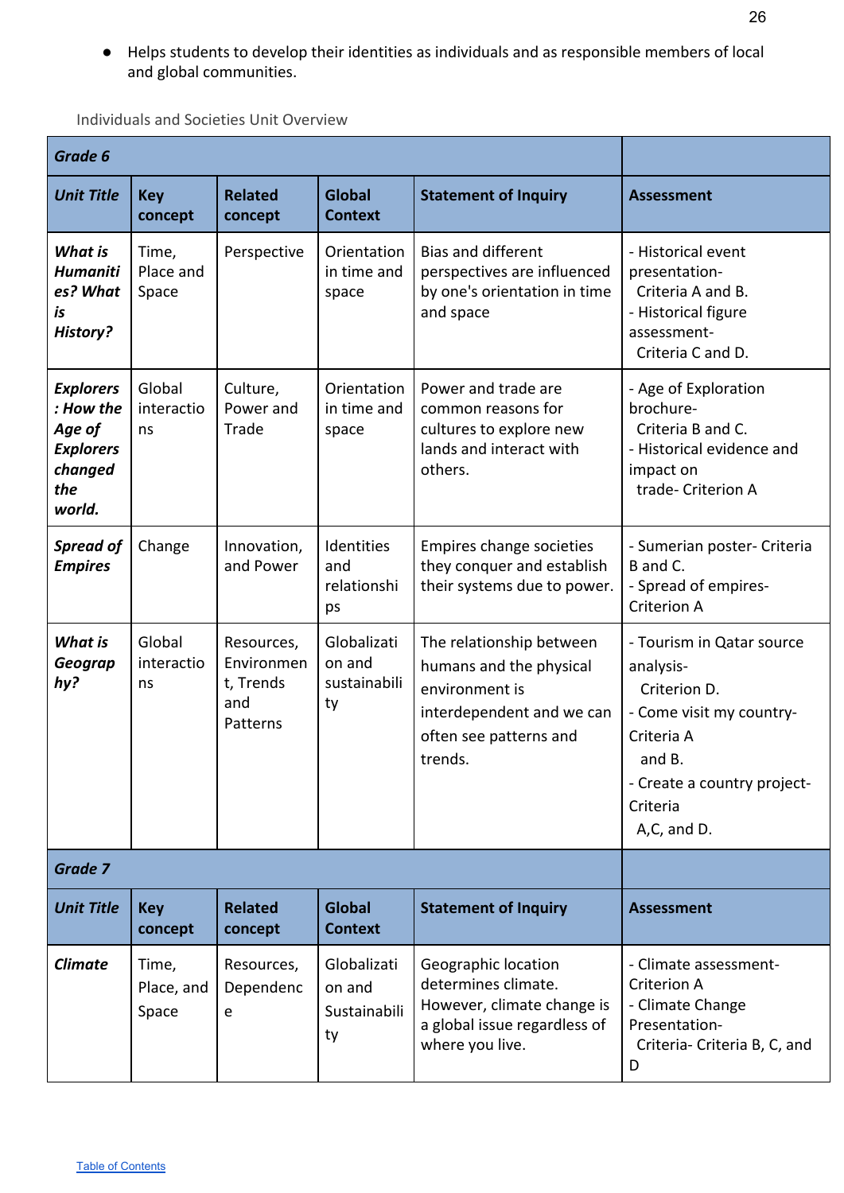- Helps students to develop their identities as individuals and as responsible members of local and global communities.

Individuals and Societies Unit Overview

| ***Grade 6*** | | | | | |
|---|---|---|---|---|---|
| ***Unit Title*** | **Key concept** | **Related concept** | **Global Context** | **Statement of Inquiry** | **Assessment** |
| ***What is Humanities? What is History?*** | Time, Place and Space | Perspective | Orientation in time and space | Bias and different perspectives are influenced by one's orientation in time and space | - Historical event presentation- Criteria A and B.<br>- Historical figure assessment- Criteria C and D. |
| ***Explorers : How the Age of Explorers changed the world.*** | Global interactions | Culture, Power and Trade | Orientation in time and space | Power and trade are common reasons for cultures to explore new lands and interact with others. | - Age of Exploration brochure- Criteria B and C.<br>- Historical evidence and impact on trade- Criterion A |
| ***Spread of Empires*** | Change | Innovation, and Power | Identities and relationships | Empires change societies they conquer and establish their systems due to power. | - Sumerian poster- Criteria B and C.<br>- Spread of empires- Criterion A |
| ***What is Geography?*** | Global interactions | Resources, Environment, Trends and Patterns | Globalization and sustainability | The relationship between humans and the physical environment is interdependent and we can often see patterns and trends. | - Tourism in Qatar source analysis- Criterion D.<br>- Come visit my country- Criteria A and B.<br>- Create a country project- Criteria A,C, and D. |
| ***Grade 7*** | | | | | |
| ***Unit Title*** | **Key concept** | **Related concept** | **Global Context** | **Statement of Inquiry** | **Assessment** |
| ***Climate*** | Time, Place, and Space | Resources, Dependence | Globalization and Sustainability | Geographic location determines climate. However, climate change is a global issue regardless of where you live. | - Climate assessment- Criterion A<br>- Climate Change Presentation- Criteria- Criteria B, C, and D |

Table of Contents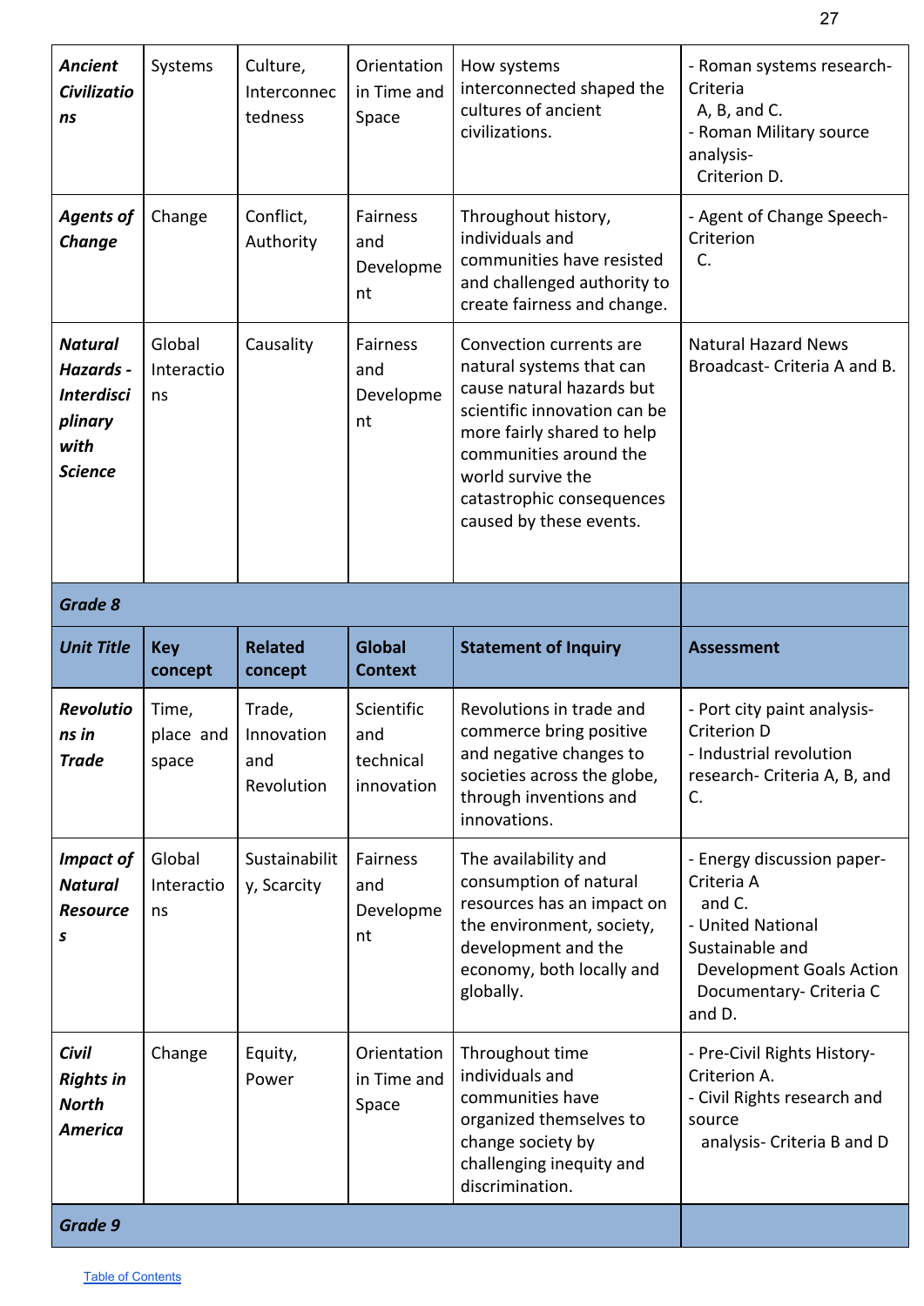| Unit Title | Key concept | Related concept | Global Context | Statement of Inquiry | Assessment |
|---|---|---|---|---|---|
| ***Ancient Civilizations*** | Systems | Culture, Interconnectedness | Orientation in Time and Space | How systems interconnected shaped the cultures of ancient civilizations. | - Roman systems research- Criteria A, B, and C.<br>- Roman Military source analysis- Criterion D. |
| ***Agents of Change*** | Change | Conflict, Authority | Fairness and Development | Throughout history, individuals and communities have resisted and challenged authority to create fairness and change. | - Agent of Change Speech- Criterion C. |
| ***Natural Hazards - Interdisciplinary with Science*** | Global Interactions | Causality | Fairness and Development | Convection currents are natural systems that can cause natural hazards but scientific innovation can be more fairly shared to help communities around the world survive the catastrophic consequences caused by these events. | Natural Hazard News Broadcast- Criteria A and B. |
| ***Grade 8*** | | | | | |
| ***Unit Title*** | **Key concept** | **Related concept** | **Global Context** | **Statement of Inquiry** | **Assessment** |
| ***Revolutions in Trade*** | Time, place and space | Trade, Innovation and Revolution | Scientific and technical innovation | Revolutions in trade and commerce bring positive and negative changes to societies across the globe, through inventions and innovations. | - Port city paint analysis- Criterion D<br>- Industrial revolution research- Criteria A, B, and C. |
| ***Impact of Natural Resources*** | Global Interactions | Sustainability, Scarcity | Fairness and Development | The availability and consumption of natural resources has an impact on the environment, society, development and the economy, both locally and globally. | - Energy discussion paper- Criteria A and C.<br>- United National Sustainable and Development Goals Action Documentary- Criteria C and D. |
| ***Civil Rights in North America*** | Change | Equity, Power | Orientation in Time and Space | Throughout time individuals and communities have organized themselves to change society by challenging inequity and discrimination. | - Pre-Civil Rights History- Criterion A.<br>- Civil Rights research and source analysis- Criteria B and D |
| ***Grade 9*** | | | | | |

Table of Contents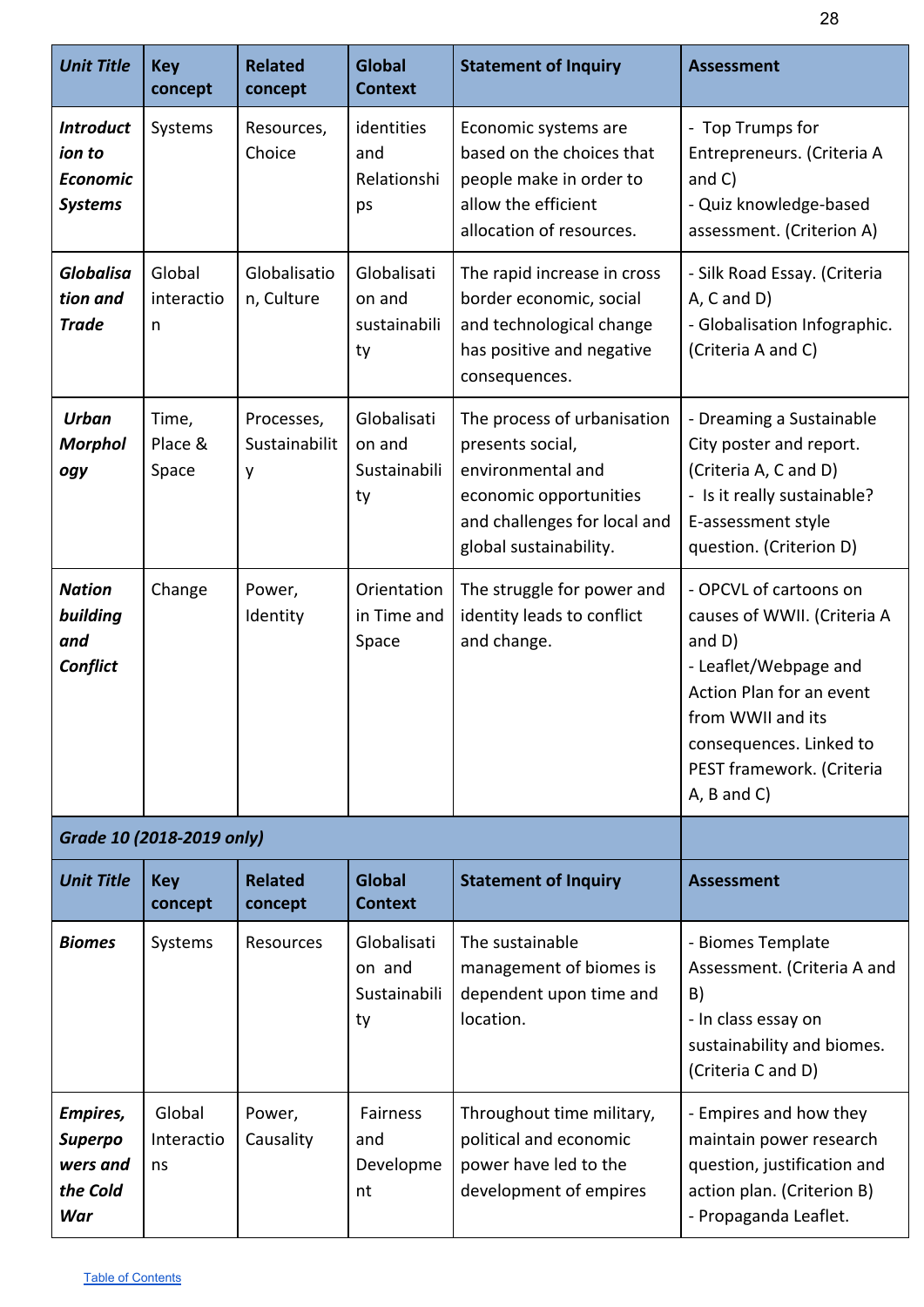| *Unit Title* | Key concept | Related concept | Global Context | Statement of Inquiry | Assessment |
|---|---|---|---|---|---|
| ***Introduction to Economic Systems*** | Systems | Resources, Choice | identities and Relationships | Economic systems are based on the choices that people make in order to allow the efficient allocation of resources. | - Top Trumps for Entrepreneurs. (Criteria A and C)<br>- Quiz knowledge-based assessment. (Criterion A) |
| ***Globalisation and Trade*** | Global interaction | Globalisation, Culture | Globalisation and sustainability | The rapid increase in cross border economic, social and technological change has positive and negative consequences. | - Silk Road Essay. (Criteria A, C and D)<br>- Globalisation Infographic. (Criteria A and C) |
| ***Urban Morphology*** | Time, Place & Space | Processes, Sustainability | Globalisation and Sustainability | The process of urbanisation presents social, environmental and economic opportunities and challenges for local and global sustainability. | - Dreaming a Sustainable City poster and report. (Criteria A, C and D)<br>- Is it really sustainable? E-assessment style question. (Criterion D) |
| ***Nation building and Conflict*** | Change | Power, Identity | Orientation in Time and Space | The struggle for power and identity leads to conflict and change. | - OPCVL of cartoons on causes of WWII. (Criteria A and D)<br>- Leaflet/Webpage and Action Plan for an event from WWII and its consequences. Linked to PEST framework. (Criteria A, B and C) |
| ***Grade 10 (2018-2019 only)*** | | | | | |
| ***Unit Title*** | **Key concept** | **Related concept** | **Global Context** | **Statement of Inquiry** | **Assessment** |
| ***Biomes*** | Systems | Resources | Globalisation and Sustainability | The sustainable management of biomes is dependent upon time and location. | - Biomes Template Assessment. (Criteria A and B)<br>- In class essay on sustainability and biomes. (Criteria C and D) |
| ***Empires, Superpowers and the Cold War*** | Global Interactions | Power, Causality | Fairness and Development | Throughout time military, political and economic power have led to the development of empires | - Empires and how they maintain power research question, justification and action plan. (Criterion B)<br>- Propaganda Leaflet. |

Table of Contents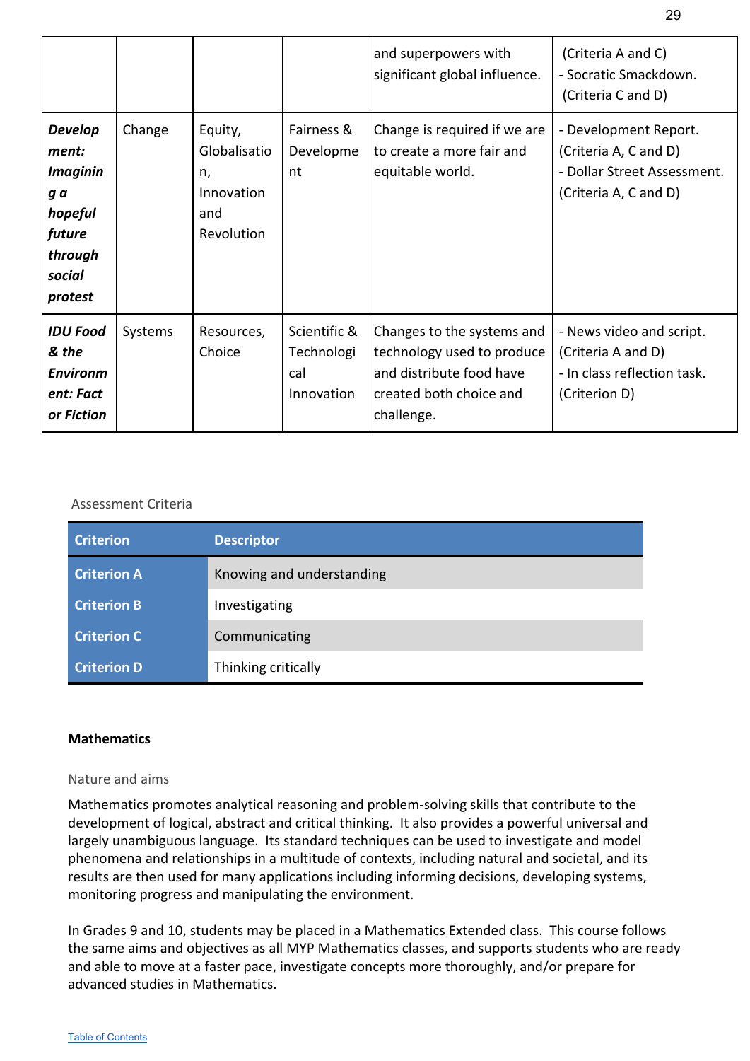|  |  |  |  | and superpowers with significant global influence. | (Criteria A and C)<br>- Socratic Smackdown. (Criteria C and D) |
|---|---|---|---|---|---|
| ***Development: Imagining a hopeful future through social protest*** | Change | Equity, Globalisation, Innovation and Revolution | Fairness & Development | Change is required if we are to create a more fair and equitable world. | - Development Report. (Criteria A, C and D)<br>- Dollar Street Assessment. (Criteria A, C and D) |
| ***IDU Food & the Environment: Fact or Fiction*** | Systems | Resources, Choice | Scientific & Technological Innovation | Changes to the systems and technology used to produce and distribute food have created both choice and challenge. | - News video and script. (Criteria A and D)<br>- In class reflection task. (Criterion D) |

Assessment Criteria

| Criterion | Descriptor |
|---|---|
| **Criterion A** | Knowing and understanding |
| **Criterion B** | Investigating |
| **Criterion C** | Communicating |
| **Criterion D** | Thinking critically |

## Mathematics

### Nature and aims

Mathematics promotes analytical reasoning and problem-solving skills that contribute to the development of logical, abstract and critical thinking. It also provides a powerful universal and largely unambiguous language. Its standard techniques can be used to investigate and model phenomena and relationships in a multitude of contexts, including natural and societal, and its results are then used for many applications including informing decisions, developing systems, monitoring progress and manipulating the environment.

In Grades 9 and 10, students may be placed in a Mathematics Extended class. This course follows the same aims and objectives as all MYP Mathematics classes, and supports students who are ready and able to move at a faster pace, investigate concepts more thoroughly, and/or prepare for advanced studies in Mathematics.

Table of Contents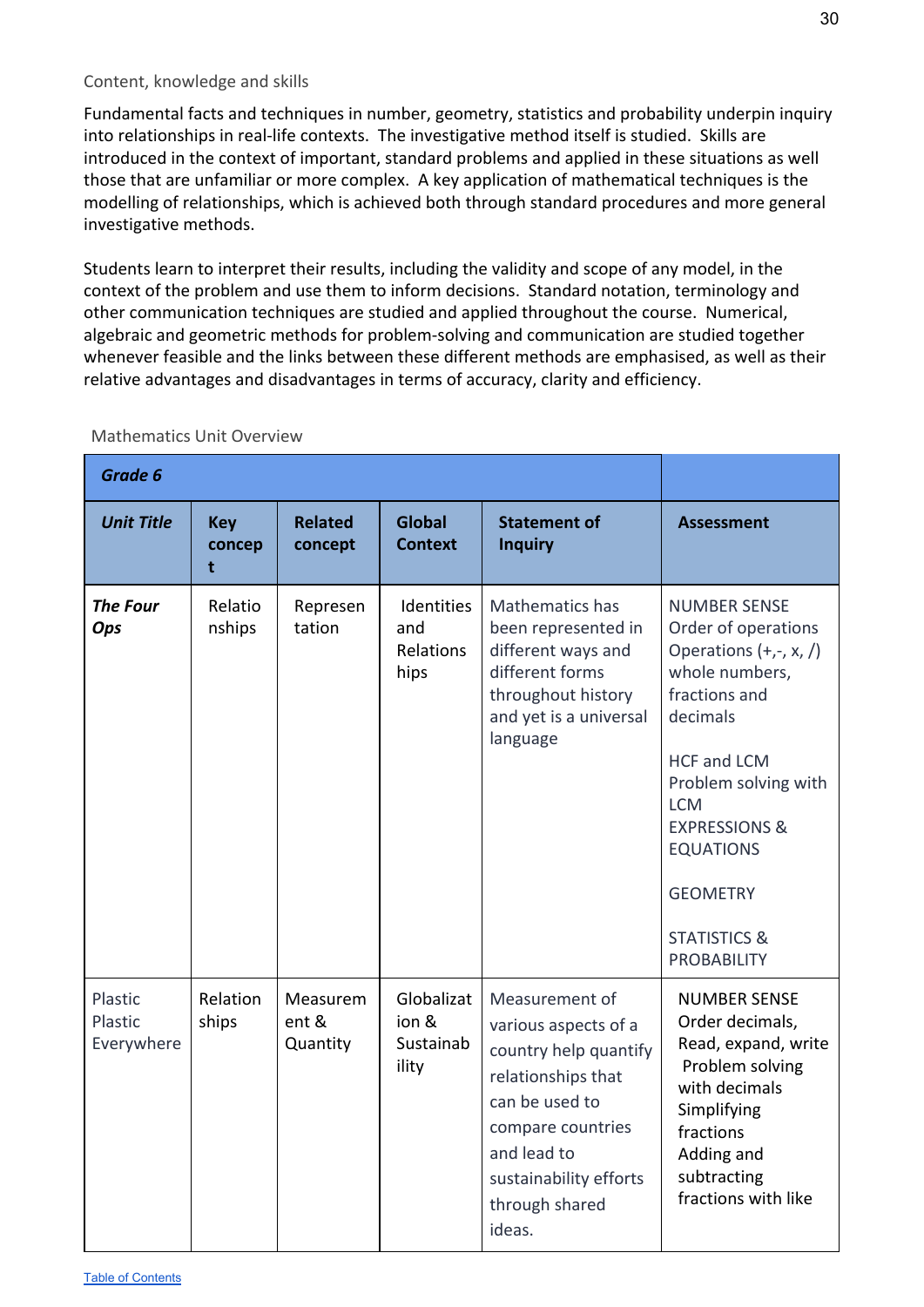Content, knowledge and skills

Fundamental facts and techniques in number, geometry, statistics and probability underpin inquiry into relationships in real-life contexts. The investigative method itself is studied. Skills are introduced in the context of important, standard problems and applied in these situations as well those that are unfamiliar or more complex. A key application of mathematical techniques is the modelling of relationships, which is achieved both through standard procedures and more general investigative methods.

Students learn to interpret their results, including the validity and scope of any model, in the context of the problem and use them to inform decisions. Standard notation, terminology and other communication techniques are studied and applied throughout the course. Numerical, algebraic and geometric methods for problem-solving and communication are studied together whenever feasible and the links between these different methods are emphasised, as well as their relative advantages and disadvantages in terms of accuracy, clarity and efficiency.

Mathematics Unit Overview

| ***Grade 6*** | | | | | |
|---|---|---|---|---|---|
| ***Unit Title*** | **Key concept** | **Related concept** | **Global Context** | **Statement of Inquiry** | **Assessment** |
| ***The Four Ops*** | Relationships | Representation | Identities and Relationships | Mathematics has been represented in different ways and different forms throughout history and yet is a universal language | NUMBER SENSE<br>Order of operations<br>Operations (+,-, x, /) whole numbers, fractions and decimals<br><br>HCF and LCM<br>Problem solving with LCM<br>EXPRESSIONS & EQUATIONS<br><br>GEOMETRY<br><br>STATISTICS & PROBABILITY |
| Plastic Plastic Everywhere | Relationships | Measurement & Quantity | Globalization & Sustainability | Measurement of various aspects of a country help quantify relationships that can be used to compare countries and lead to sustainability efforts through shared ideas. | NUMBER SENSE<br>Order decimals,<br>Read, expand, write<br>Problem solving with decimals<br>Simplifying fractions<br>Adding and subtracting fractions with like |

Table of Contents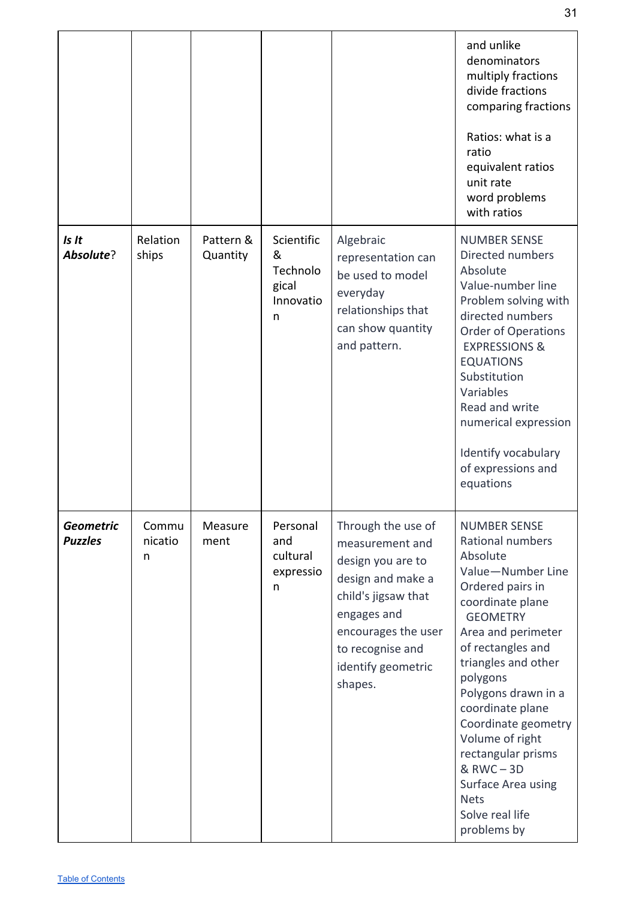| | | | | | |
|---|---|---|---|---|---|
| | | | | | and unlike denominators<br>multiply fractions<br>divide fractions<br>comparing fractions<br><br>Ratios: what is a ratio<br>equivalent ratios<br>unit rate<br>word problems with ratios |
| ***Is It Absolute*?** | Relationships | Pattern & Quantity | Scientific & Technological Innovation | Algebraic representation can be used to model everyday relationships that can show quantity and pattern. | NUMBER SENSE<br>Directed numbers<br>Absolute Value-number line<br>Problem solving with directed numbers<br>Order of Operations<br>EXPRESSIONS & EQUATIONS<br>Substitution<br>Variables<br>Read and write numerical expression<br><br>Identify vocabulary of expressions and equations |
| ***Geometric Puzzles*** | Communication | Measurement | Personal and cultural expression | Through the use of measurement and design you are to design and make a child's jigsaw that engages and encourages the user to recognise and identify geometric shapes. | NUMBER SENSE<br>Rational numbers<br>Absolute Value—Number Line<br>Ordered pairs in coordinate plane<br>GEOMETRY<br>Area and perimeter of rectangles and triangles and other polygons<br>Polygons drawn in a coordinate plane<br>Coordinate geometry<br>Volume of right rectangular prisms & RWC – 3D<br>Surface Area using Nets<br>Solve real life problems by |

Table of Contents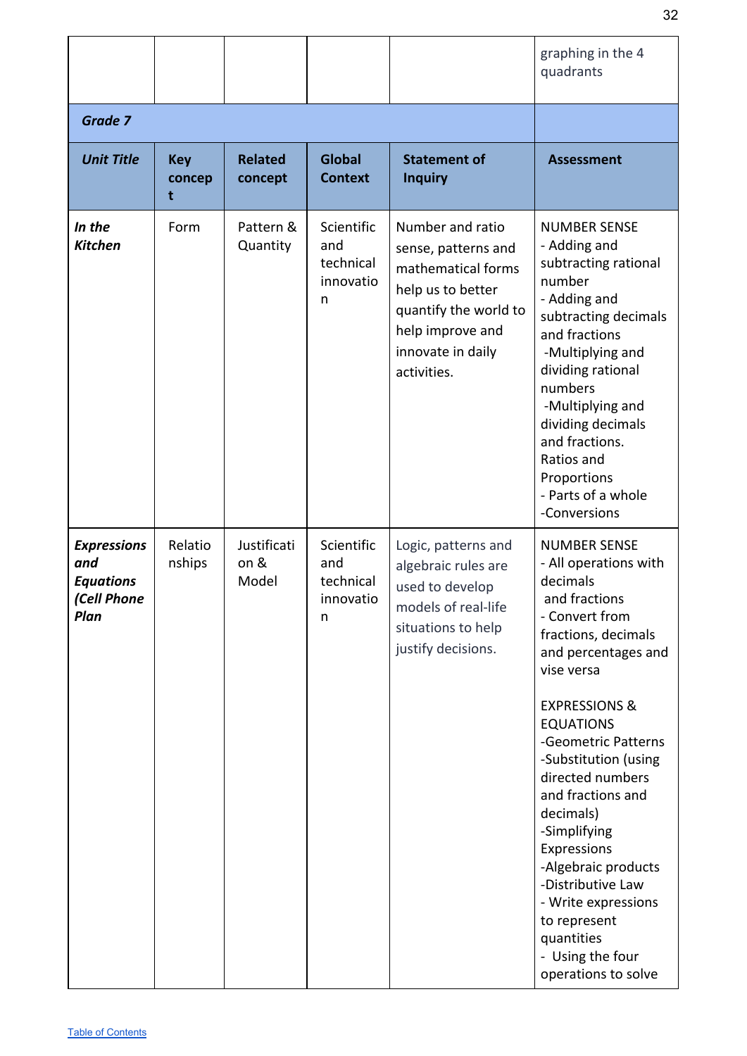| | | | | | graphing in the 4 quadrants |
|---|---|---|---|---|---|
| ***Grade 7*** | | | | | |
| ***Unit Title*** | **Key concept** | **Related concept** | **Global Context** | **Statement of Inquiry** | **Assessment** |
| ***In the Kitchen*** | Form | Pattern & Quantity | Scientific and technical innovation | Number and ratio sense, patterns and mathematical forms help us to better quantify the world to help improve and innovate in daily activities. | NUMBER SENSE<br>- Adding and subtracting rational number<br>- Adding and subtracting decimals and fractions<br>-Multiplying and dividing rational numbers<br>-Multiplying and dividing decimals and fractions.<br>Ratios and Proportions<br>- Parts of a whole<br>-Conversions |
| ***Expressions and Equations (Cell Phone Plan*** | Relationships | Justification & Model | Scientific and technical innovation | Logic, patterns and algebraic rules are used to develop models of real-life situations to help justify decisions. | NUMBER SENSE<br>- All operations with decimals and fractions<br>- Convert from fractions, decimals and percentages and vise versa<br><br>EXPRESSIONS & EQUATIONS<br>-Geometric Patterns<br>-Substitution (using directed numbers and fractions and decimals)<br>-Simplifying Expressions<br>-Algebraic products<br>-Distributive Law<br>- Write expressions to represent quantities<br>- Using the four operations to solve |

[Table of Contents]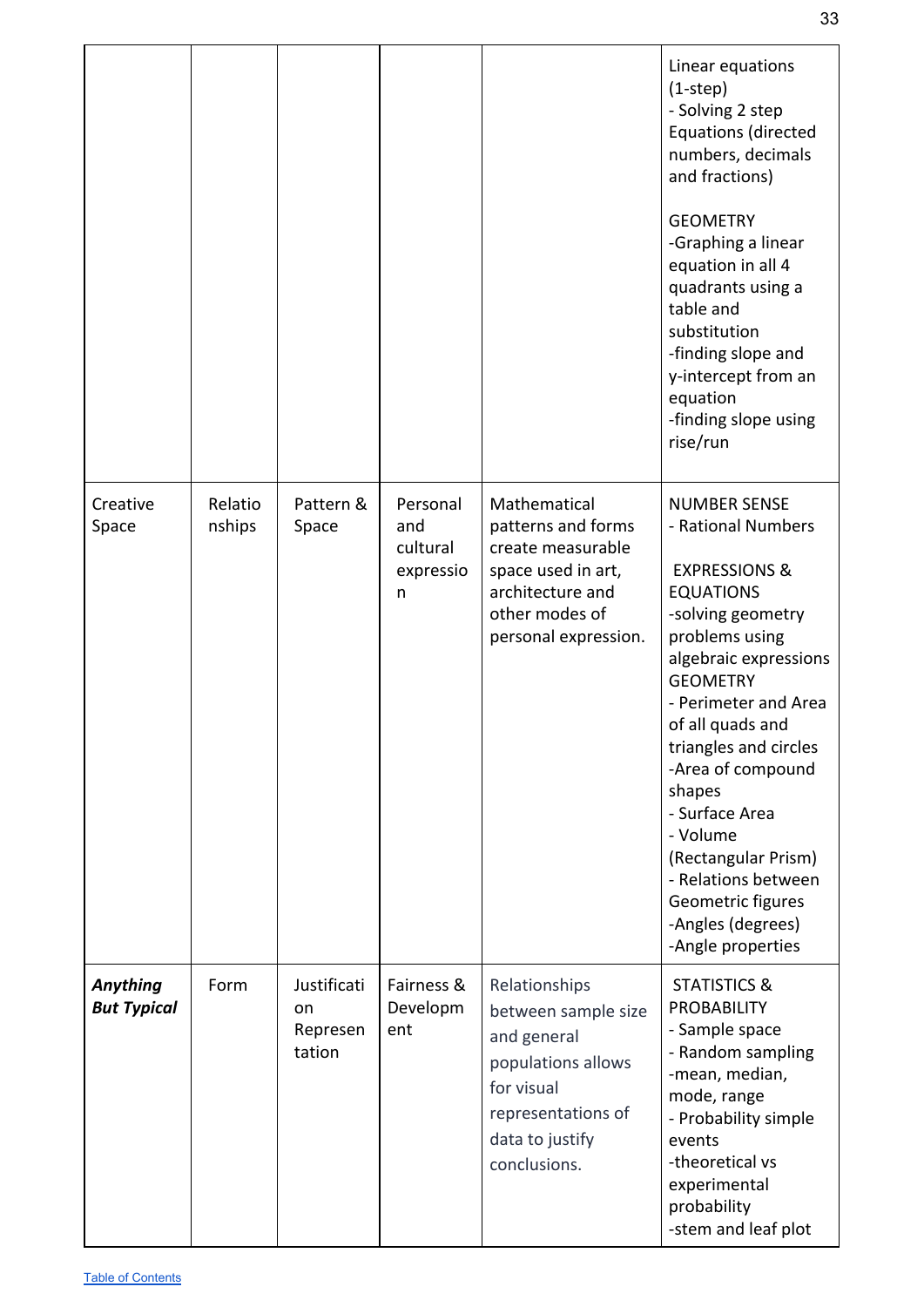| | | | | | |
|---|---|---|---|---|---|
| | | | | | Linear equations (1-step)<br>- Solving 2 step Equations (directed numbers, decimals and fractions)<br><br>GEOMETRY<br>-Graphing a linear equation in all 4 quadrants using a table and substitution<br>-finding slope and y-intercept from an equation<br>-finding slope using rise/run |
| Creative Space | Relationships | Pattern & Space | Personal and cultural expression | Mathematical patterns and forms create measurable space used in art, architecture and other modes of personal expression. | NUMBER SENSE<br>- Rational Numbers<br><br>EXPRESSIONS & EQUATIONS<br>-solving geometry problems using algebraic expressions<br>GEOMETRY<br>- Perimeter and Area of all quads and triangles and circles<br>-Area of compound shapes<br>- Surface Area<br>- Volume (Rectangular Prism)<br>- Relations between Geometric figures<br>-Angles (degrees)<br>-Angle properties |
| ***Anything But Typical*** | Form | Justification Representation | Fairness & Development | Relationships between sample size and general populations allows for visual representations of data to justify conclusions. | STATISTICS & PROBABILITY<br>- Sample space<br>- Random sampling<br>-mean, median, mode, range<br>- Probability simple events<br>-theoretical vs experimental probability<br>-stem and leaf plot |

Table of Contents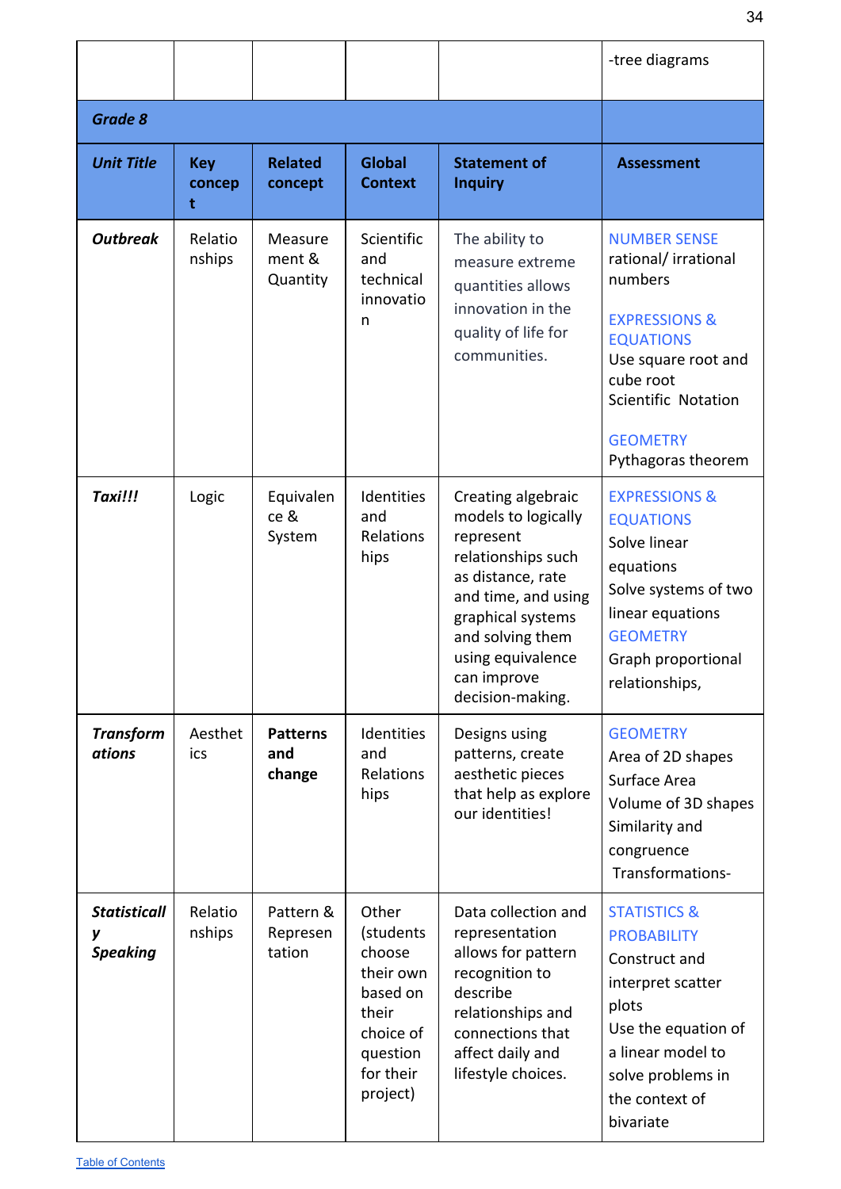| | | | | | -tree diagrams |
|---|---|---|---|---|---|
| ***Grade 8*** | | | | | |
| ***Unit Title*** | **Key concept** | **Related concept** | **Global Context** | **Statement of Inquiry** | **Assessment** |
| ***Outbreak*** | Relationships | Measurement & Quantity | Scientific and technical innovation | The ability to measure extreme quantities allows innovation in the quality of life for communities. | NUMBER SENSE<br>rational/ irrational numbers<br><br>EXPRESSIONS & EQUATIONS<br>Use square root and cube root<br>Scientific Notation<br><br>GEOMETRY<br>Pythagoras theorem |
| ***Taxi!!!*** | Logic | Equivalence & System | Identities and Relationships | Creating algebraic models to logically represent relationships such as distance, rate and time, and using graphical systems and solving them using equivalence can improve decision-making. | EXPRESSIONS & EQUATIONS<br>Solve linear equations<br>Solve systems of two linear equations<br>GEOMETRY<br>Graph proportional relationships, |
| ***Transformations*** | Aesthetics | **Patterns and change** | Identities and Relationships | Designs using patterns, create aesthetic pieces that help as explore our identities! | GEOMETRY<br>Area of 2D shapes<br>Surface Area<br>Volume of 3D shapes<br>Similarity and congruence<br>Transformations- |
| ***Statistically Speaking*** | Relationships | Pattern & Representation | Other (students choose their own based on their choice of question for their project) | Data collection and representation allows for pattern recognition to describe relationships and connections that affect daily and lifestyle choices. | STATISTICS & PROBABILITY<br>Construct and interpret scatter plots<br>Use the equation of a linear model to solve problems in the context of bivariate |

Table of Contents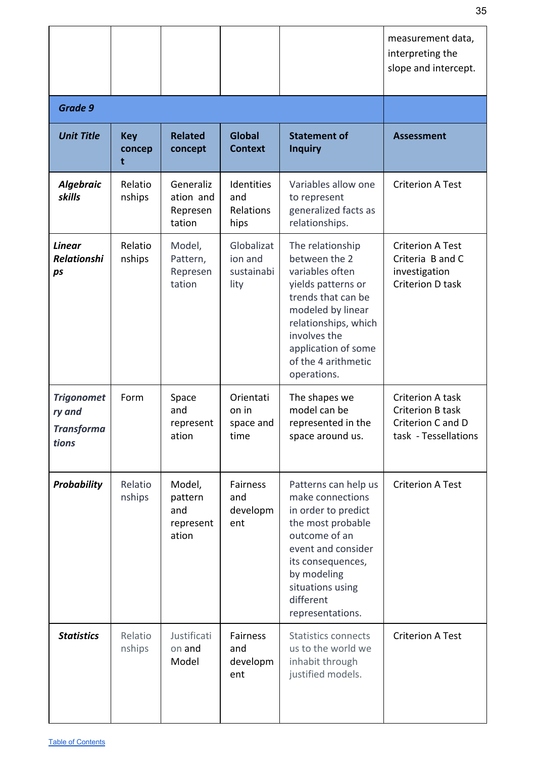| | | | | | measurement data, interpreting the slope and intercept. |
|---|---|---|---|---|---|
| ***Grade 9*** | | | | | |
| ***Unit Title*** | **Key concept** | **Related concept** | **Global Context** | **Statement of Inquiry** | **Assessment** |
| ***Algebraic skills*** | Relationships | Generalization and Representation | Identities and Relationships | Variables allow one to represent generalized facts as relationships. | Criterion A Test |
| ***Linear Relationships*** | Relationships | Model, Pattern, Representation | Globalization and sustainability | The relationship between the 2 variables often yields patterns or trends that can be modeled by linear relationships, which involves the application of some of the 4 arithmetic operations. | Criterion A Test<br>Criteria B and C investigation<br>Criterion D task |
| ***Trigonometry and Transformations*** | Form | Space and representation | Orientation in space and time | The shapes we model can be represented in the space around us. | Criterion A task<br>Criterion B task<br>Criterion C and D task - Tessellations |
| ***Probability*** | Relationships | Model, pattern and representation | Fairness and development | Patterns can help us make connections in order to predict the most probable outcome of an event and consider its consequences, by modeling situations using different representations. | Criterion A Test |
| ***Statistics*** | Relationships | Justification and Model | Fairness and development | Statistics connects us to the world we inhabit through justified models. | Criterion A Test |

Table of Contents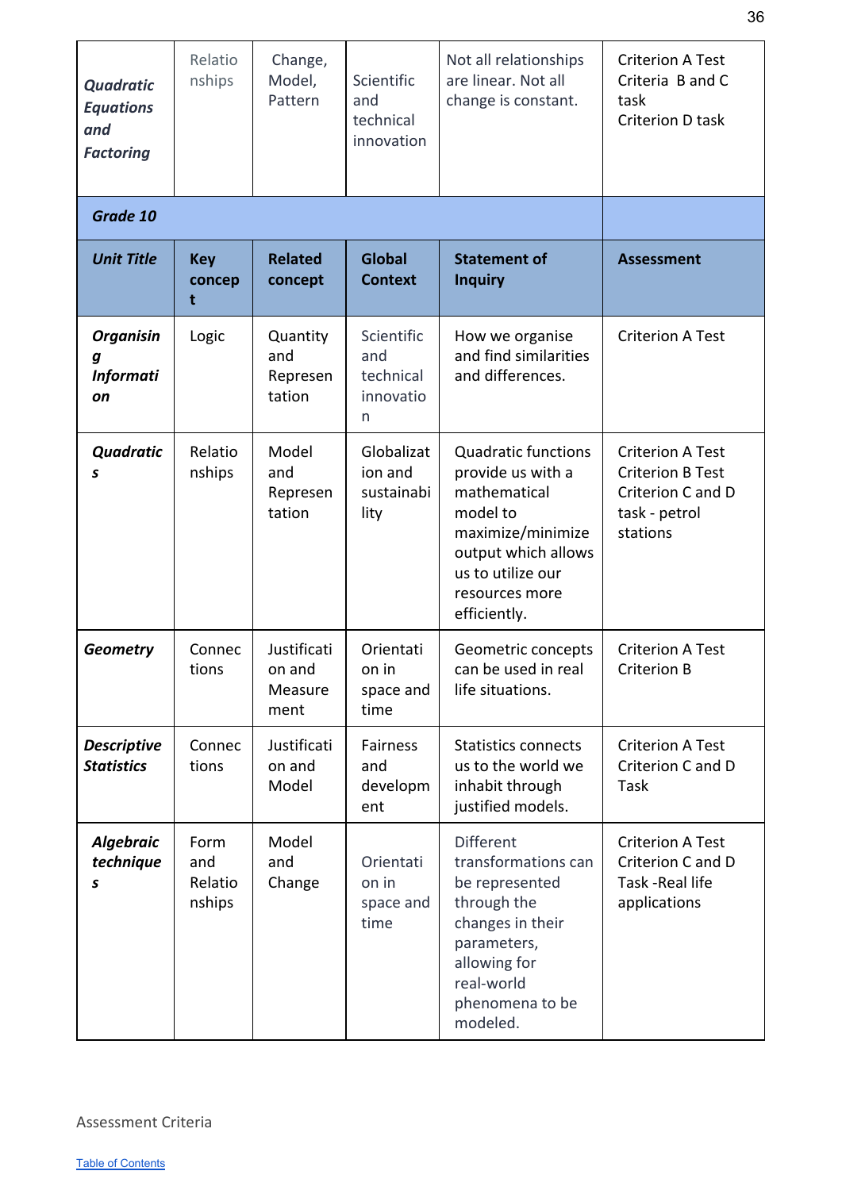| | | | | | |
|---|---|---|---|---|---|
| ***Quadratic Equations and Factoring*** | Relationships | Change, Model, Pattern | Scientific and technical innovation | Not all relationships are linear. Not all change is constant. | Criterion A Test<br>Criteria B and C task<br>Criterion D task |
| ***Grade 10*** | | | | | |
| ***Unit Title*** | **Key concept** | **Related concept** | **Global Context** | **Statement of Inquiry** | **Assessment** |
| ***Organising Information*** | Logic | Quantity and Representation | Scientific and technical innovation | How we organise and find similarities and differences. | Criterion A Test |
| ***Quadratics*** | Relationships | Model and Representation | Globalization and sustainability | Quadratic functions provide us with a mathematical model to maximize/minimize output which allows us to utilize our resources more efficiently. | Criterion A Test<br>Criterion B Test<br>Criterion C and D task - petrol stations |
| ***Geometry*** | Connections | Justification and Measurement | Orientation in space and time | Geometric concepts can be used in real life situations. | Criterion A Test<br>Criterion B |
| ***Descriptive Statistics*** | Connections | Justification and Model | Fairness and development | Statistics connects us to the world we inhabit through justified models. | Criterion A Test<br>Criterion C and D Task |
| ***Algebraic techniques*** | Form and Relationships | Model and Change | Orientation in space and time | Different transformations can be represented through the changes in their parameters, allowing for real-world phenomena to be modeled. | Criterion A Test<br>Criterion C and D Task -Real life applications |

Assessment Criteria

Table of Contents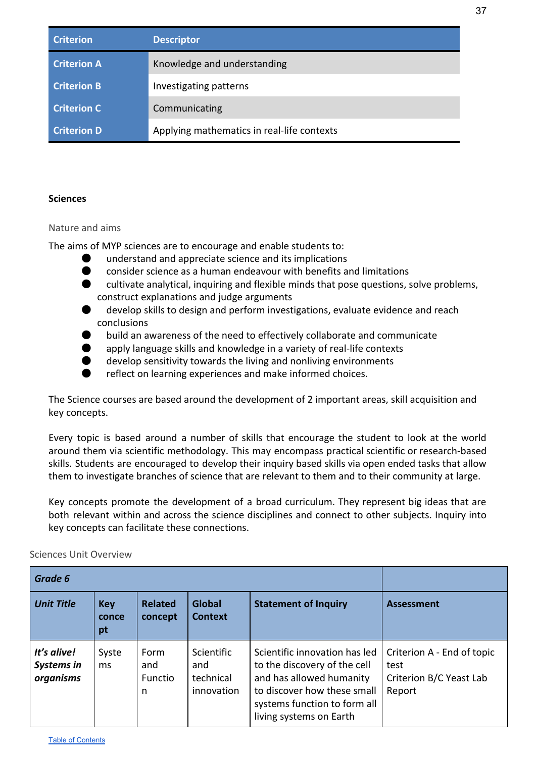| Criterion | Descriptor |
|---|---|
| Criterion A | Knowledge and understanding |
| Criterion B | Investigating patterns |
| Criterion C | Communicating |
| Criterion D | Applying mathematics in real-life contexts |

## Sciences

### Nature and aims

The aims of MYP sciences are to encourage and enable students to:

- understand and appreciate science and its implications
- consider science as a human endeavour with benefits and limitations
- cultivate analytical, inquiring and flexible minds that pose questions, solve problems, construct explanations and judge arguments
- develop skills to design and perform investigations, evaluate evidence and reach conclusions
- build an awareness of the need to effectively collaborate and communicate
- apply language skills and knowledge in a variety of real-life contexts
- develop sensitivity towards the living and nonliving environments
- reflect on learning experiences and make informed choices.

The Science courses are based around the development of 2 important areas, skill acquisition and key concepts.

Every topic is based around a number of skills that encourage the student to look at the world around them via scientific methodology. This may encompass practical scientific or research-based skills. Students are encouraged to develop their inquiry based skills via open ended tasks that allow them to investigate branches of science that are relevant to them and to their community at large.

Key concepts promote the development of a broad curriculum. They represent big ideas that are both relevant within and across the science disciplines and connect to other subjects. Inquiry into key concepts can facilitate these connections.

### Sciences Unit Overview

| ***Grade 6*** | | | | | |
|---|---|---|---|---|---|
| ***Unit Title*** | **Key concept** | **Related concept** | **Global Context** | **Statement of Inquiry** | **Assessment** |
| ***It's alive! Systems in organisms*** | Systems | Form and Function | Scientific and technical innovation | Scientific innovation has led to the discovery of the cell and has allowed humanity to discover how these small systems function to form all living systems on Earth | Criterion A - End of topic test<br>Criterion B/C Yeast Lab Report |

[Table of Contents]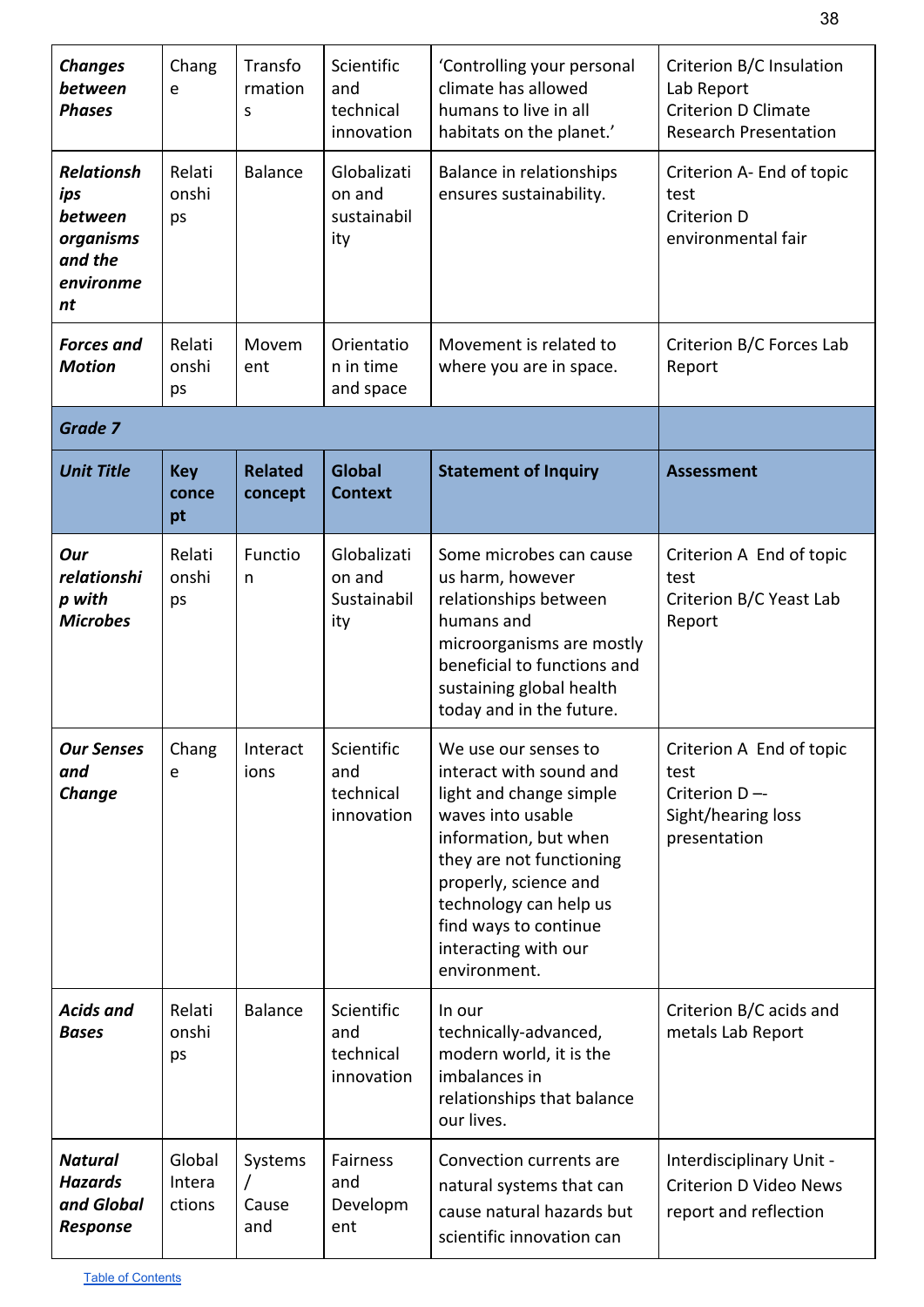| | | | | | |
|---|---|---|---|---|---|
| ***Changes between Phases*** | Change | Transformations | Scientific and technical innovation | 'Controlling your personal climate has allowed humans to live in all habitats on the planet.' | Criterion B/C Insulation Lab Report<br>Criterion D Climate Research Presentation |
| ***Relationships between organisms and the environment*** | Relationships | Balance | Globalization and sustainability | Balance in relationships ensures sustainability. | Criterion A- End of topic test<br>Criterion D environmental fair |
| ***Forces and Motion*** | Relationships | Movement | Orientation in time and space | Movement is related to where you are in space. | Criterion B/C Forces Lab Report |
| ***Grade 7*** | | | | | |
| ***Unit Title*** | **Key concept** | **Related concept** | **Global Context** | **Statement of Inquiry** | **Assessment** |
| ***Our relationship with Microbes*** | Relationships | Function | Globalization and Sustainability | Some microbes can cause us harm, however relationships between humans and microorganisms are mostly beneficial to functions and sustaining global health today and in the future. | Criterion A End of topic test<br>Criterion B/C Yeast Lab Report |
| ***Our Senses and Change*** | Change | Interactions | Scientific and technical innovation | We use our senses to interact with sound and light and change simple waves into usable information, but when they are not functioning properly, science and technology can help us find ways to continue interacting with our environment. | Criterion A End of topic test<br>Criterion D –- Sight/hearing loss presentation |
| ***Acids and Bases*** | Relationships | Balance | Scientific and technical innovation | In our technically-advanced, modern world, it is the imbalances in relationships that balance our lives. | Criterion B/C acids and metals Lab Report |
| ***Natural Hazards and Global Response*** | Global Interactions | Systems / Cause and | Fairness and Development | Convection currents are natural systems that can cause natural hazards but scientific innovation can | Interdisciplinary Unit - Criterion D Video News report and reflection |

[Table of Contents](#)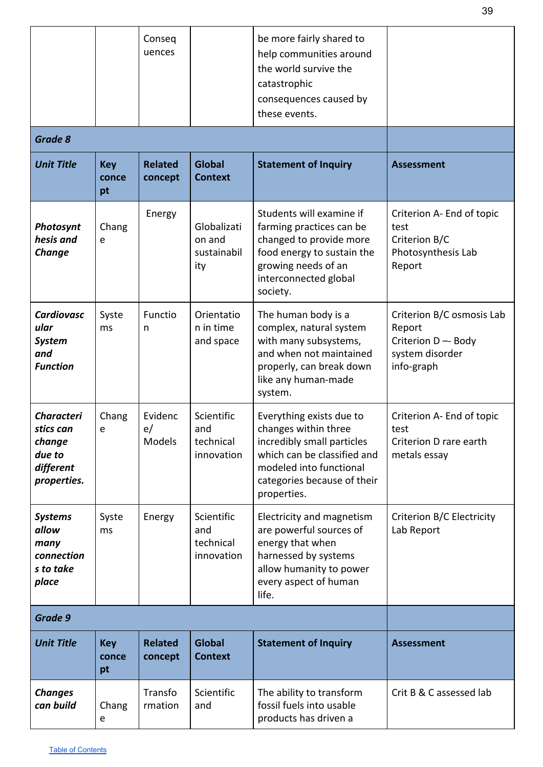| | | Consequences | | be more fairly shared to help communities around the world survive the catastrophic consequences caused by these events. | |
|---|---|---|---|---|---|
| ***Grade 8*** | | | | | |
| ***Unit Title*** | **Key concept** | **Related concept** | **Global Context** | **Statement of Inquiry** | **Assessment** |
| ***Photosynthesis and Change*** | Change | Energy | Globalization and sustainability | Students will examine if farming practices can be changed to provide more food energy to sustain the growing needs of an interconnected global society. | Criterion A- End of topic test<br>Criterion B/C Photosynthesis Lab Report |
| ***Cardiovascular System and Function*** | Systems | Function | Orientation in time and space | The human body is a complex, natural system with many subsystems, and when not maintained properly, can break down like any human-made system. | Criterion B/C osmosis Lab Report<br>Criterion D –- Body system disorder info-graph |
| ***Characteristics can change due to different properties.*** | Change | Evidence/ Models | Scientific and technical innovation | Everything exists due to changes within three incredibly small particles which can be classified and modeled into functional categories because of their properties. | Criterion A- End of topic test<br>Criterion D rare earth metals essay |
| ***Systems allow many connections to take place*** | Systems | Energy | Scientific and technical innovation | Electricity and magnetism are powerful sources of energy that when harnessed by systems allow humanity to power every aspect of human life. | Criterion B/C Electricity Lab Report |
| ***Grade 9*** | | | | | |
| ***Unit Title*** | **Key concept** | **Related concept** | **Global Context** | **Statement of Inquiry** | **Assessment** |
| ***Changes can build*** | Change | Transformation | Scientific and | The ability to transform fossil fuels into usable products has driven a | Crit B & C assessed lab |

Table of Contents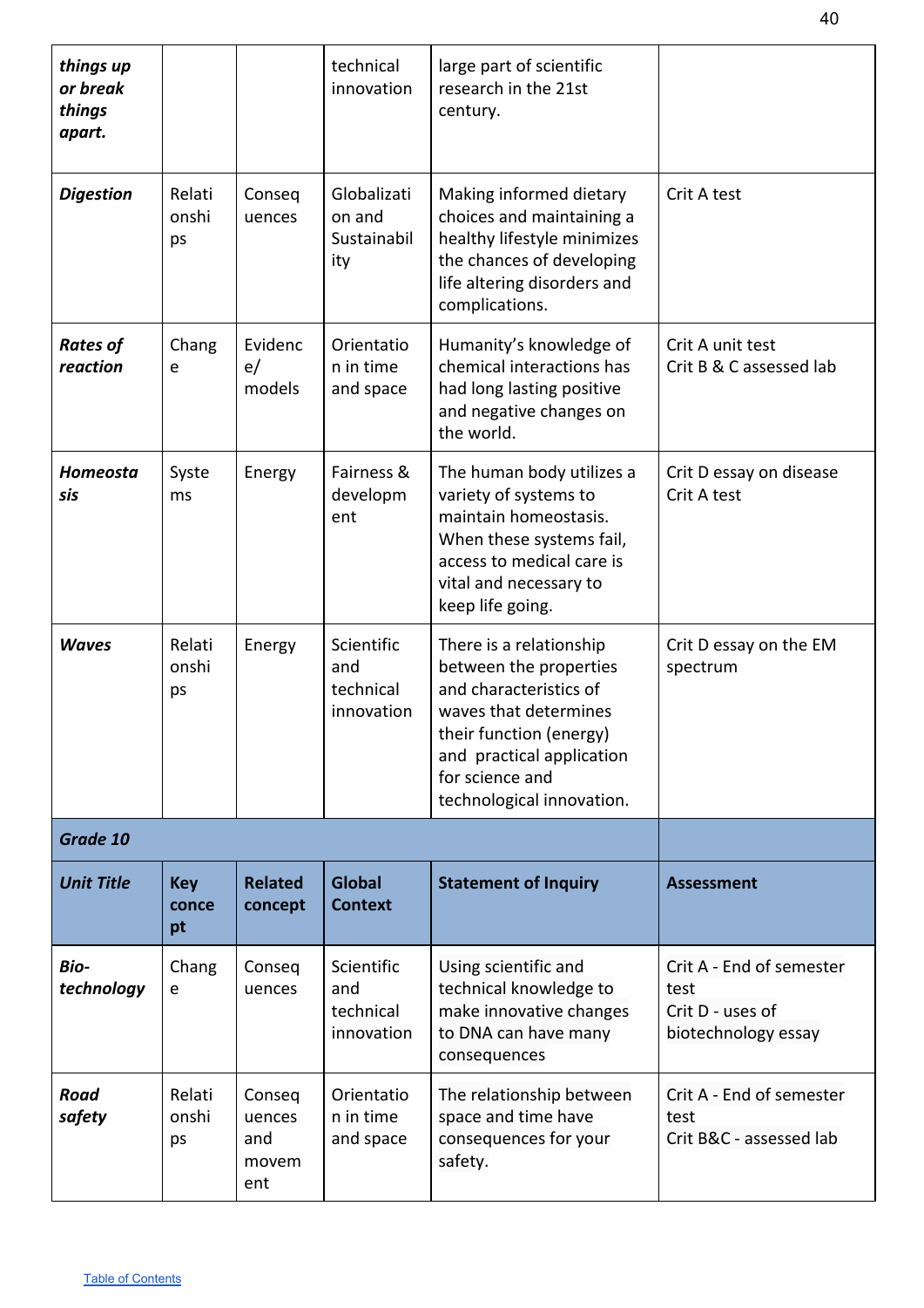| | | | | | |
|---|---|---|---|---|---|
| ***things up or break things apart.*** | | | technical innovation | large part of scientific research in the 21st century. | |
| ***Digestion*** | Relationships | Consequences | Globalization and Sustainability | Making informed dietary choices and maintaining a healthy lifestyle minimizes the chances of developing life altering disorders and complications. | Crit A test |
| ***Rates of reaction*** | Change | Evidence/ models | Orientation in time and space | Humanity's knowledge of chemical interactions has had long lasting positive and negative changes on the world. | Crit A unit test<br>Crit B & C assessed lab |
| ***Homeostasis*** | Systems | Energy | Fairness & development | The human body utilizes a variety of systems to maintain homeostasis. When these systems fail, access to medical care is vital and necessary to keep life going. | Crit D essay on disease<br>Crit A test |
| ***Waves*** | Relationships | Energy | Scientific and technical innovation | There is a relationship between the properties and characteristics of waves that determines their function (energy) and practical application for science and technological innovation. | Crit D essay on the EM spectrum |
| ***Grade 10*** | | | | | |
| ***Unit Title*** | **Key concept** | **Related concept** | **Global Context** | **Statement of Inquiry** | **Assessment** |
| ***Bio-technology*** | Change | Consequences | Scientific and technical innovation | Using scientific and technical knowledge to make innovative changes to DNA can have many consequences | Crit A - End of semester test<br>Crit D - uses of biotechnology essay |
| ***Road safety*** | Relationships | Consequences and movement | Orientation in time and space | The relationship between space and time have consequences for your safety. | Crit A - End of semester test<br>Crit B&C - assessed lab |

Table of Contents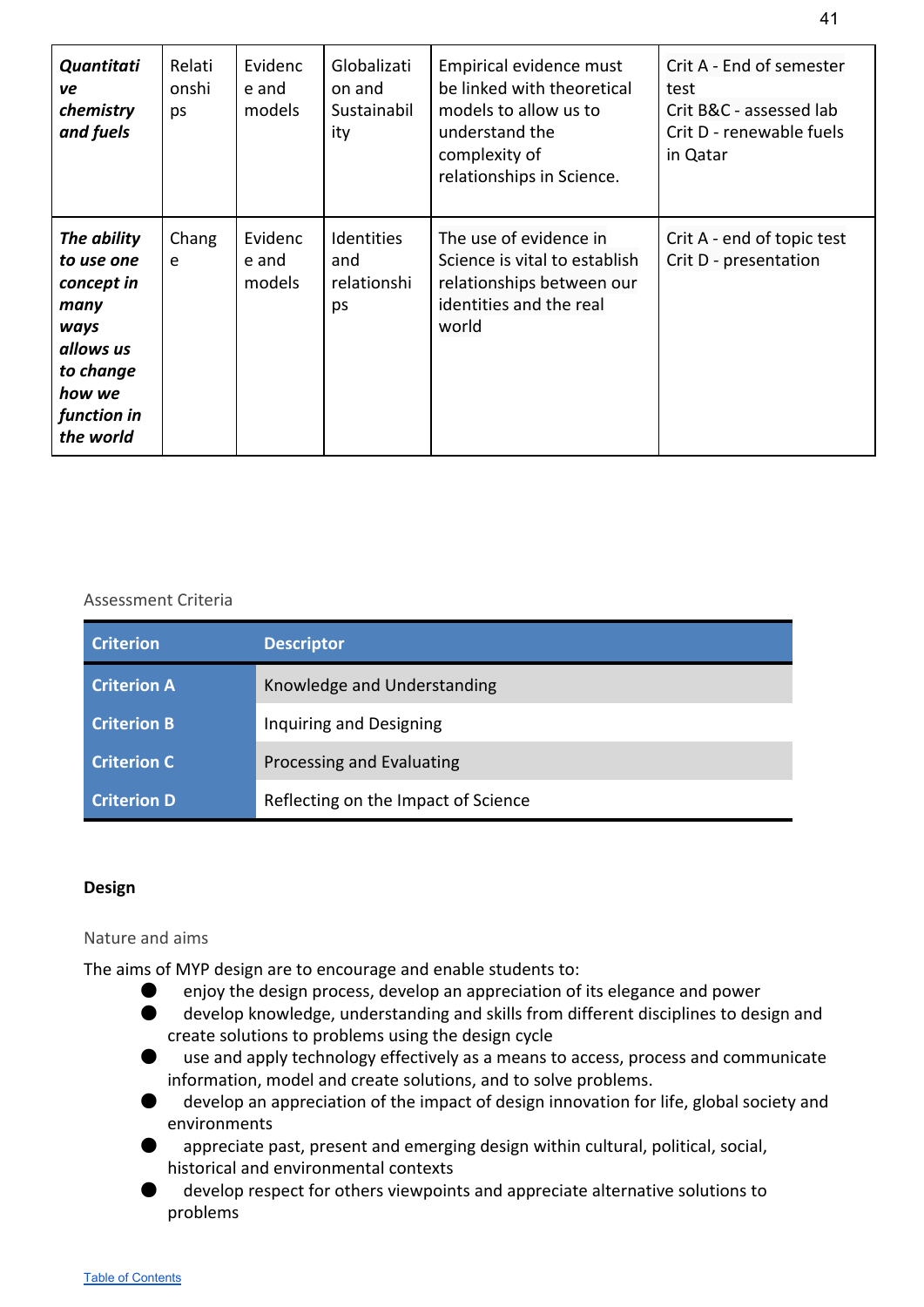| *Quantitative chemistry and fuels* | Relationships | Evidence and models | Globalization and Sustainability | Empirical evidence must be linked with theoretical models to allow us to understand the complexity of relationships in Science. | Crit A - End of semester test<br>Crit B&C - assessed lab<br>Crit D - renewable fuels in Qatar |
|---|---|---|---|---|---|
| ***The ability to use one concept in many ways allows us to change how we function in the world*** | Change | Evidence and models | Identities and relationships | The use of evidence in Science is vital to establish relationships between our identities and the real world | Crit A - end of topic test<br>Crit D - presentation |

Assessment Criteria

| Criterion | Descriptor |
|---|---|
| Criterion A | Knowledge and Understanding |
| Criterion B | Inquiring and Designing |
| Criterion C | Processing and Evaluating |
| Criterion D | Reflecting on the Impact of Science |

## Design

Nature and aims

The aims of MYP design are to encourage and enable students to:

- enjoy the design process, develop an appreciation of its elegance and power
- develop knowledge, understanding and skills from different disciplines to design and create solutions to problems using the design cycle
- use and apply technology effectively as a means to access, process and communicate information, model and create solutions, and to solve problems.
- develop an appreciation of the impact of design innovation for life, global society and environments
- appreciate past, present and emerging design within cultural, political, social, historical and environmental contexts
- develop respect for others viewpoints and appreciate alternative solutions to problems

Table of Contents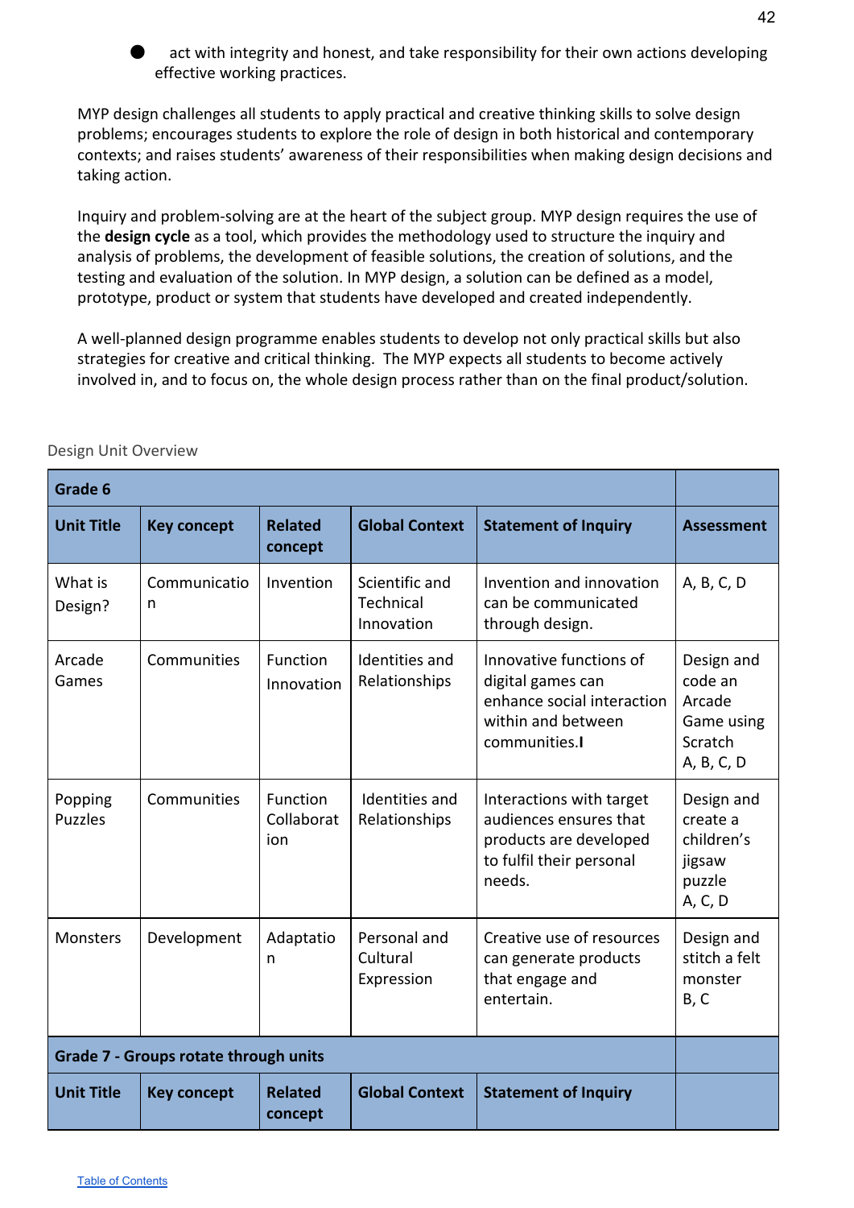- act with integrity and honest, and take responsibility for their own actions developing effective working practices.

MYP design challenges all students to apply practical and creative thinking skills to solve design problems; encourages students to explore the role of design in both historical and contemporary contexts; and raises students' awareness of their responsibilities when making design decisions and taking action.

Inquiry and problem-solving are at the heart of the subject group. MYP design requires the use of the **design cycle** as a tool, which provides the methodology used to structure the inquiry and analysis of problems, the development of feasible solutions, the creation of solutions, and the testing and evaluation of the solution. In MYP design, a solution can be defined as a model, prototype, product or system that students have developed and created independently.

A well-planned design programme enables students to develop not only practical skills but also strategies for creative and critical thinking. The MYP expects all students to become actively involved in, and to focus on, the whole design process rather than on the final product/solution.

Design Unit Overview

| **Grade 6** | | | | | |
|---|---|---|---|---|---|
| **Unit Title** | **Key concept** | **Related concept** | **Global Context** | **Statement of Inquiry** | **Assessment** |
| What is Design? | Communication | Invention | Scientific and Technical Innovation | Invention and innovation can be communicated through design. | A, B, C, D |
| Arcade Games | Communities | Function Innovation | Identities and Relationships | Innovative functions of digital games can enhance social interaction within and between communities.**I** | Design and code an Arcade Game using Scratch A, B, C, D |
| Popping Puzzles | Communities | Function Collaboration | Identities and Relationships | Interactions with target audiences ensures that products are developed to fulfil their personal needs. | Design and create a children's jigsaw puzzle A, C, D |
| Monsters | Development | Adaptation | Personal and Cultural Expression | Creative use of resources can generate products that engage and entertain. | Design and stitch a felt monster B, C |
| **Grade 7 - Groups rotate through units** | | | | | |
| **Unit Title** | **Key concept** | **Related concept** | **Global Context** | **Statement of Inquiry** | |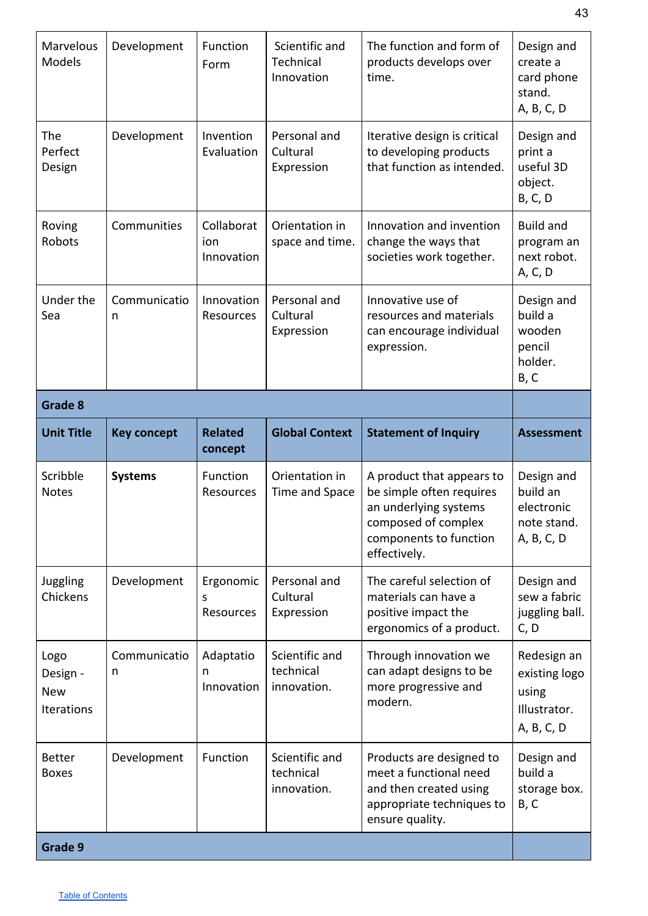| | | | | | |
|---|---|---|---|---|---|
| Marvelous Models | Development | Function<br>Form | Scientific and Technical Innovation | The function and form of products develops over time. | Design and create a card phone stand.<br>A, B, C, D |
| The Perfect Design | Development | Invention<br>Evaluation | Personal and Cultural Expression | Iterative design is critical to developing products that function as intended. | Design and print a useful 3D object.<br>B, C, D |
| Roving Robots | Communities | Collaboration<br>Innovation | Orientation in space and time. | Innovation and invention change the ways that societies work together. | Build and program an next robot.<br>A, C, D |
| Under the Sea | Communication | Innovation<br>Resources | Personal and Cultural Expression | Innovative use of resources and materials can encourage individual expression. | Design and build a wooden pencil holder.<br>B, C |
| **Grade 8** | | | | | |
| **Unit Title** | **Key concept** | **Related concept** | **Global Context** | **Statement of Inquiry** | **Assessment** |
| Scribble Notes | **Systems** | Function<br>Resources | Orientation in Time and Space | A product that appears to be simple often requires an underlying systems composed of complex components to function effectively. | Design and build an electronic note stand.<br>A, B, C, D |
| Juggling Chickens | Development | Ergonomics<br>Resources | Personal and Cultural Expression | The careful selection of materials can have a positive impact the ergonomics of a product. | Design and sew a fabric juggling ball.<br>C, D |
| Logo Design - New Iterations | Communication | Adaptation<br>Innovation | Scientific and technical innovation. | Through innovation we can adapt designs to be more progressive and modern. | Redesign an existing logo using Illustrator.<br>A, B, C, D |
| Better Boxes | Development | Function | Scientific and technical innovation. | Products are designed to meet a functional need and then created using appropriate techniques to ensure quality. | Design and build a storage box.<br>B, C |
| **Grade 9** | | | | | |

[Table of Contents](#)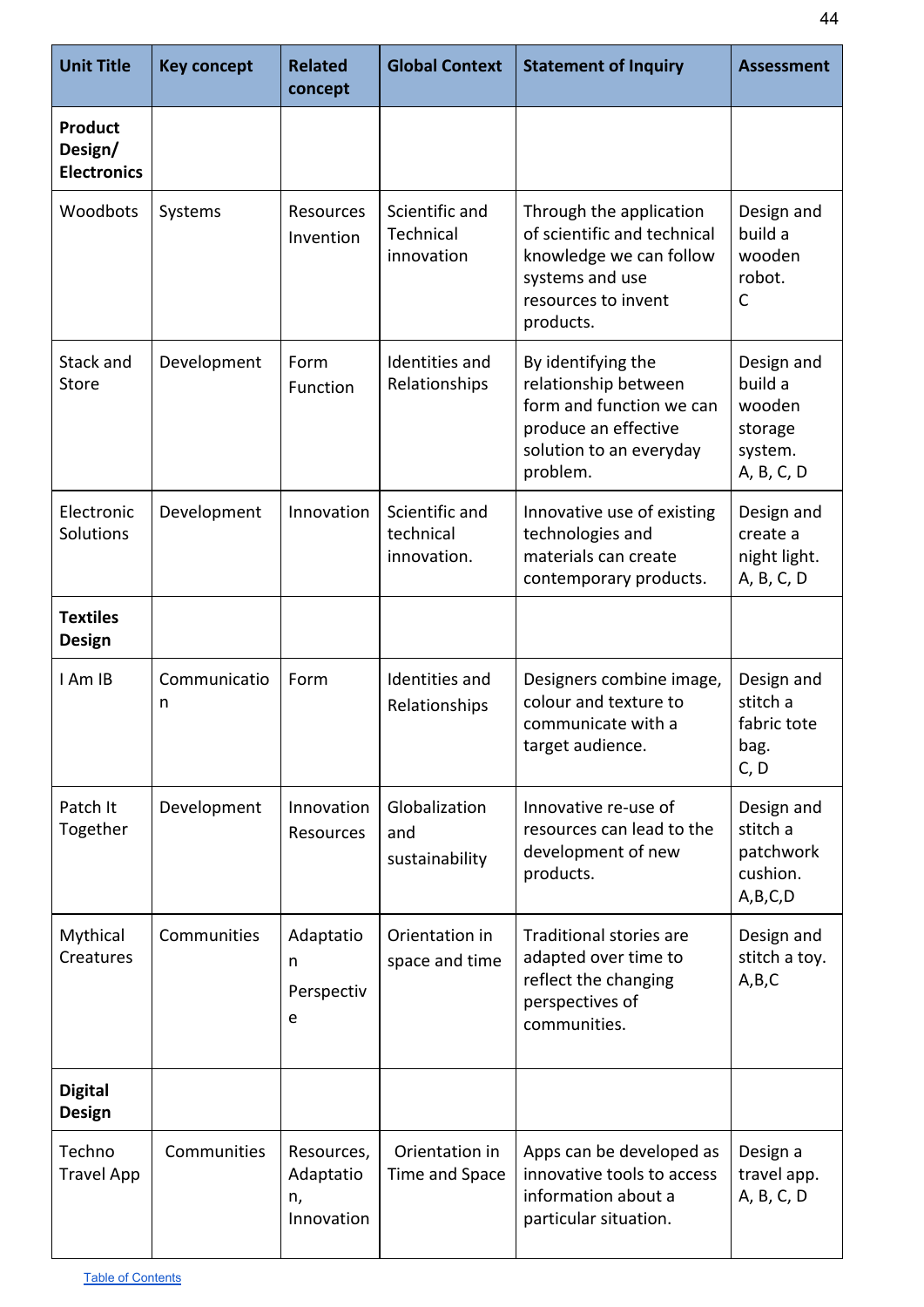| Unit Title | Key concept | Related concept | Global Context | Statement of Inquiry | Assessment |
|---|---|---|---|---|---|
| **Product Design/ Electronics** | | | | | |
| Woodbots | Systems | Resources Invention | Scientific and Technical innovation | Through the application of scientific and technical knowledge we can follow systems and use resources to invent products. | Design and build a wooden robot. C |
| Stack and Store | Development | Form Function | Identities and Relationships | By identifying the relationship between form and function we can produce an effective solution to an everyday problem. | Design and build a wooden storage system. A, B, C, D |
| Electronic Solutions | Development | Innovation | Scientific and technical innovation. | Innovative use of existing technologies and materials can create contemporary products. | Design and create a night light. A, B, C, D |
| **Textiles Design** | | | | | |
| I Am IB | Communication | Form | Identities and Relationships | Designers combine image, colour and texture to communicate with a target audience. | Design and stitch a fabric tote bag. C, D |
| Patch It Together | Development | Innovation Resources | Globalization and sustainability | Innovative re-use of resources can lead to the development of new products. | Design and stitch a patchwork cushion. A,B,C,D |
| Mythical Creatures | Communities | Adaptation Perspective | Orientation in space and time | Traditional stories are adapted over time to reflect the changing perspectives of communities. | Design and stitch a toy. A,B,C |
| **Digital Design** | | | | | |
| Techno Travel App | Communities | Resources, Adaptation, Innovation | Orientation in Time and Space | Apps can be developed as innovative tools to access information about a particular situation. | Design a travel app. A, B, C, D |

Table of Contents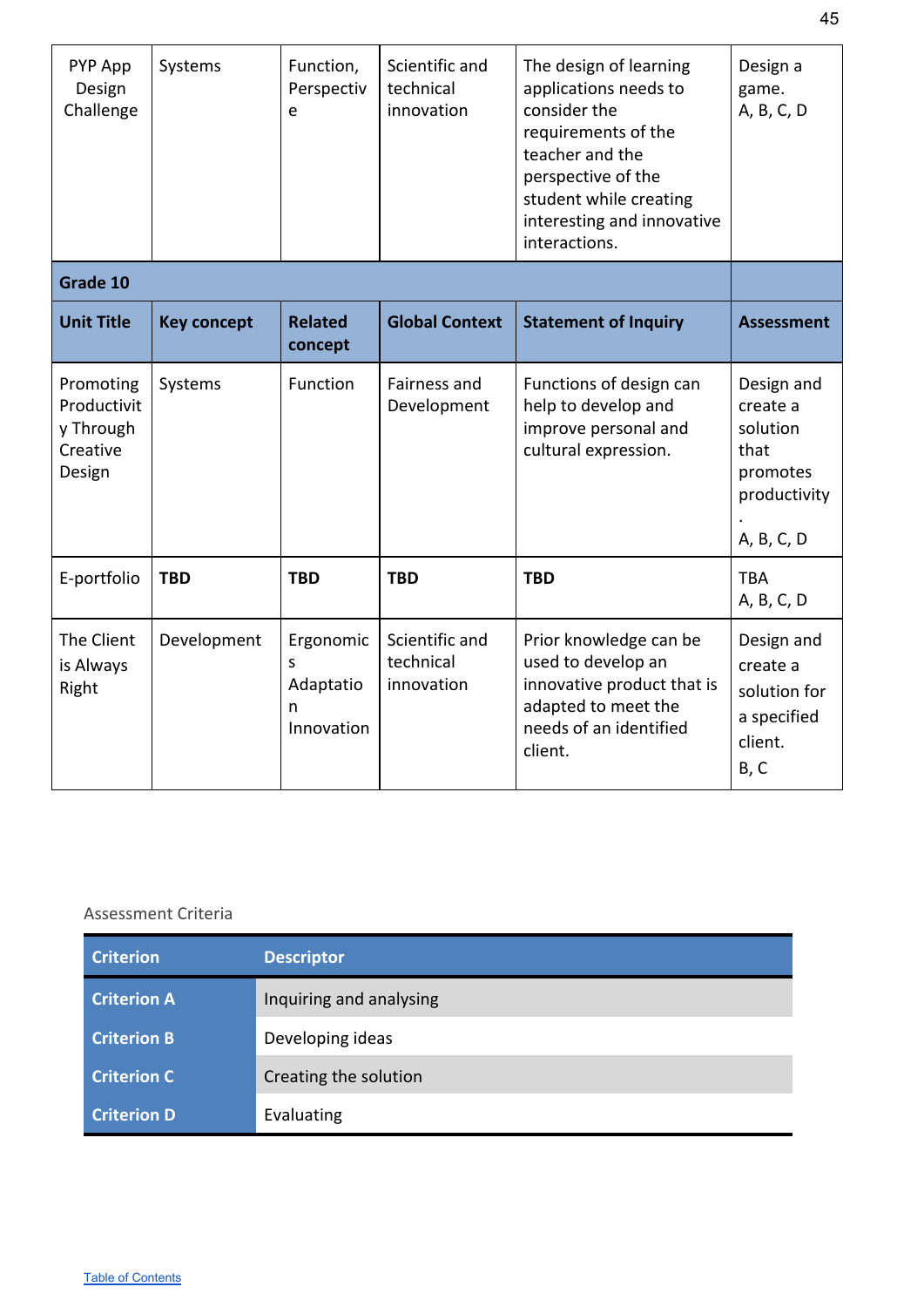| PYP App Design Challenge | Systems | Function, Perspective | Scientific and technical innovation | The design of learning applications needs to consider the requirements of the teacher and the perspective of the student while creating interesting and innovative interactions. | Design a game. A, B, C, D |
|---|---|---|---|---|---|
| **Grade 10** | | | | | |
| **Unit Title** | **Key concept** | **Related concept** | **Global Context** | **Statement of Inquiry** | **Assessment** |
| Promoting Productivity Through Creative Design | Systems | Function | Fairness and Development | Functions of design can help to develop and improve personal and cultural expression. | Design and create a solution that promotes productivity. A, B, C, D |
| E-portfolio | **TBD** | **TBD** | **TBD** | **TBD** | TBA A, B, C, D |
| The Client is Always Right | Development | Ergonomics Adaptation Innovation | Scientific and technical innovation | Prior knowledge can be used to develop an innovative product that is adapted to meet the needs of an identified client. | Design and create a solution for a specified client. B, C |

Assessment Criteria

| Criterion | Descriptor |
|---|---|
| **Criterion A** | Inquiring and analysing |
| **Criterion B** | Developing ideas |
| **Criterion C** | Creating the solution |
| **Criterion D** | Evaluating |

Table of Contents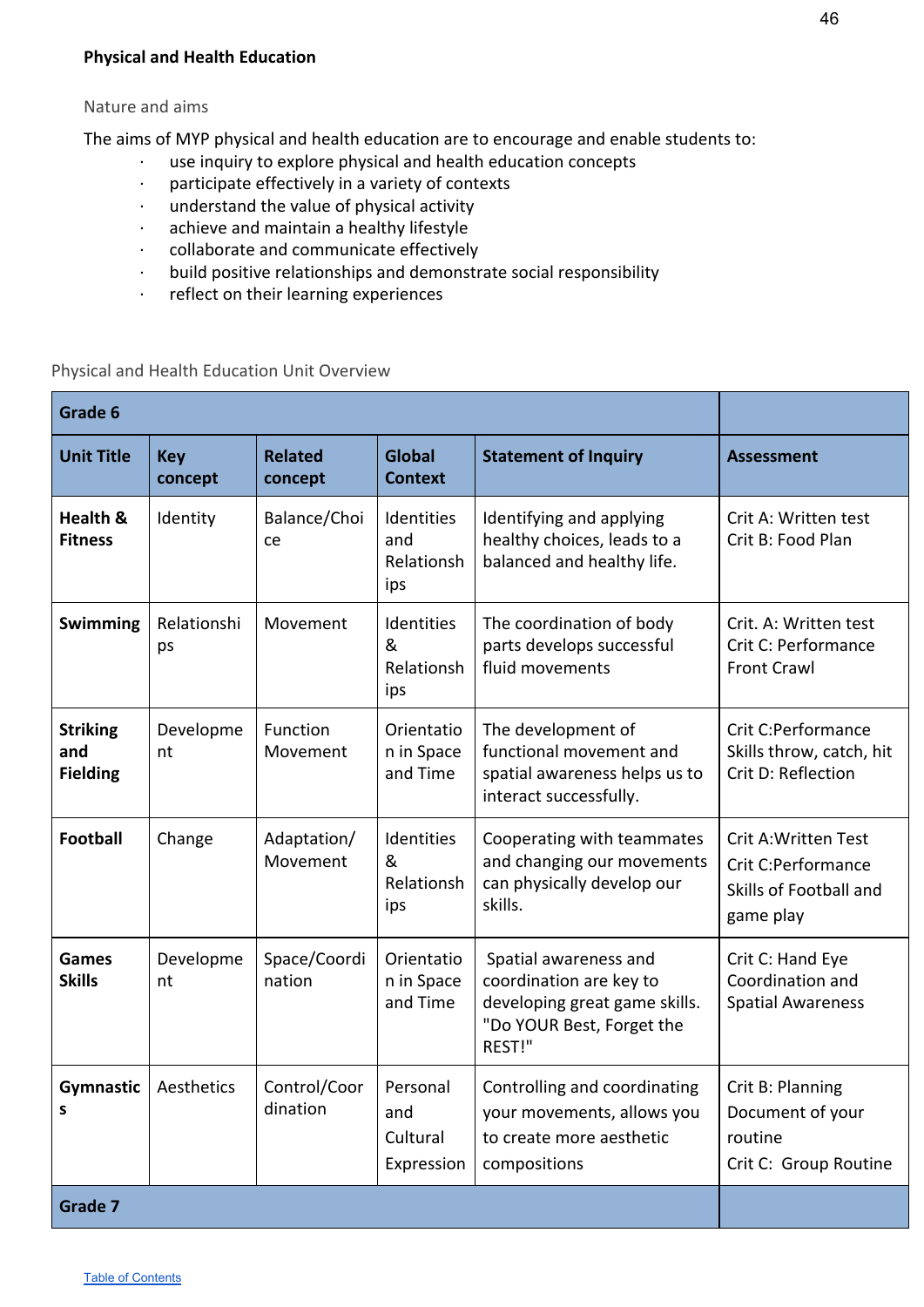**Physical and Health Education**

Nature and aims

The aims of MYP physical and health education are to encourage and enable students to:

- use inquiry to explore physical and health education concepts
- participate effectively in a variety of contexts
- understand the value of physical activity
- achieve and maintain a healthy lifestyle
- collaborate and communicate effectively
- build positive relationships and demonstrate social responsibility
- reflect on their learning experiences

Physical and Health Education Unit Overview

| **Grade 6** | | | | | |
|---|---|---|---|---|---|
| **Unit Title** | **Key concept** | **Related concept** | **Global Context** | **Statement of Inquiry** | **Assessment** |
| **Health & Fitness** | Identity | Balance/Choice | Identities and Relationships | Identifying and applying healthy choices, leads to a balanced and healthy life. | Crit A: Written test<br>Crit B: Food Plan |
| **Swimming** | Relationships | Movement | Identities & Relationships | The coordination of body parts develops successful fluid movements | Crit. A: Written test<br>Crit C: Performance Front Crawl |
| **Striking and Fielding** | Development | Function Movement | Orientation in Space and Time | The development of functional movement and spatial awareness helps us to interact successfully. | Crit C:Performance Skills throw, catch, hit<br>Crit D: Reflection |
| **Football** | Change | Adaptation/ Movement | Identities & Relationships | Cooperating with teammates and changing our movements can physically develop our skills. | Crit A:Written Test<br>Crit C:Performance Skills of Football and game play |
| **Games Skills** | Development | Space/Coordination | Orientation in Space and Time | Spatial awareness and coordination are key to developing great game skills. "Do YOUR Best, Forget the REST!" | Crit C: Hand Eye Coordination and Spatial Awareness |
| **Gymnastics** | Aesthetics | Control/Coordination | Personal and Cultural Expression | Controlling and coordinating your movements, allows you to create more aesthetic compositions | Crit B: Planning Document of your routine<br>Crit C: Group Routine |
| **Grade 7** | | | | | |

Table of Contents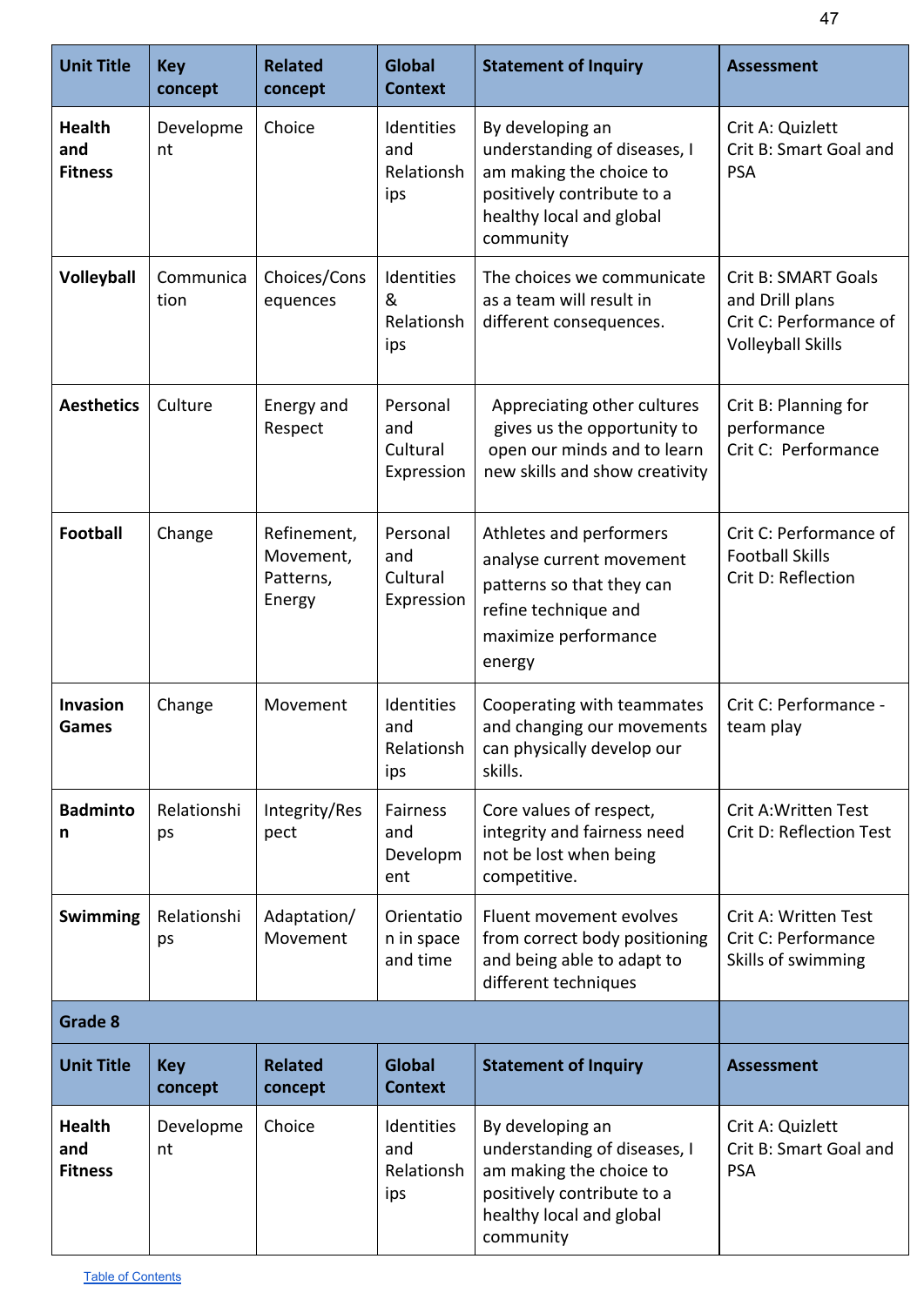| Unit Title | Key concept | Related concept | Global Context | Statement of Inquiry | Assessment |
|---|---|---|---|---|---|
| **Health and Fitness** | Development | Choice | Identities and Relationships | By developing an understanding of diseases, I am making the choice to positively contribute to a healthy local and global community | Crit A: Quizlett<br>Crit B: Smart Goal and PSA |
| **Volleyball** | Communication | Choices/Consequences | Identities & Relationships | The choices we communicate as a team will result in different consequences. | Crit B: SMART Goals and Drill plans<br>Crit C: Performance of Volleyball Skills |
| **Aesthetics** | Culture | Energy and Respect | Personal and Cultural Expression | Appreciating other cultures gives us the opportunity to open our minds and to learn new skills and show creativity | Crit B: Planning for performance<br>Crit C: Performance |
| **Football** | Change | Refinement, Movement, Patterns, Energy | Personal and Cultural Expression | Athletes and performers analyse current movement patterns so that they can refine technique and maximize performance energy | Crit C: Performance of Football Skills<br>Crit D: Reflection |
| **Invasion Games** | Change | Movement | Identities and Relationships | Cooperating with teammates and changing our movements can physically develop our skills. | Crit C: Performance - team play |
| **Badminton** | Relationships | Integrity/Respect | Fairness and Development | Core values of respect, integrity and fairness need not be lost when being competitive. | Crit A:Written Test<br>Crit D: Reflection Test |
| **Swimming** | Relationships | Adaptation/ Movement | Orientation in space and time | Fluent movement evolves from correct body positioning and being able to adapt to different techniques | Crit A: Written Test<br>Crit C: Performance Skills of swimming |
| **Grade 8** | | | | | |
| **Unit Title** | **Key concept** | **Related concept** | **Global Context** | **Statement of Inquiry** | **Assessment** |
| **Health and Fitness** | Development | Choice | Identities and Relationships | By developing an understanding of diseases, I am making the choice to positively contribute to a healthy local and global community | Crit A: Quizlett<br>Crit B: Smart Goal and PSA |

Table of Contents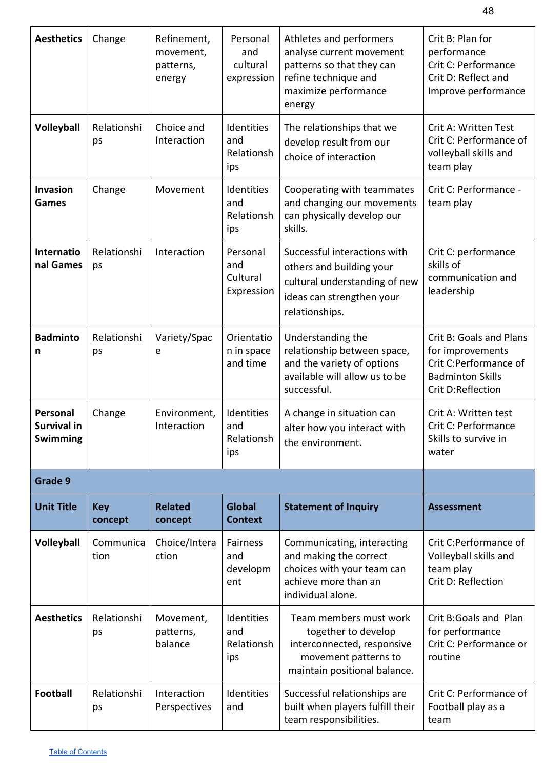| Aesthetics | Change | Refinement, movement, patterns, energy | Personal and cultural expression | Athletes and performers analyse current movement patterns so that they can refine technique and maximize performance energy | Crit B: Plan for performance<br>Crit C: Performance<br>Crit D: Reflect and Improve performance |
|---|---|---|---|---|---|
| **Volleyball** | Relationships | Choice and Interaction | Identities and Relationships | The relationships that we develop result from our choice of interaction | Crit A: Written Test<br>Crit C: Performance of volleyball skills and team play |
| **Invasion Games** | Change | Movement | Identities and Relationships | Cooperating with teammates and changing our movements can physically develop our skills. | Crit C: Performance - team play |
| **International Games** | Relationships | Interaction | Personal and Cultural Expression | Successful interactions with others and building your cultural understanding of new ideas can strengthen your relationships. | Crit C: performance skills of communication and leadership |
| **Badminton** | Relationships | Variety/Space | Orientation in space and time | Understanding the relationship between space, and the variety of options available will allow us to be successful. | Crit B: Goals and Plans for improvements<br>Crit C:Performance of Badminton Skills<br>Crit D:Reflection |
| **Personal Survival in Swimming** | Change | Environment, Interaction | Identities and Relationships | A change in situation can alter how you interact with the environment. | Crit A: Written test<br>Crit C: Performance Skills to survive in water |
| **Grade 9** | | | | | |
| **Unit Title** | **Key concept** | **Related concept** | **Global Context** | **Statement of Inquiry** | **Assessment** |
| **Volleyball** | Communication | Choice/Interaction | Fairness and development | Communicating, interacting and making the correct choices with your team can achieve more than an individual alone. | Crit C:Performance of Volleyball skills and team play<br>Crit D: Reflection |
| **Aesthetics** | Relationships | Movement, patterns, balance | Identities and Relationships | Team members must work together to develop interconnected, responsive movement patterns to maintain positional balance. | Crit B:Goals and Plan for performance<br>Crit C: Performance or routine |
| **Football** | Relationships | Interaction Perspectives | Identities and | Successful relationships are built when players fulfill their team responsibilities. | Crit C: Performance of Football play as a team |

Table of Contents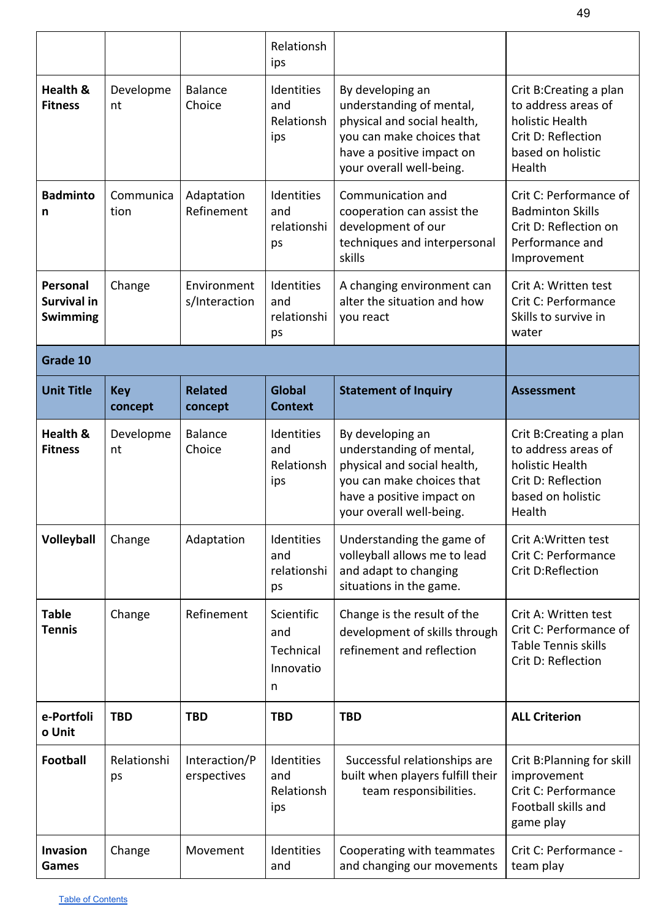| | | | Relationships | | |
|---|---|---|---|---|---|
| **Health & Fitness** | Development | Balance Choice | Identities and Relationships | By developing an understanding of mental, physical and social health, you can make choices that have a positive impact on your overall well-being. | Crit B:Creating a plan to address areas of holistic Health Crit D: Reflection based on holistic Health |
| **Badminton** | Communication | Adaptation Refinement | Identities and relationships | Communication and cooperation can assist the development of our techniques and interpersonal skills | Crit C: Performance of Badminton Skills Crit D: Reflection on Performance and Improvement |
| **Personal Survival in Swimming** | Change | Environments/Interaction | Identities and relationships | A changing environment can alter the situation and how you react | Crit A: Written test Crit C: Performance Skills to survive in water |
| **Grade 10** | | | | | |
| **Unit Title** | **Key concept** | **Related concept** | **Global Context** | **Statement of Inquiry** | **Assessment** |
| **Health & Fitness** | Development | Balance Choice | Identities and Relationships | By developing an understanding of mental, physical and social health, you can make choices that have a positive impact on your overall well-being. | Crit B:Creating a plan to address areas of holistic Health Crit D: Reflection based on holistic Health |
| **Volleyball** | Change | Adaptation | Identities and relationships | Understanding the game of volleyball allows me to lead and adapt to changing situations in the game. | Crit A:Written test Crit C: Performance Crit D:Reflection |
| **Table Tennis** | Change | Refinement | Scientific and Technical Innovation | Change is the result of the development of skills through refinement and reflection | Crit A: Written test Crit C: Performance of Table Tennis skills Crit D: Reflection |
| **e-Portfolio Unit** | **TBD** | **TBD** | **TBD** | **TBD** | **ALL Criterion** |
| **Football** | Relationships | Interaction/Perspectives | Identities and Relationships | Successful relationships are built when players fulfill their team responsibilities. | Crit B:Planning for skill improvement Crit C: Performance Football skills and game play |
| **Invasion Games** | Change | Movement | Identities and | Cooperating with teammates and changing our movements | Crit C: Performance - team play |

Table of Contents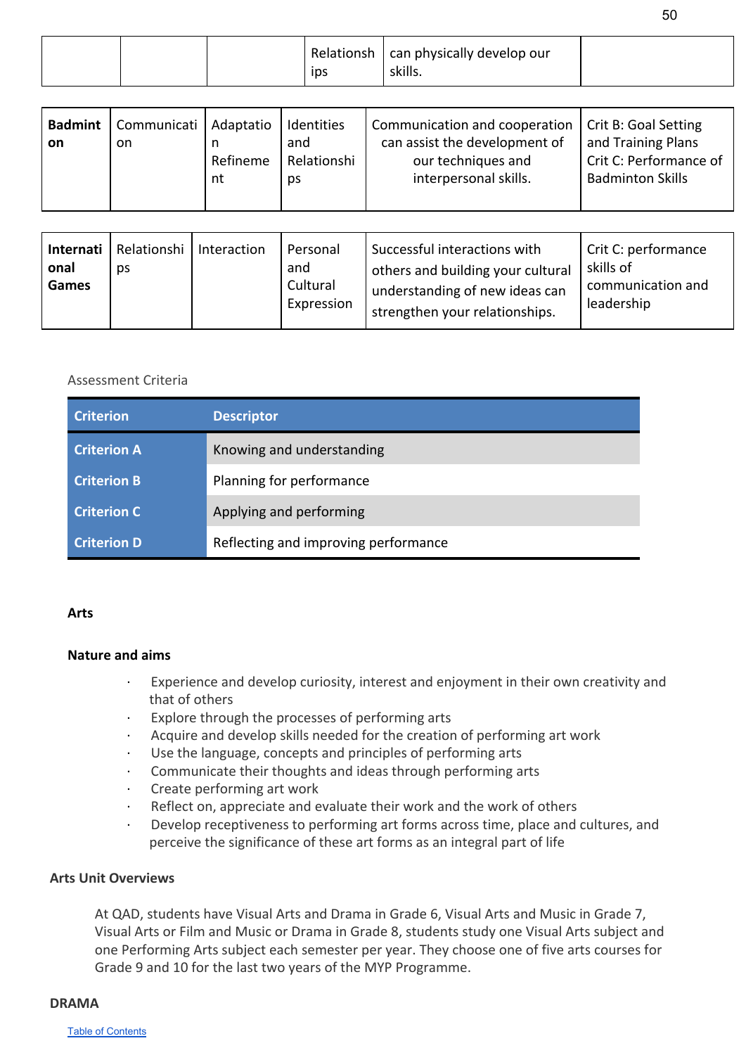| | | | Relationships | can physically develop our skills. | |
|---|---|---|---|---|---|

| **Badminton** | Communication | Adaptation Refinement | Identities and Relationships | Communication and cooperation can assist the development of our techniques and interpersonal skills. | Crit B: Goal Setting and Training Plans<br>Crit C: Performance of Badminton Skills |
|---|---|---|---|---|---|

| **International Games** | Relationships | Interaction | Personal and Cultural Expression | Successful interactions with others and building your cultural understanding of new ideas can strengthen your relationships. | Crit C: performance skills of communication and leadership |
|---|---|---|---|---|---|

Assessment Criteria

| Criterion | Descriptor |
|---|---|
| **Criterion A** | Knowing and understanding |
| **Criterion B** | Planning for performance |
| **Criterion C** | Applying and performing |
| **Criterion D** | Reflecting and improving performance |

**Arts**

**Nature and aims**

- Experience and develop curiosity, interest and enjoyment in their own creativity and that of others
- Explore through the processes of performing arts
- Acquire and develop skills needed for the creation of performing art work
- Use the language, concepts and principles of performing arts
- Communicate their thoughts and ideas through performing arts
- Create performing art work
- Reflect on, appreciate and evaluate their work and the work of others
- Develop receptiveness to performing art forms across time, place and cultures, and perceive the significance of these art forms as an integral part of life

**Arts Unit Overviews**

At QAD, students have Visual Arts and Drama in Grade 6, Visual Arts and Music in Grade 7, Visual Arts or Film and Music or Drama in Grade 8, students study one Visual Arts subject and one Performing Arts subject each semester per year. They choose one of five arts courses for Grade 9 and 10 for the last two years of the MYP Programme.

**DRAMA**

Table of Contents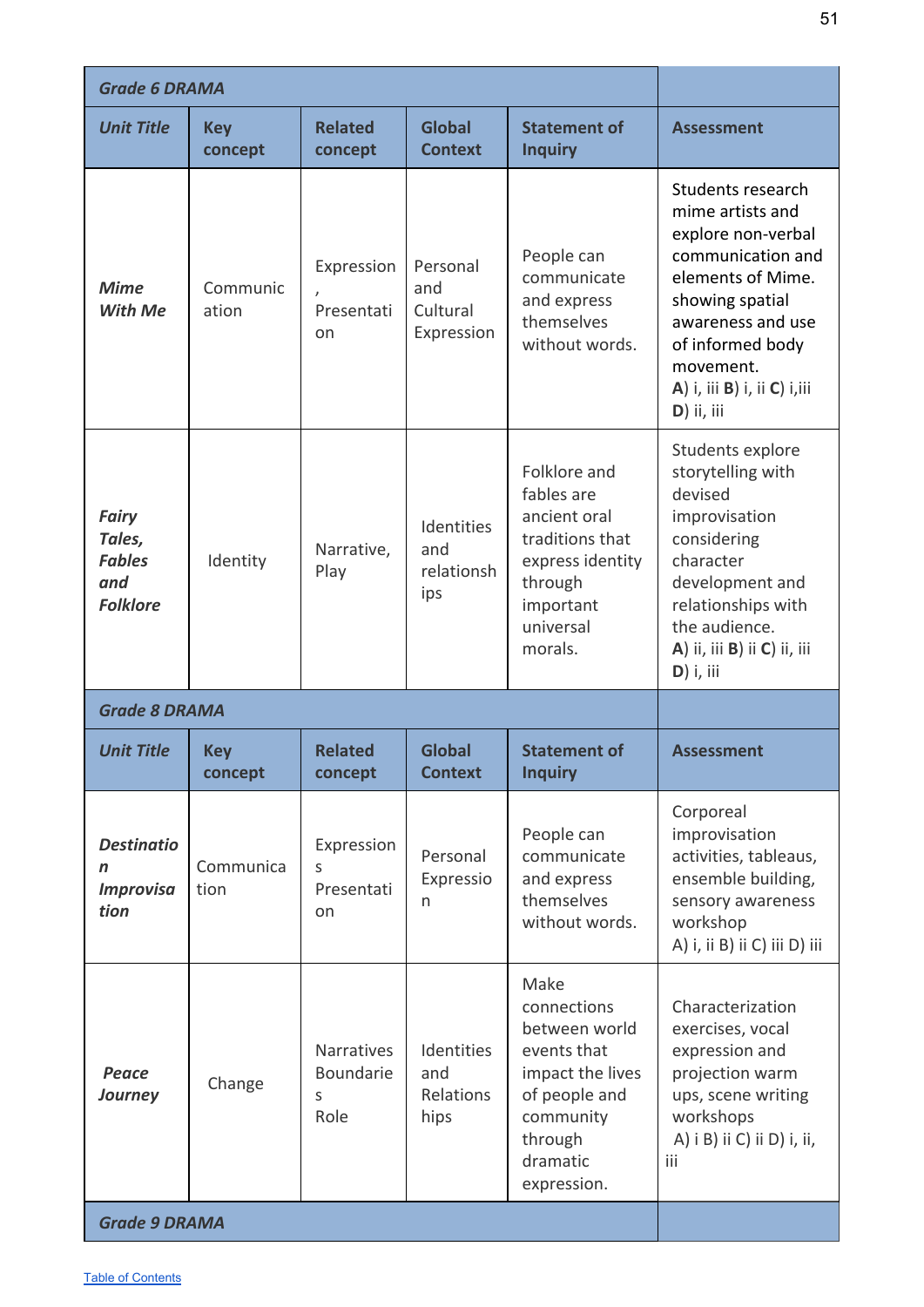| Grade 6 DRAMA | | | | | |
|---|---|---|---|---|---|
| ***Unit Title*** | **Key concept** | **Related concept** | **Global Context** | **Statement of Inquiry** | **Assessment** |
| ***Mime With Me*** | Communication | Expression, Presentation | Personal and Cultural Expression | People can communicate and express themselves without words. | Students research mime artists and explore non-verbal communication and elements of Mime. showing spatial awareness and use of informed body movement. **A**) i, iii **B**) i, ii **C**) i,iii **D**) ii, iii |
| ***Fairy Tales, Fables and Folklore*** | Identity | Narrative, Play | Identities and relationships | Folklore and fables are ancient oral traditions that express identity through important universal morals. | Students explore storytelling with devised improvisation considering character development and relationships with the audience. **A**) ii, iii **B**) ii **C**) ii, iii **D**) i, iii |

| Grade 8 DRAMA | | | | | |
|---|---|---|---|---|---|
| ***Unit Title*** | **Key concept** | **Related concept** | **Global Context** | **Statement of Inquiry** | **Assessment** |
| ***Destination Improvisation*** | Communication | Expressions Presentation | Personal Expression | People can communicate and express themselves without words. | Corporeal improvisation activities, tableaus, ensemble building, sensory awareness workshop A) i, ii B) ii C) iii D) iii |
| ***Peace Journey*** | Change | Narratives Boundaries Role | Identities and Relationships | Make connections between world events that impact the lives of people and community through dramatic expression. | Characterization exercises, vocal expression and projection warm ups, scene writing workshops A) i B) ii C) ii D) i, ii, iii |

| Grade 9 DRAMA | |
|---|---|

Table of Contents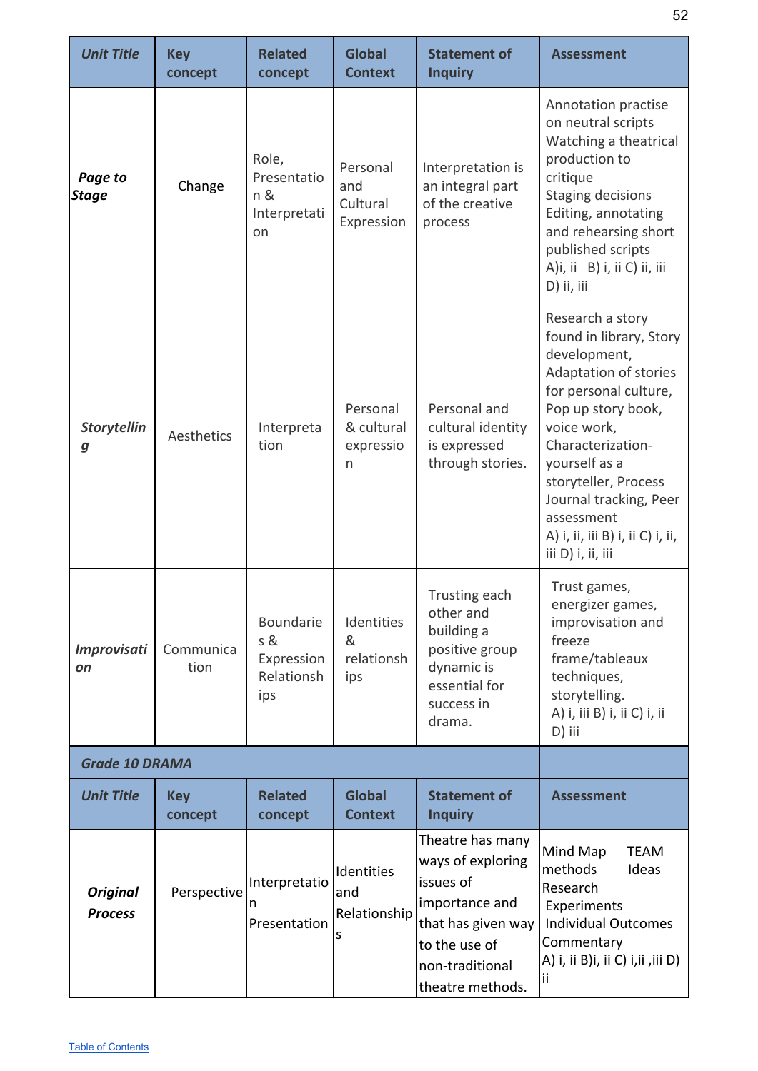| Unit Title | Key concept | Related concept | Global Context | Statement of Inquiry | Assessment |
|---|---|---|---|---|---|
| ***Page to Stage*** | Change | Role, Presentation & Interpretation | Personal and Cultural Expression | Interpretation is an integral part of the creative process | Annotation practise on neutral scripts Watching a theatrical production to critique Staging decisions Editing, annotating and rehearsing short published scripts A)i, ii B) i, ii C) ii, iii D) ii, iii |
| ***Storytelling*** | Aesthetics | Interpretation | Personal & cultural expression | Personal and cultural identity is expressed through stories. | Research a story found in library, Story development, Adaptation of stories for personal culture, Pop up story book, voice work, Characterization- yourself as a storyteller, Process Journal tracking, Peer assessment A) i, ii, iii B) i, ii C) i, ii, iii D) i, ii, iii |
| ***Improvisation*** | Communication | Boundaries & Expression Relationships | Identities & relationships | Trusting each other and building a positive group dynamic is essential for success in drama. | Trust games, energizer games, improvisation and freeze frame/tableaux techniques, storytelling. A) i, iii B) i, ii C) i, ii D) iii |
| ***Grade 10 DRAMA*** | | | | | |
| **Unit Title** | **Key concept** | **Related concept** | **Global Context** | **Statement of Inquiry** | **Assessment** |
| ***Original Process*** | Perspective | Interpretation Presentation | Identities and Relationships | Theatre has many ways of exploring issues of importance and that has given way to the use of non-traditional theatre methods. | Mind Map TEAM methods Ideas Research Experiments Individual Outcomes Commentary A) i, ii B)i, ii C) i,ii ,iii D) ii |

[Table of Contents](#)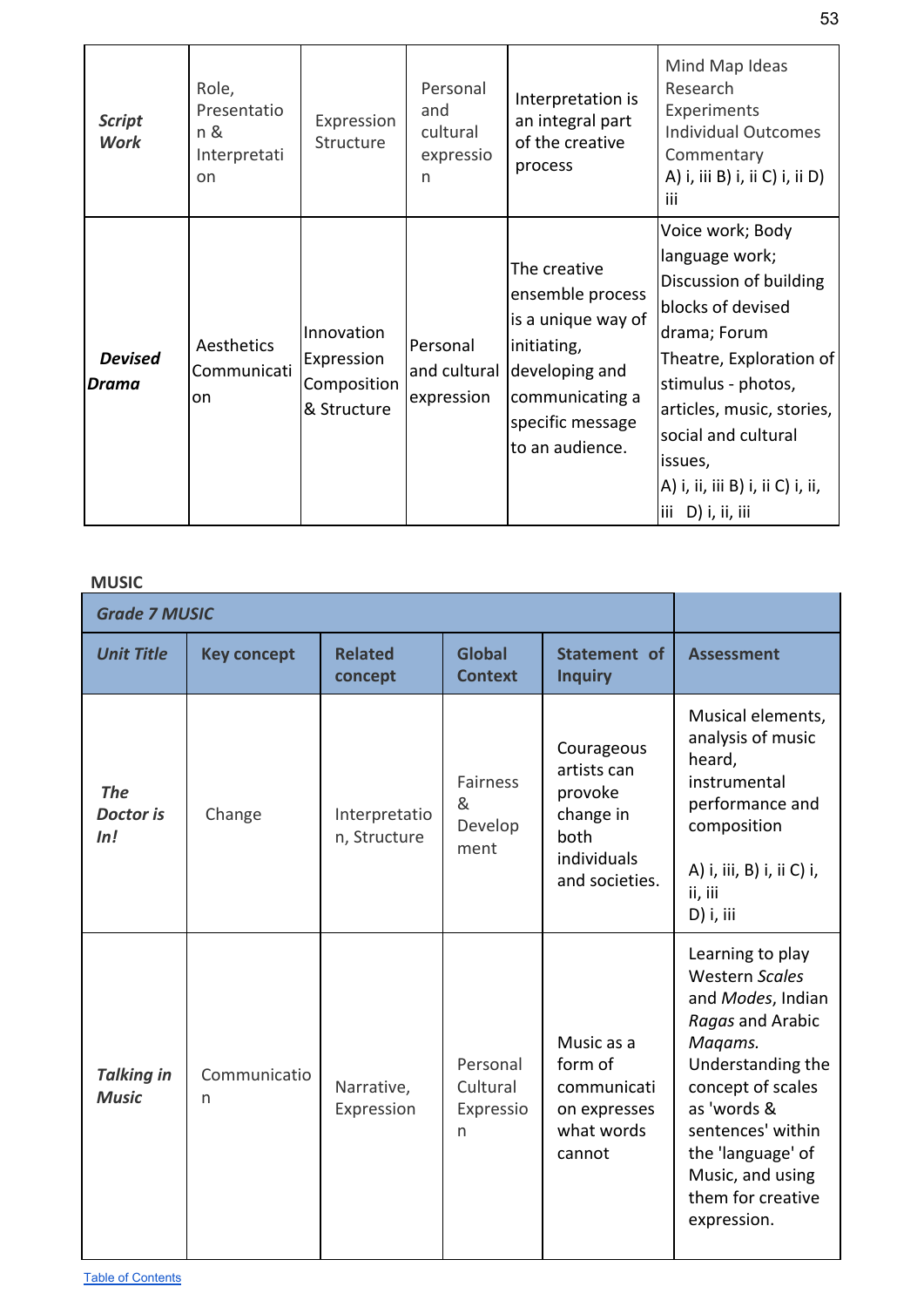| | | | | | |
|---|---|---|---|---|---|
| ***Script Work*** | Role, Presentation & Interpretation | Expression Structure | Personal and cultural expression | Interpretation is an integral part of the creative process | Mind Map Ideas Research Experiments Individual Outcomes Commentary A) i, iii B) i, ii C) i, ii D) iii |
| ***Devised Drama*** | Aesthetics Communication | Innovation Expression Composition & Structure | Personal and cultural expression | The creative ensemble process is a unique way of initiating, developing and communicating a specific message to an audience. | Voice work; Body language work; Discussion of building blocks of devised drama; Forum Theatre, Exploration of stimulus - photos, articles, music, stories, social and cultural issues, A) i, ii, iii B) i, ii C) i, ii, iii D) i, ii, iii |

**MUSIC**

| ***Grade 7 MUSIC*** | | | | | |
|---|---|---|---|---|---|
| ***Unit Title*** | **Key concept** | **Related concept** | **Global Context** | **Statement of Inquiry** | **Assessment** |
| ***The Doctor is In!*** | Change | Interpretation, Structure | Fairness & Development | Courageous artists can provoke change in both individuals and societies. | Musical elements, analysis of music heard, instrumental performance and composition<br><br>A) i, iii, B) i, ii C) i, ii, iii<br>D) i, iii |
| ***Talking in Music*** | Communication | Narrative, Expression | Personal Cultural Expression | Music as a form of communication expresses what words cannot | Learning to play Western *Scales* and *Modes*, Indian *Ragas* and Arabic *Maqams.* Understanding the concept of scales as 'words & sentences' within the 'language' of Music, and using them for creative expression. |

Table of Contents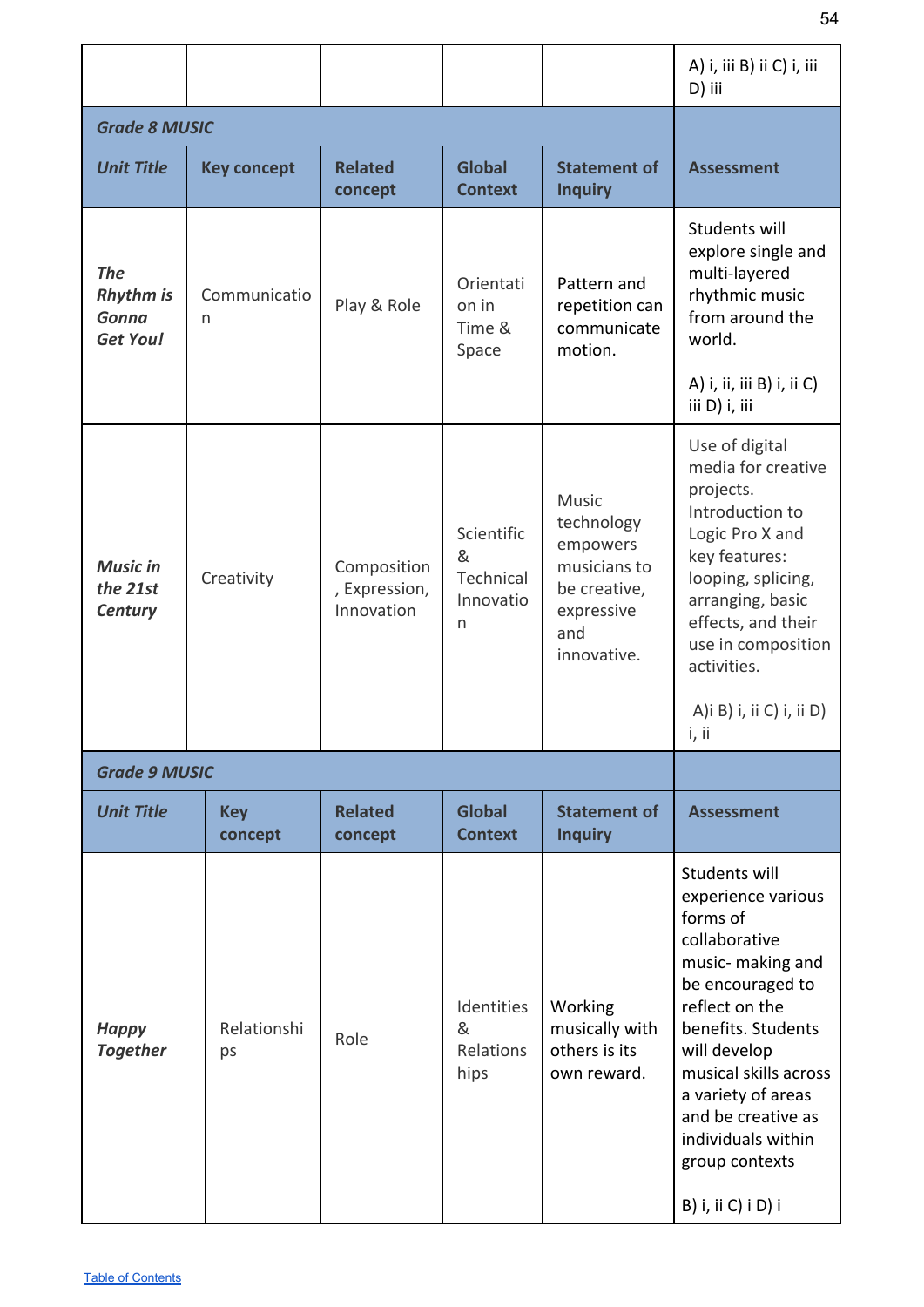| | | | | | A) i, iii B) ii C) i, iii D) iii |
|---|---|---|---|---|---|
| ***Grade 8 MUSIC*** | | | | | |
| ***Unit Title*** | **Key concept** | **Related concept** | **Global Context** | **Statement of Inquiry** | **Assessment** |
| ***The Rhythm is Gonna Get You!*** | Communication | Play & Role | Orientation in Time & Space | Pattern and repetition can communicate motion. | Students will explore single and multi-layered rhythmic music from around the world.<br><br>A) i, ii, iii B) i, ii C) iii D) i, iii |
| ***Music in the 21st Century*** | Creativity | Composition, Expression, Innovation | Scientific & Technical Innovation | Music technology empowers musicians to be creative, expressive and innovative. | Use of digital media for creative projects. Introduction to Logic Pro X and key features: looping, splicing, arranging, basic effects, and their use in composition activities.<br><br>A)i B) i, ii C) i, ii D) i, ii |
| ***Grade 9 MUSIC*** | | | | | |
| ***Unit Title*** | **Key concept** | **Related concept** | **Global Context** | **Statement of Inquiry** | **Assessment** |
| ***Happy Together*** | Relationships | Role | Identities & Relationships | Working musically with others is its own reward. | Students will experience various forms of collaborative music- making and be encouraged to reflect on the benefits. Students will develop musical skills across a variety of areas and be creative as individuals within group contexts<br><br>B) i, ii C) i D) i |

Table of Contents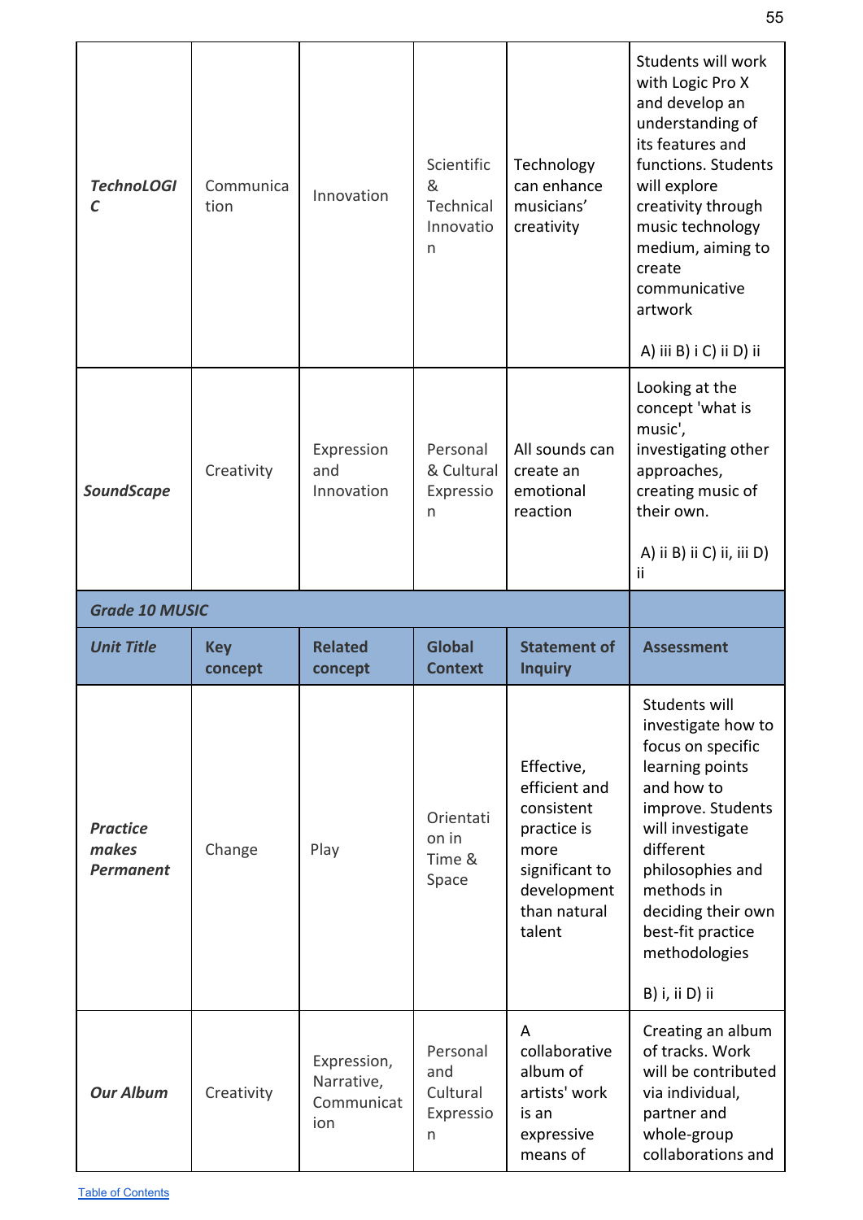| | | | | | |
|---|---|---|---|---|---|
| ***TechnoLOGIC*** | Communication | Innovation | Scientific & Technical Innovation | Technology can enhance musicians' creativity | Students will work with Logic Pro X and develop an understanding of its features and functions. Students will explore creativity through music technology medium, aiming to create communicative artwork<br><br>A) iii B) i C) ii D) ii |
| ***SoundScape*** | Creativity | Expression and Innovation | Personal & Cultural Expression | All sounds can create an emotional reaction | Looking at the concept 'what is music', investigating other approaches, creating music of their own.<br><br>A) ii B) ii C) ii, iii D) ii |
| ***Grade 10 MUSIC*** | | | | | |
| ***Unit Title*** | **Key concept** | **Related concept** | **Global Context** | **Statement of Inquiry** | **Assessment** |
| ***Practice makes Permanent*** | Change | Play | Orientation in Time & Space | Effective, efficient and consistent practice is more significant to development than natural talent | Students will investigate how to focus on specific learning points and how to improve. Students will investigate different philosophies and methods in deciding their own best-fit practice methodologies<br><br>B) i, ii D) ii |
| ***Our Album*** | Creativity | Expression, Narrative, Communication | Personal and Cultural Expression | A collaborative album of artists' work is an expressive means of | Creating an album of tracks. Work will be contributed via individual, partner and whole-group collaborations and |

[Table of Contents](#)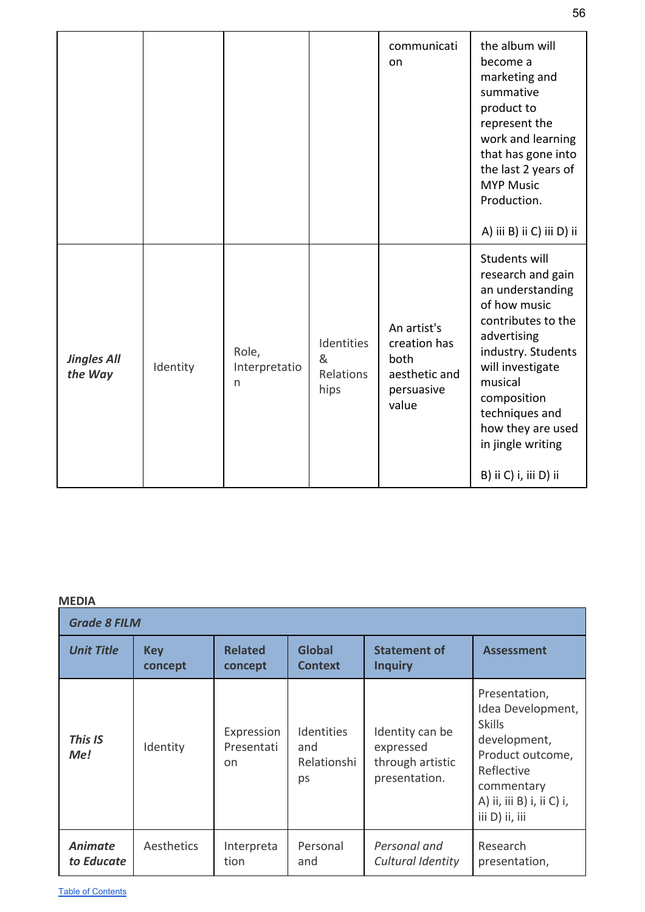| | | | | communication | the album will become a marketing and summative product to represent the work and learning that has gone into the last 2 years of MYP Music Production.<br><br>A) iii B) ii C) iii D) ii |
|---|---|---|---|---|---|
| *Jingles All the Way* | Identity | Role, Interpretation | Identities & Relationships | An artist's creation has both aesthetic and persuasive value | Students will research and gain an understanding of how music contributes to the advertising industry. Students will investigate musical composition techniques and how they are used in jingle writing<br><br>B) ii C) i, iii D) ii |

**MEDIA**

| *Grade 8 FILM* | | | | | |
|---|---|---|---|---|---|
| *Unit Title* | **Key concept** | **Related concept** | **Global Context** | **Statement of Inquiry** | **Assessment** |
| *This IS Me!* | Identity | Expression Presentation | Identities and Relationships | Identity can be expressed through artistic presentation. | Presentation, Idea Development, Skills development, Product outcome, Reflective commentary<br>A) ii, iii B) i, ii C) i, iii D) ii, iii |
| *Animate to Educate* | Aesthetics | Interpretation | Personal and | *Personal and Cultural Identity* | Research presentation, |

Table of Contents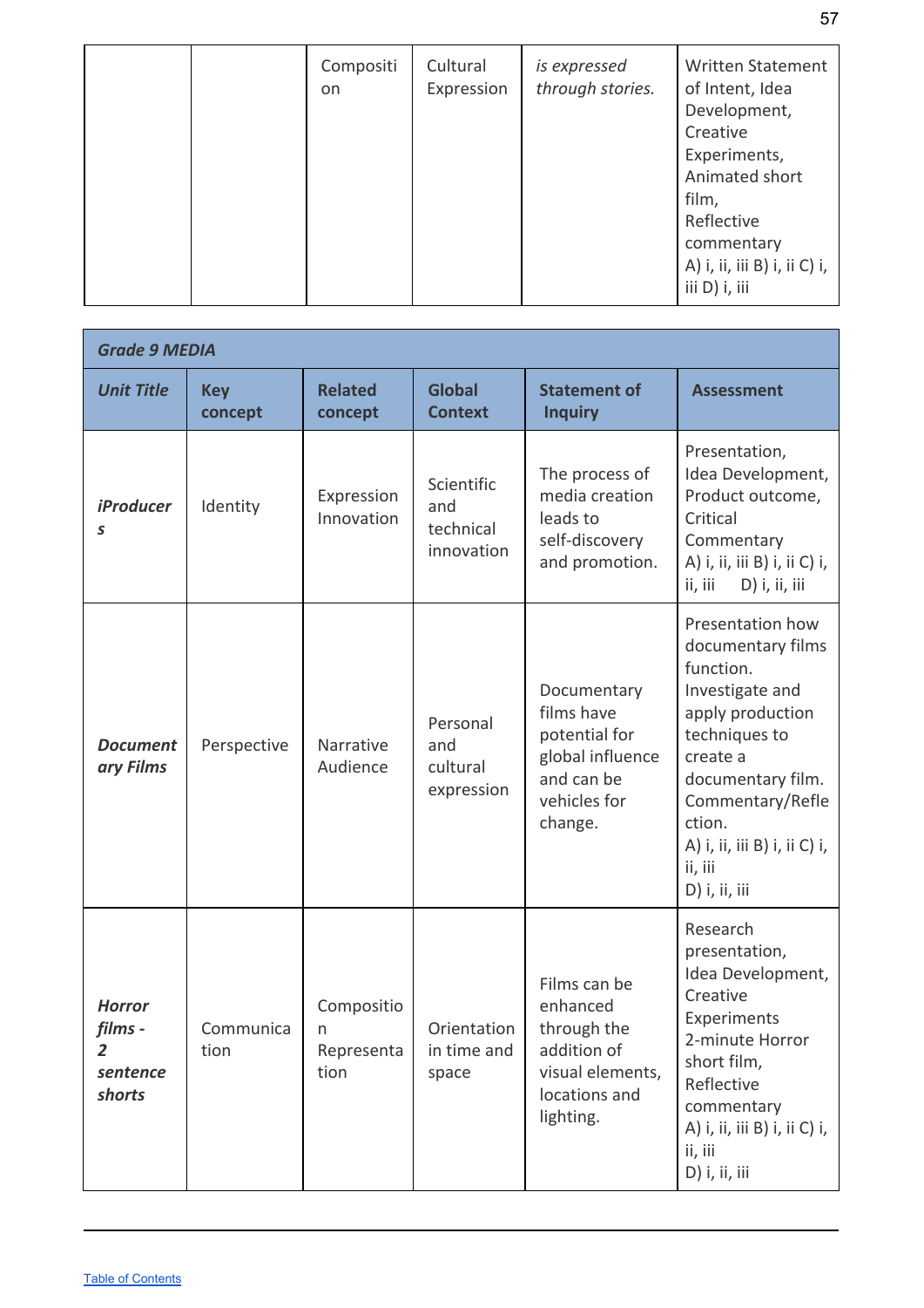| | | Composition | Cultural Expression | *is expressed through stories.* | Written Statement of Intent, Idea Development, Creative Experiments, Animated short film, Reflective commentary A) i, ii, iii B) i, ii C) i, iii D) i, iii |
|---|---|---|---|---|---|

| ***Grade 9 MEDIA*** | | | | | |
|---|---|---|---|---|---|
| ***Unit Title*** | **Key concept** | **Related concept** | **Global Context** | **Statement of Inquiry** | **Assessment** |
| ***iProducers*** | Identity | Expression Innovation | Scientific and technical innovation | The process of media creation leads to self-discovery and promotion. | Presentation, Idea Development, Product outcome, Critical Commentary A) i, ii, iii B) i, ii C) i, ii, iii D) i, ii, iii |
| ***Documentary Films*** | Perspective | Narrative Audience | Personal and cultural expression | Documentary films have potential for global influence and can be vehicles for change. | Presentation how documentary films function. Investigate and apply production techniques to create a documentary film. Commentary/Reflection. A) i, ii, iii B) i, ii C) i, ii, iii D) i, ii, iii |
| ***Horror films - 2 sentence shorts*** | Communication | Composition Representation | Orientation in time and space | Films can be enhanced through the addition of visual elements, locations and lighting. | Research presentation, Idea Development, Creative Experiments 2-minute Horror short film, Reflective commentary A) i, ii, iii B) i, ii C) i, ii, iii D) i, ii, iii |

Table of Contents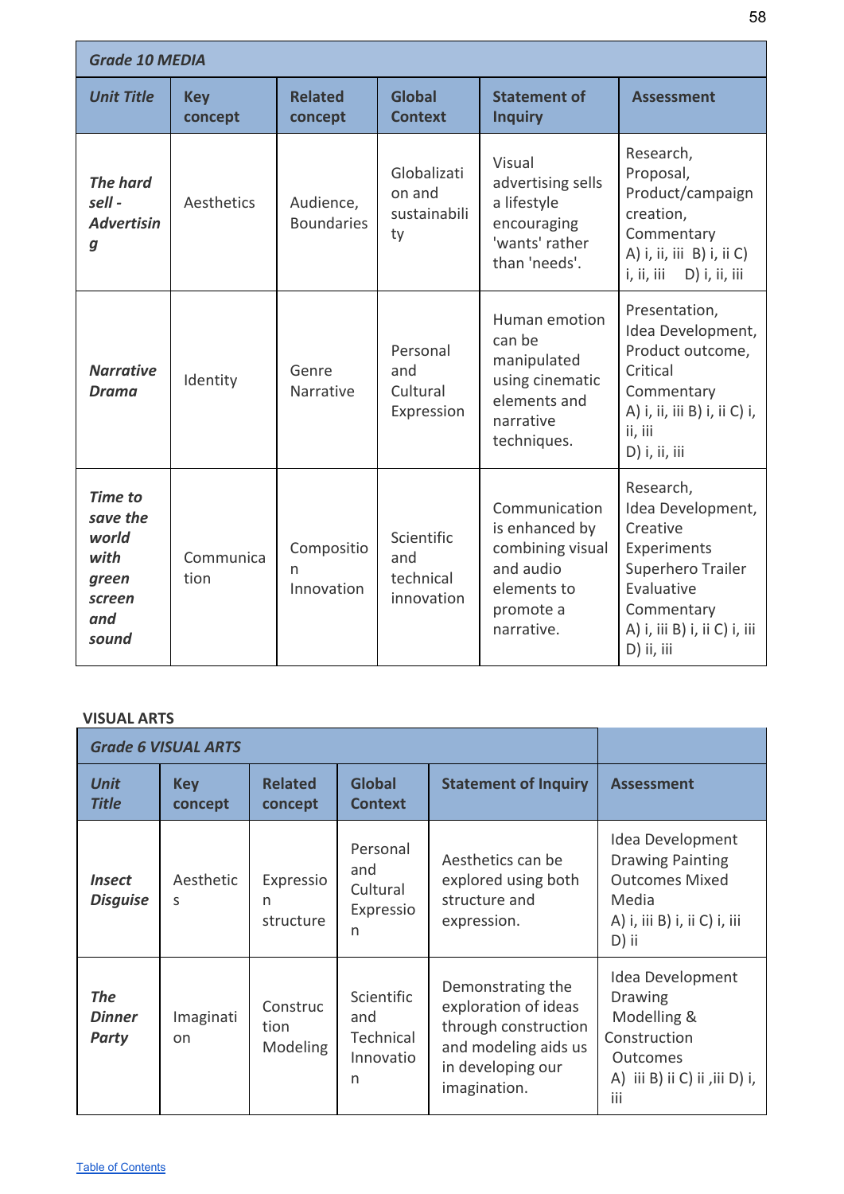| Grade 10 MEDIA | | | | | |
|---|---|---|---|---|---|
| ***Unit Title*** | **Key concept** | **Related concept** | **Global Context** | **Statement of Inquiry** | **Assessment** |
| ***The hard sell - Advertising*** | Aesthetics | Audience, Boundaries | Globalization and sustainability | Visual advertising sells a lifestyle encouraging 'wants' rather than 'needs'. | Research, Proposal, Product/campaign creation, Commentary A) i, ii, iii B) i, ii C) i, ii, iii D) i, ii, iii |
| ***Narrative Drama*** | Identity | Genre Narrative | Personal and Cultural Expression | Human emotion can be manipulated using cinematic elements and narrative techniques. | Presentation, Idea Development, Product outcome, Critical Commentary A) i, ii, iii B) i, ii C) i, ii, iii D) i, ii, iii |
| ***Time to save the world with green screen and sound*** | Communication | Composition Innovation | Scientific and technical innovation | Communication is enhanced by combining visual and audio elements to promote a narrative. | Research, Idea Development, Creative Experiments Superhero Trailer Evaluative Commentary A) i, iii B) i, ii C) i, iii D) ii, iii |

**VISUAL ARTS**

| Grade 6 VISUAL ARTS | | | | | |
|---|---|---|---|---|---|
| ***Unit Title*** | **Key concept** | **Related concept** | **Global Context** | **Statement of Inquiry** | **Assessment** |
| ***Insect Disguise*** | Aesthetics | Expression structure | Personal and Cultural Expression | Aesthetics can be explored using both structure and expression. | Idea Development Drawing Painting Outcomes Mixed Media A) i, iii B) i, ii C) i, iii D) ii |
| ***The Dinner Party*** | Imagination | Construction Modeling | Scientific and Technical Innovation | Demonstrating the exploration of ideas through construction and modeling aids us in developing our imagination. | Idea Development Drawing Modelling & Construction Outcomes A) iii B) ii C) ii ,iii D) i, iii |

Table of Contents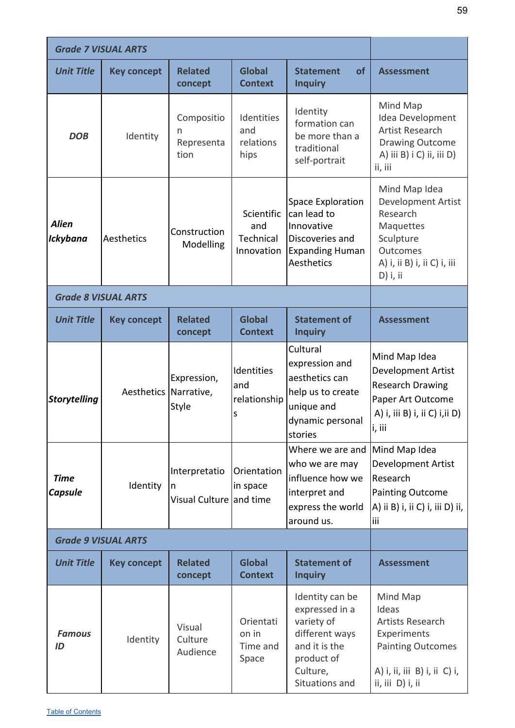| Grade 7 VISUAL ARTS | | | | | |
|---|---|---|---|---|---|
| ***Unit Title*** | **Key concept** | **Related concept** | **Global Context** | **Statement of Inquiry** | **Assessment** |
| ***DOB*** | Identity | Composition Representation | Identities and relationships | Identity formation can be more than a traditional self-portrait | Mind Map Idea Development Artist Research Drawing Outcome A) iii B) i C) ii, iii D) ii, iii |
| ***Alien Ickybana*** | Aesthetics | Construction Modelling | Scientific and Technical Innovation | Space Exploration can lead to Innovative Discoveries and Expanding Human Aesthetics | Mind Map Idea Development Artist Research Maquettes Sculpture Outcomes A) i, ii B) i, ii C) i, iii D) i, ii |
| ***Grade 8 VISUAL ARTS*** | | | | | |
| ***Unit Title*** | **Key concept** | **Related concept** | **Global Context** | **Statement of Inquiry** | **Assessment** |
| ***Storytelling*** | Aesthetics | Expression, Narrative, Style | Identities and relationships | Cultural expression and aesthetics can help us to create unique and dynamic personal stories | Mind Map Idea Development Artist Research Drawing Paper Art Outcome A) i, iii B) i, ii C) i,ii D) i, iii |
| ***Time Capsule*** | Identity | Interpretation Visual Culture | Orientation in space and time | Where we are and who we are may influence how we interpret and express the world around us. | Mind Map Idea Development Artist Research Painting Outcome A) ii B) i, ii C) i, iii D) ii, iii |
| ***Grade 9 VISUAL ARTS*** | | | | | |
| ***Unit Title*** | **Key concept** | **Related concept** | **Global Context** | **Statement of Inquiry** | **Assessment** |
| ***Famous ID*** | Identity | Visual Culture Audience | Orientation in Time and Space | Identity can be expressed in a variety of different ways and it is the product of Culture, Situations and | Mind Map Ideas Artists Research Experiments Painting Outcomes A) i, ii, iii B) i, ii C) i, ii, iii D) i, ii |

Table of Contents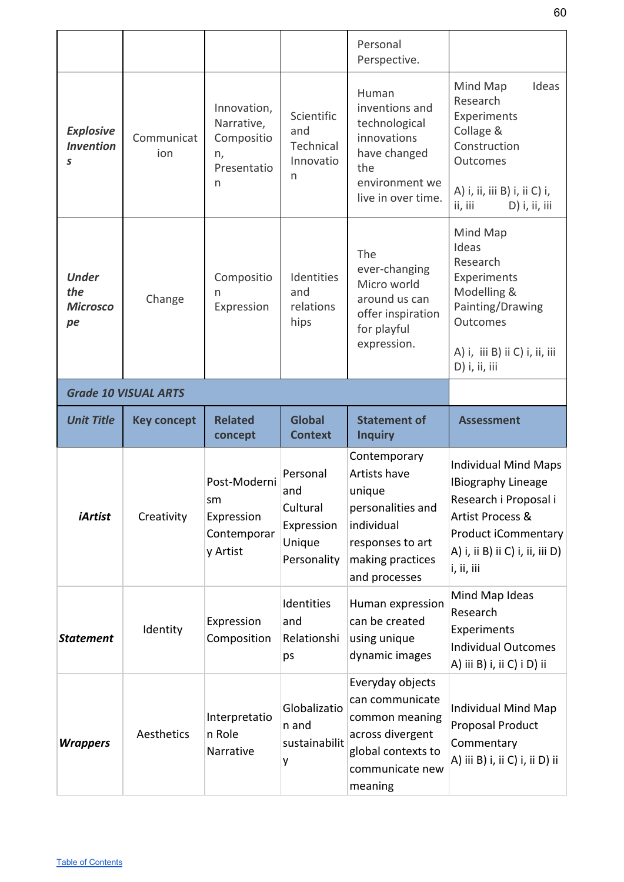| | | | | Personal Perspective. | |
|---|---|---|---|---|---|
| ***Explosive Inventions*** | Communication | Innovation, Narrative, Composition, Presentation | Scientific and Technical Innovation | Human inventions and technological innovations have changed the environment we live in over time. | Mind Map Ideas Research Experiments Collage & Construction Outcomes<br><br>A) i, ii, iii B) i, ii C) i, ii, iii D) i, ii, iii |
| ***Under the Microscope*** | Change | Composition Expression | Identities and relationships | The ever-changing Micro world around us can offer inspiration for playful expression. | Mind Map Ideas Research Experiments Modelling & Painting/Drawing Outcomes<br><br>A) i, iii B) ii C) i, ii, iii D) i, ii, iii |

| ***Grade 10 VISUAL ARTS*** | | | | | |
|---|---|---|---|---|---|
| ***Unit Title*** | **Key concept** | **Related concept** | **Global Context** | **Statement of Inquiry** | **Assessment** |
| ***iArtist*** | Creativity | Post-Modernism Expression Contemporary Artist | Personal and Cultural Expression Unique Personality | Contemporary Artists have unique personalities and individual responses to art making practices and processes | Individual Mind Maps IBiography Lineage Research i Proposal i Artist Process & Product iCommentary A) i, ii B) ii C) i, ii, iii D) i, ii, iii |
| ***Statement*** | Identity | Expression Composition | Identities and Relationships | Human expression can be created using unique dynamic images | Mind Map Ideas Research Experiments Individual Outcomes A) iii B) i, ii C) i D) ii |
| ***Wrappers*** | Aesthetics | Interpretation Role Narrative | Globalization and sustainability | Everyday objects can communicate common meaning across divergent global contexts to communicate new meaning | Individual Mind Map Proposal Product Commentary A) iii B) i, ii C) i, ii D) ii |

[Table of Contents]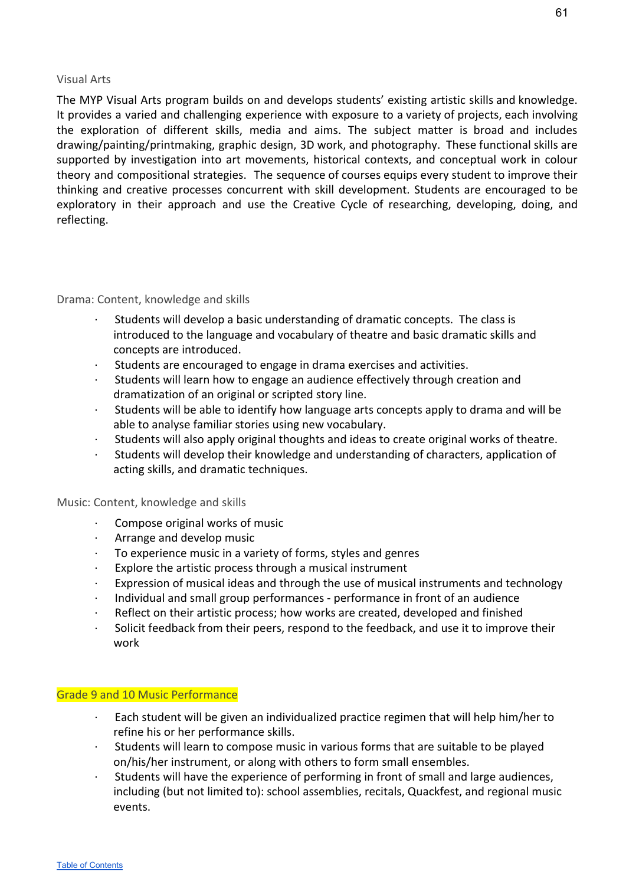## Visual Arts

The MYP Visual Arts program builds on and develops students' existing artistic skills and knowledge. It provides a varied and challenging experience with exposure to a variety of projects, each involving the exploration of different skills, media and aims. The subject matter is broad and includes drawing/painting/printmaking, graphic design, 3D work, and photography. These functional skills are supported by investigation into art movements, historical contexts, and conceptual work in colour theory and compositional strategies. The sequence of courses equips every student to improve their thinking and creative processes concurrent with skill development. Students are encouraged to be exploratory in their approach and use the Creative Cycle of researching, developing, doing, and reflecting.

## Drama: Content, knowledge and skills

- Students will develop a basic understanding of dramatic concepts. The class is introduced to the language and vocabulary of theatre and basic dramatic skills and concepts are introduced.
- Students are encouraged to engage in drama exercises and activities.
- Students will learn how to engage an audience effectively through creation and dramatization of an original or scripted story line.
- Students will be able to identify how language arts concepts apply to drama and will be able to analyse familiar stories using new vocabulary.
- Students will also apply original thoughts and ideas to create original works of theatre.
- Students will develop their knowledge and understanding of characters, application of acting skills, and dramatic techniques.

## Music: Content, knowledge and skills

- Compose original works of music
- Arrange and develop music
- To experience music in a variety of forms, styles and genres
- Explore the artistic process through a musical instrument
- Expression of musical ideas and through the use of musical instruments and technology
- Individual and small group performances - performance in front of an audience
- Reflect on their artistic process; how works are created, developed and finished
- Solicit feedback from their peers, respond to the feedback, and use it to improve their work

## Grade 9 and 10 Music Performance

- Each student will be given an individualized practice regimen that will help him/her to refine his or her performance skills.
- Students will learn to compose music in various forms that are suitable to be played on/his/her instrument, or along with others to form small ensembles.
- Students will have the experience of performing in front of small and large audiences, including (but not limited to): school assemblies, recitals, Quackfest, and regional music events.

[Table of Contents]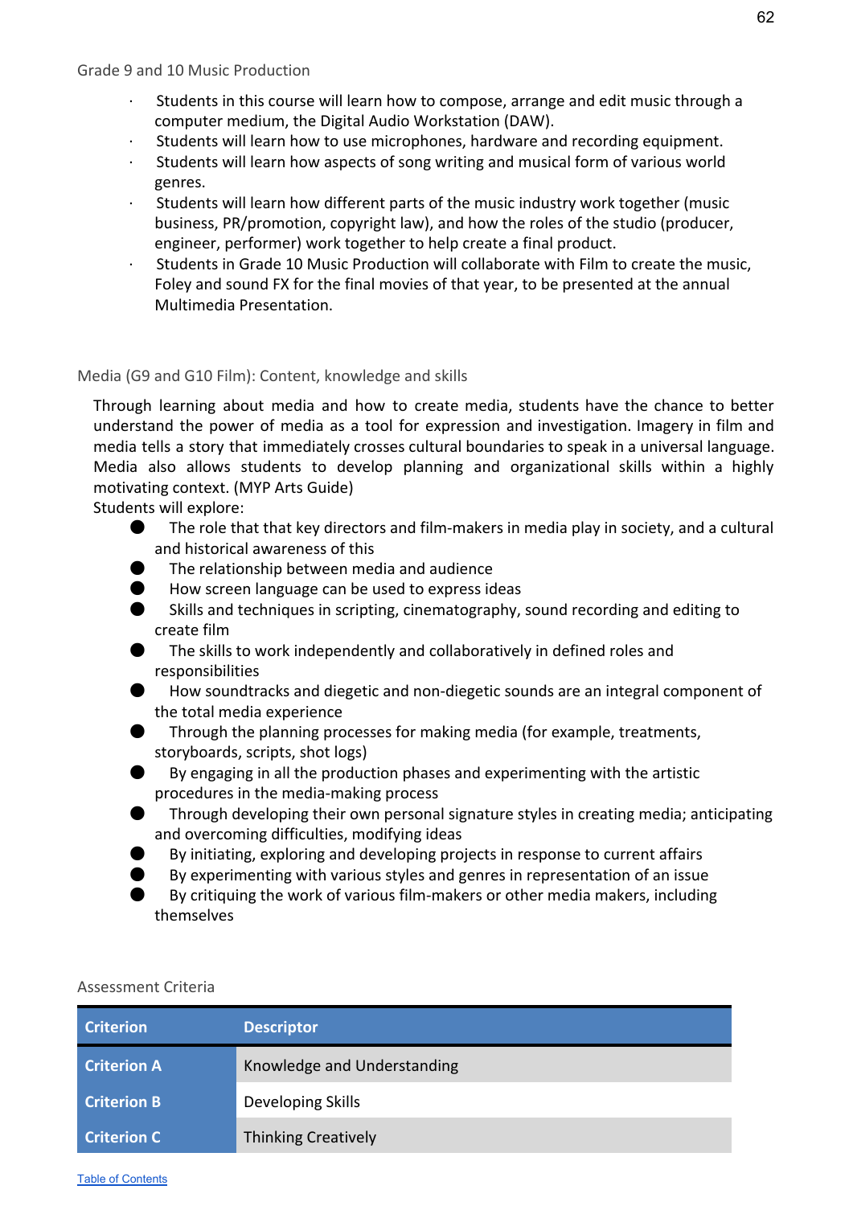### Grade 9 and 10 Music Production

- Students in this course will learn how to compose, arrange and edit music through a computer medium, the Digital Audio Workstation (DAW).
- Students will learn how to use microphones, hardware and recording equipment.
- Students will learn how aspects of song writing and musical form of various world genres.
- Students will learn how different parts of the music industry work together (music business, PR/promotion, copyright law), and how the roles of the studio (producer, engineer, performer) work together to help create a final product.
- Students in Grade 10 Music Production will collaborate with Film to create the music, Foley and sound FX for the final movies of that year, to be presented at the annual Multimedia Presentation.

### Media (G9 and G10 Film): Content, knowledge and skills

Through learning about media and how to create media, students have the chance to better understand the power of media as a tool for expression and investigation. Imagery in film and media tells a story that immediately crosses cultural boundaries to speak in a universal language. Media also allows students to develop planning and organizational skills within a highly motivating context. (MYP Arts Guide)

Students will explore:

- The role that that key directors and film-makers in media play in society, and a cultural and historical awareness of this
- The relationship between media and audience
- How screen language can be used to express ideas
- Skills and techniques in scripting, cinematography, sound recording and editing to create film
- The skills to work independently and collaboratively in defined roles and responsibilities
- How soundtracks and diegetic and non-diegetic sounds are an integral component of the total media experience
- Through the planning processes for making media (for example, treatments, storyboards, scripts, shot logs)
- By engaging in all the production phases and experimenting with the artistic procedures in the media-making process
- Through developing their own personal signature styles in creating media; anticipating and overcoming difficulties, modifying ideas
- By initiating, exploring and developing projects in response to current affairs
- By experimenting with various styles and genres in representation of an issue
- By critiquing the work of various film-makers or other media makers, including themselves

### Assessment Criteria

| Criterion | Descriptor |
|---|---|
| **Criterion A** | Knowledge and Understanding |
| **Criterion B** | Developing Skills |
| **Criterion C** | Thinking Creatively |

Table of Contents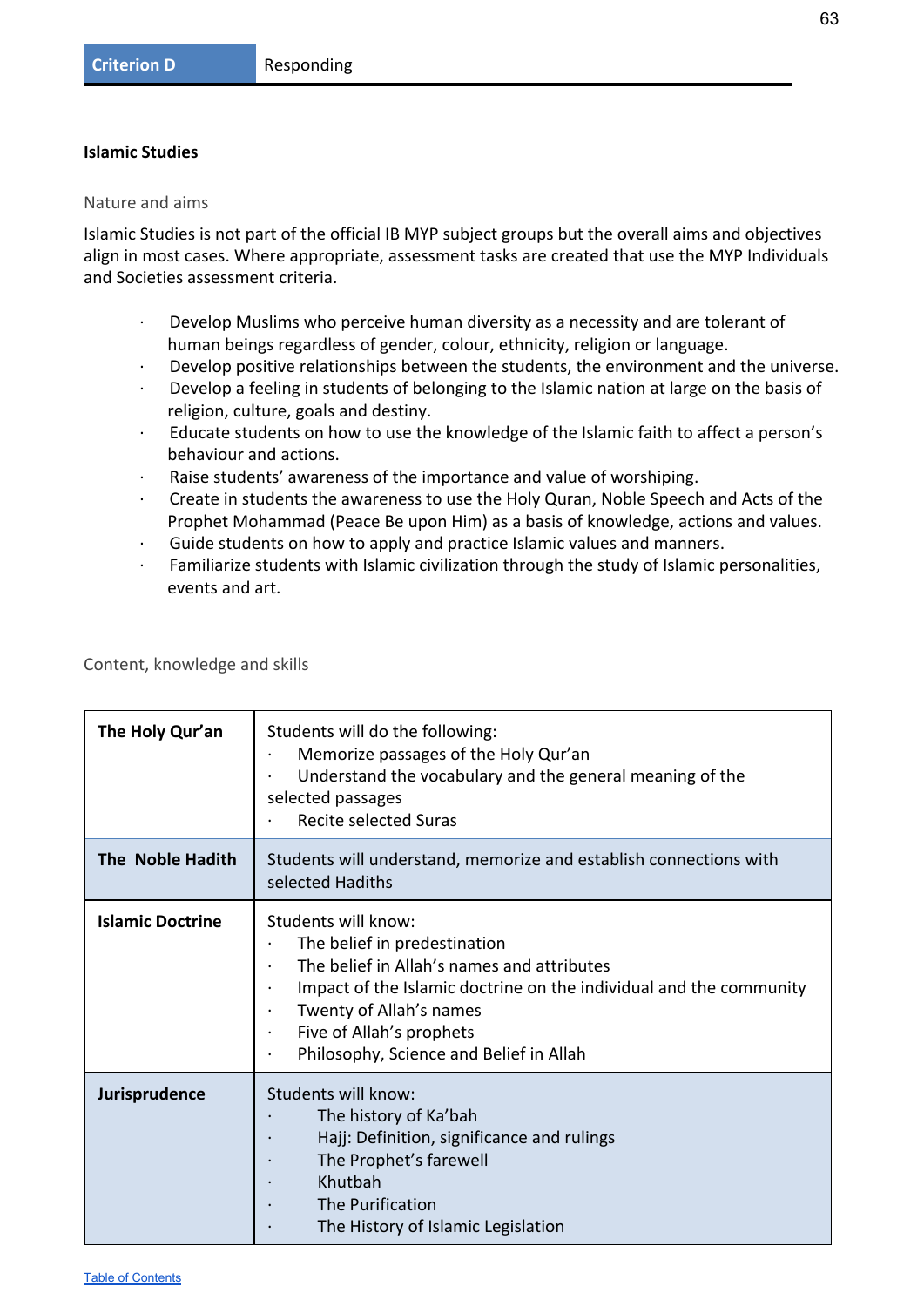| Criterion D | Responding |
|---|---|

## Islamic Studies

### Nature and aims

Islamic Studies is not part of the official IB MYP subject groups but the overall aims and objectives align in most cases. Where appropriate, assessment tasks are created that use the MYP Individuals and Societies assessment criteria.

- Develop Muslims who perceive human diversity as a necessity and are tolerant of human beings regardless of gender, colour, ethnicity, religion or language.
- Develop positive relationships between the students, the environment and the universe.
- Develop a feeling in students of belonging to the Islamic nation at large on the basis of religion, culture, goals and destiny.
- Educate students on how to use the knowledge of the Islamic faith to affect a person's behaviour and actions.
- Raise students' awareness of the importance and value of worshiping.
- Create in students the awareness to use the Holy Quran, Noble Speech and Acts of the Prophet Mohammad (Peace Be upon Him) as a basis of knowledge, actions and values.
- Guide students on how to apply and practice Islamic values and manners.
- Familiarize students with Islamic civilization through the study of Islamic personalities, events and art.

### Content, knowledge and skills

| | |
|---|---|
| **The Holy Qur'an** | Students will do the following:<br>· Memorize passages of the Holy Qur'an<br>· Understand the vocabulary and the general meaning of the selected passages<br>· Recite selected Suras |
| **The Noble Hadith** | Students will understand, memorize and establish connections with selected Hadiths |
| **Islamic Doctrine** | Students will know:<br>· The belief in predestination<br>· The belief in Allah's names and attributes<br>· Impact of the Islamic doctrine on the individual and the community<br>· Twenty of Allah's names<br>· Five of Allah's prophets<br>· Philosophy, Science and Belief in Allah |
| **Jurisprudence** | Students will know:<br>· The history of Ka'bah<br>· Hajj: Definition, significance and rulings<br>· The Prophet's farewell<br>· Khutbah<br>· The Purification<br>· The History of Islamic Legislation |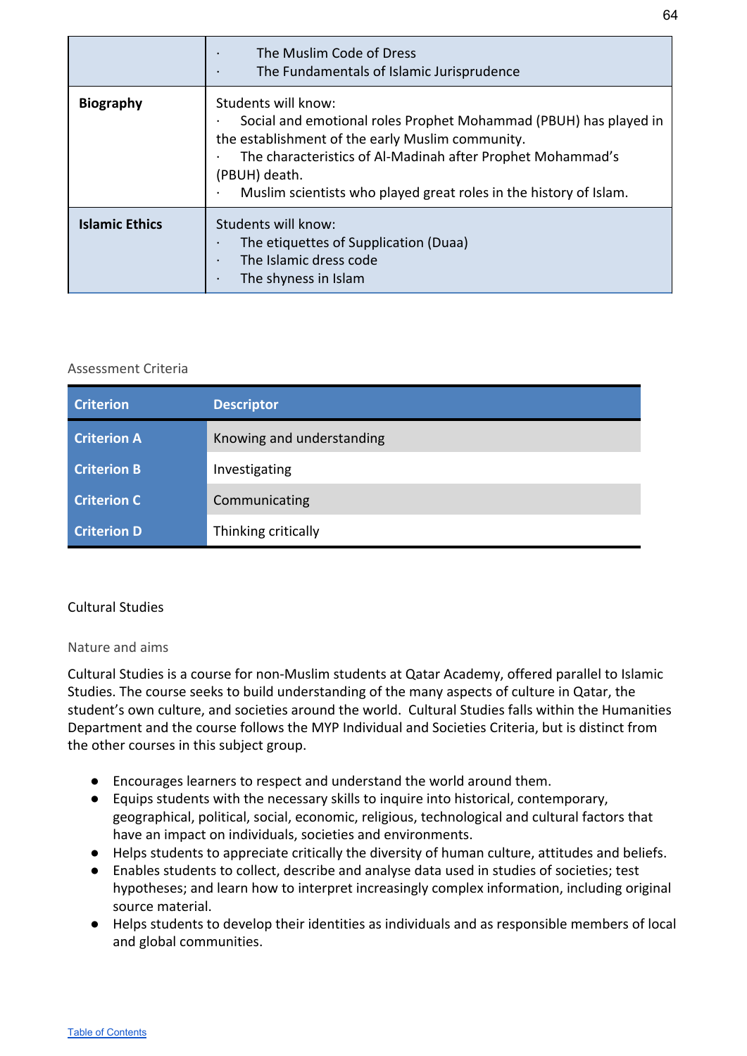|  |  |
|---|---|
|  | · The Muslim Code of Dress<br>· The Fundamentals of Islamic Jurisprudence |
| **Biography** | Students will know:<br>· Social and emotional roles Prophet Mohammad (PBUH) has played in the establishment of the early Muslim community.<br>· The characteristics of Al-Madinah after Prophet Mohammad's (PBUH) death.<br>· Muslim scientists who played great roles in the history of Islam. |
| **Islamic Ethics** | Students will know:<br>· The etiquettes of Supplication (Duaa)<br>· The Islamic dress code<br>· The shyness in Islam |

### Assessment Criteria

| Criterion | Descriptor |
|---|---|
| **Criterion A** | Knowing and understanding |
| **Criterion B** | Investigating |
| **Criterion C** | Communicating |
| **Criterion D** | Thinking critically |

## Cultural Studies

### Nature and aims

Cultural Studies is a course for non-Muslim students at Qatar Academy, offered parallel to Islamic Studies. The course seeks to build understanding of the many aspects of culture in Qatar, the student's own culture, and societies around the world. Cultural Studies falls within the Humanities Department and the course follows the MYP Individual and Societies Criteria, but is distinct from the other courses in this subject group.

- Encourages learners to respect and understand the world around them.
- Equips students with the necessary skills to inquire into historical, contemporary, geographical, political, social, economic, religious, technological and cultural factors that have an impact on individuals, societies and environments.
- Helps students to appreciate critically the diversity of human culture, attitudes and beliefs.
- Enables students to collect, describe and analyse data used in studies of societies; test hypotheses; and learn how to interpret increasingly complex information, including original source material.
- Helps students to develop their identities as individuals and as responsible members of local and global communities.

Table of Contents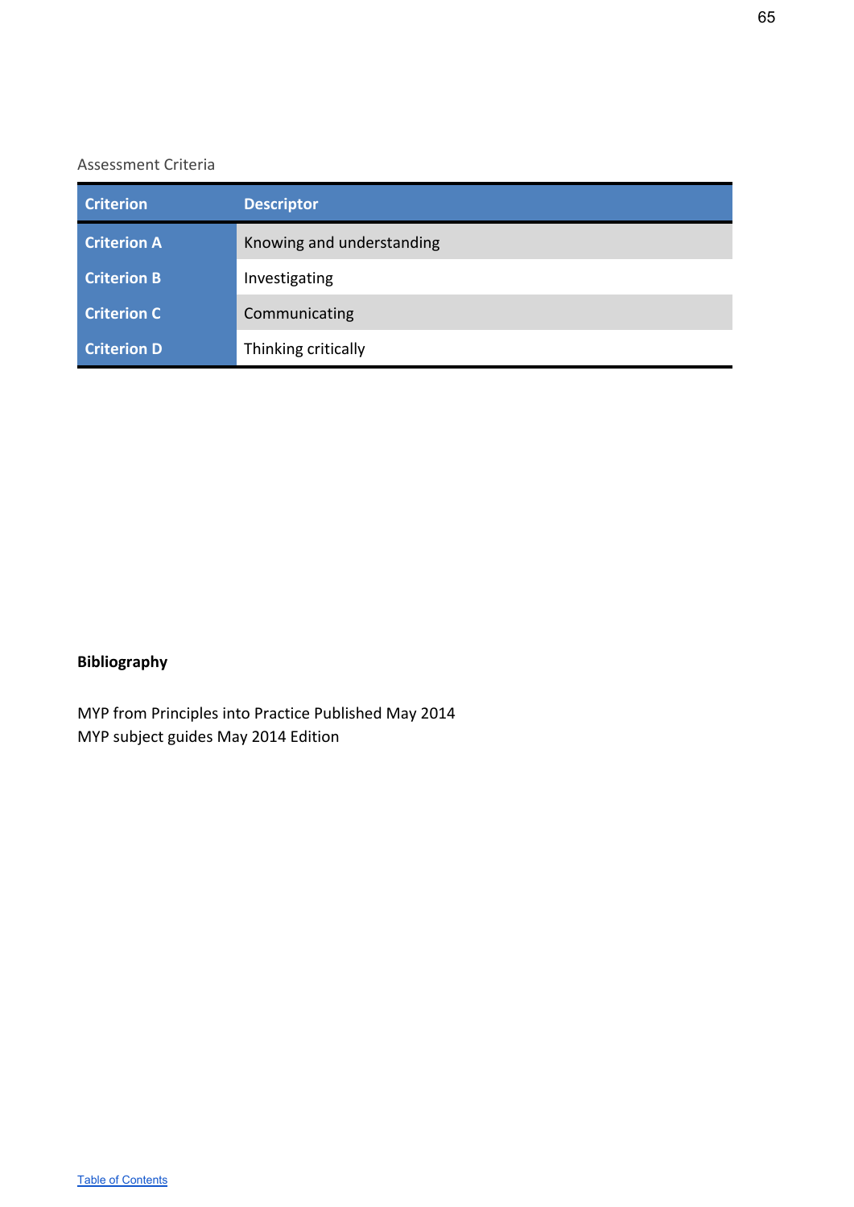Assessment Criteria

| Criterion | Descriptor |
| --- | --- |
| **Criterion A** | Knowing and understanding |
| **Criterion B** | Investigating |
| **Criterion C** | Communicating |
| **Criterion D** | Thinking critically |

**Bibliography**

MYP from Principles into Practice Published May 2014
MYP subject guides May 2014 Edition

Table of Contents